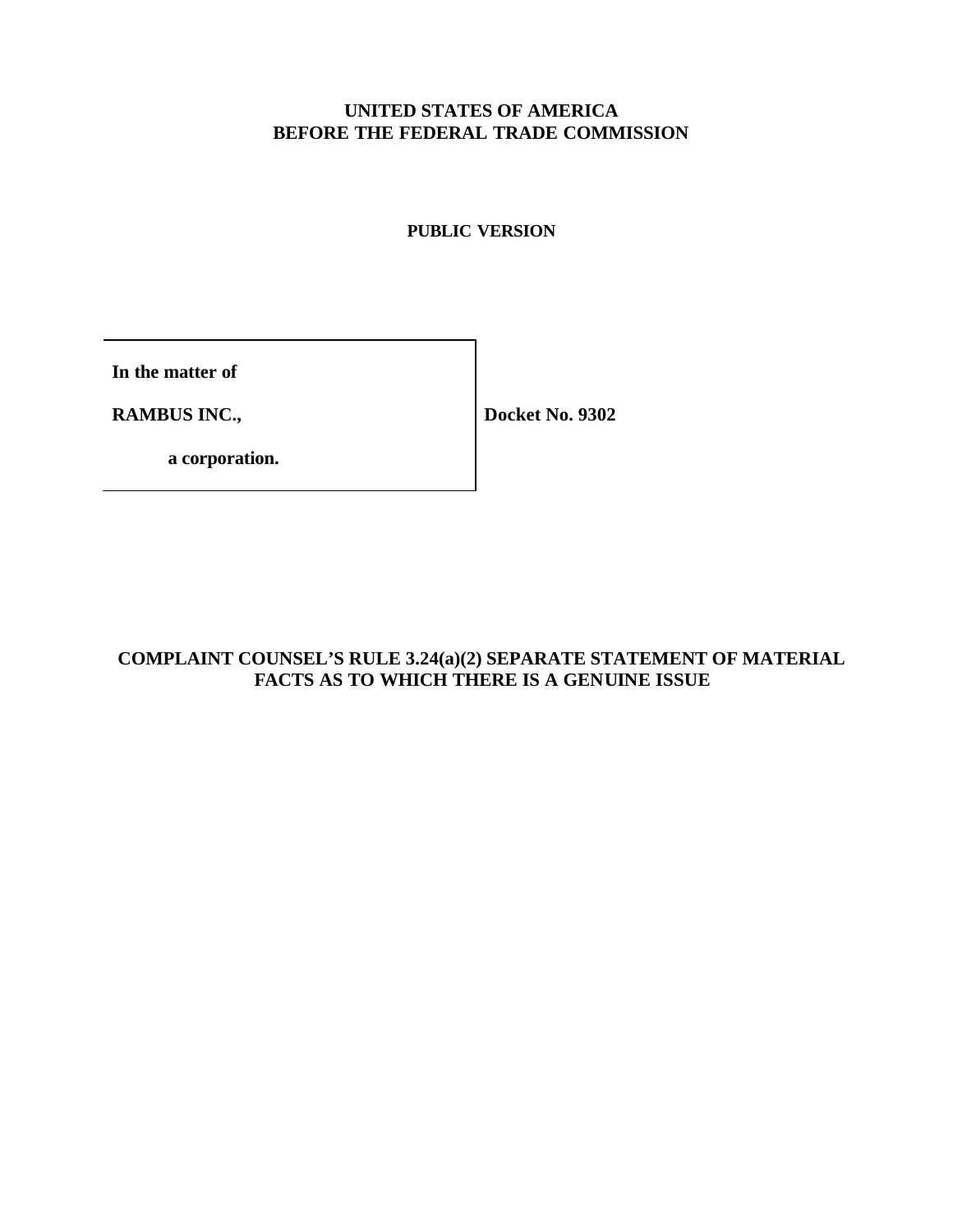**UNITED STATES OF AMERICA**
**BEFORE THE FEDERAL TRADE COMMISSION**

**PUBLIC VERSION**

| | |
|---|---|
| **In the matter of**<br><br>**RAMBUS INC.,**<br><br>**a corporation.** | **Docket No. 9302** |

## COMPLAINT COUNSEL'S RULE 3.24(a)(2) SEPARATE STATEMENT OF MATERIAL FACTS AS TO WHICH THERE IS A GENUINE ISSUE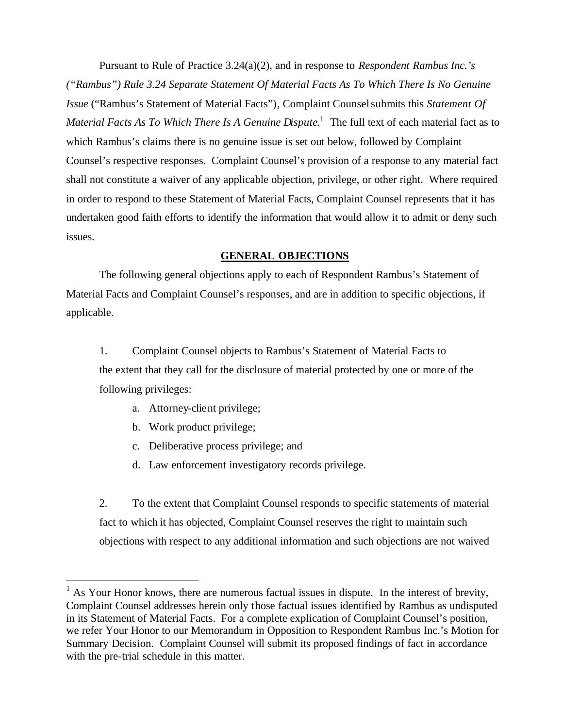Pursuant to Rule of Practice 3.24(a)(2), and in response to *Respondent Rambus Inc.'s ("Rambus") Rule 3.24 Separate Statement Of Material Facts As To Which There Is No Genuine Issue* ("Rambus's Statement of Material Facts"), Complaint Counsel submits this *Statement Of Material Facts As To Which There Is A Genuine Dispute*.[1] The full text of each material fact as to which Rambus's claims there is no genuine issue is set out below, followed by Complaint Counsel's respective responses. Complaint Counsel's provision of a response to any material fact shall not constitute a waiver of any applicable objection, privilege, or other right. Where required in order to respond to these Statement of Material Facts, Complaint Counsel represents that it has undertaken good faith efforts to identify the information that would allow it to admit or deny such issues.

## GENERAL OBJECTIONS

The following general objections apply to each of Respondent Rambus's Statement of Material Facts and Complaint Counsel's responses, and are in addition to specific objections, if applicable.

1. Complaint Counsel objects to Rambus's Statement of Material Facts to the extent that they call for the disclosure of material protected by one or more of the following privileges:
   - a. Attorney-client privilege;
   - b. Work product privilege;
   - c. Deliberative process privilege; and
   - d. Law enforcement investigatory records privilege.

2. To the extent that Complaint Counsel responds to specific statements of material fact to which it has objected, Complaint Counsel reserves the right to maintain such objections with respect to any additional information and such objections are not waived

---

[1] As Your Honor knows, there are numerous factual issues in dispute. In the interest of brevity, Complaint Counsel addresses herein only those factual issues identified by Rambus as undisputed in its Statement of Material Facts. For a complete explication of Complaint Counsel's position, we refer Your Honor to our Memorandum in Opposition to Respondent Rambus Inc.'s Motion for Summary Decision. Complaint Counsel will submit its proposed findings of fact in accordance with the pre-trial schedule in this matter.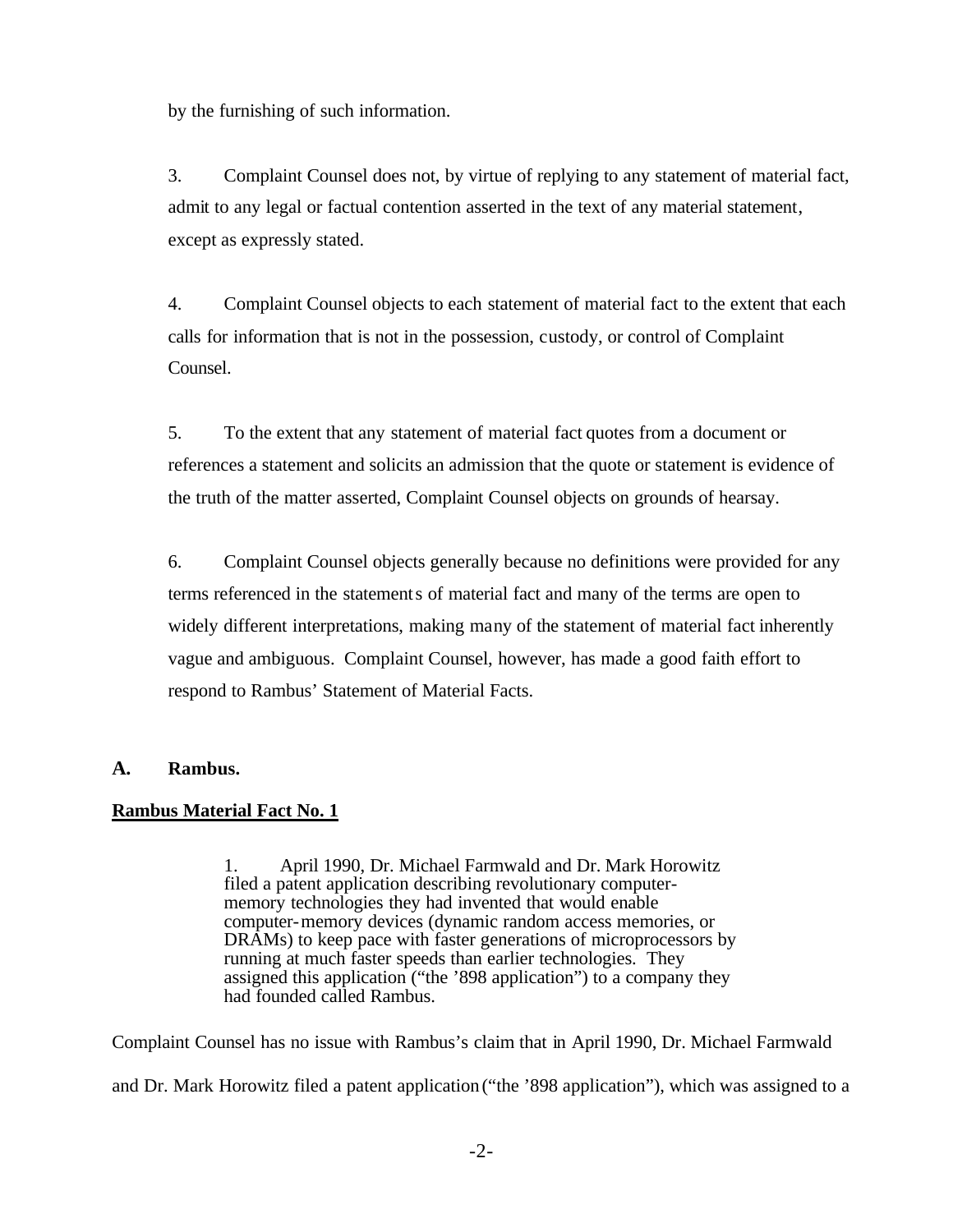by the furnishing of such information.

3. Complaint Counsel does not, by virtue of replying to any statement of material fact, admit to any legal or factual contention asserted in the text of any material statement, except as expressly stated.

4. Complaint Counsel objects to each statement of material fact to the extent that each calls for information that is not in the possession, custody, or control of Complaint Counsel.

5. To the extent that any statement of material fact quotes from a document or references a statement and solicits an admission that the quote or statement is evidence of the truth of the matter asserted, Complaint Counsel objects on grounds of hearsay.

6. Complaint Counsel objects generally because no definitions were provided for any terms referenced in the statements of material fact and many of the terms are open to widely different interpretations, making many of the statement of material fact inherently vague and ambiguous. Complaint Counsel, however, has made a good faith effort to respond to Rambus' Statement of Material Facts.

**A. Rambus.**

**Rambus Material Fact No. 1**

> 1. April 1990, Dr. Michael Farmwald and Dr. Mark Horowitz filed a patent application describing revolutionary computer-memory technologies they had invented that would enable computer-memory devices (dynamic random access memories, or DRAMs) to keep pace with faster generations of microprocessors by running at much faster speeds than earlier technologies. They assigned this application ("the '898 application") to a company they had founded called Rambus.

Complaint Counsel has no issue with Rambus's claim that in April 1990, Dr. Michael Farmwald and Dr. Mark Horowitz filed a patent application ("the '898 application"), which was assigned to a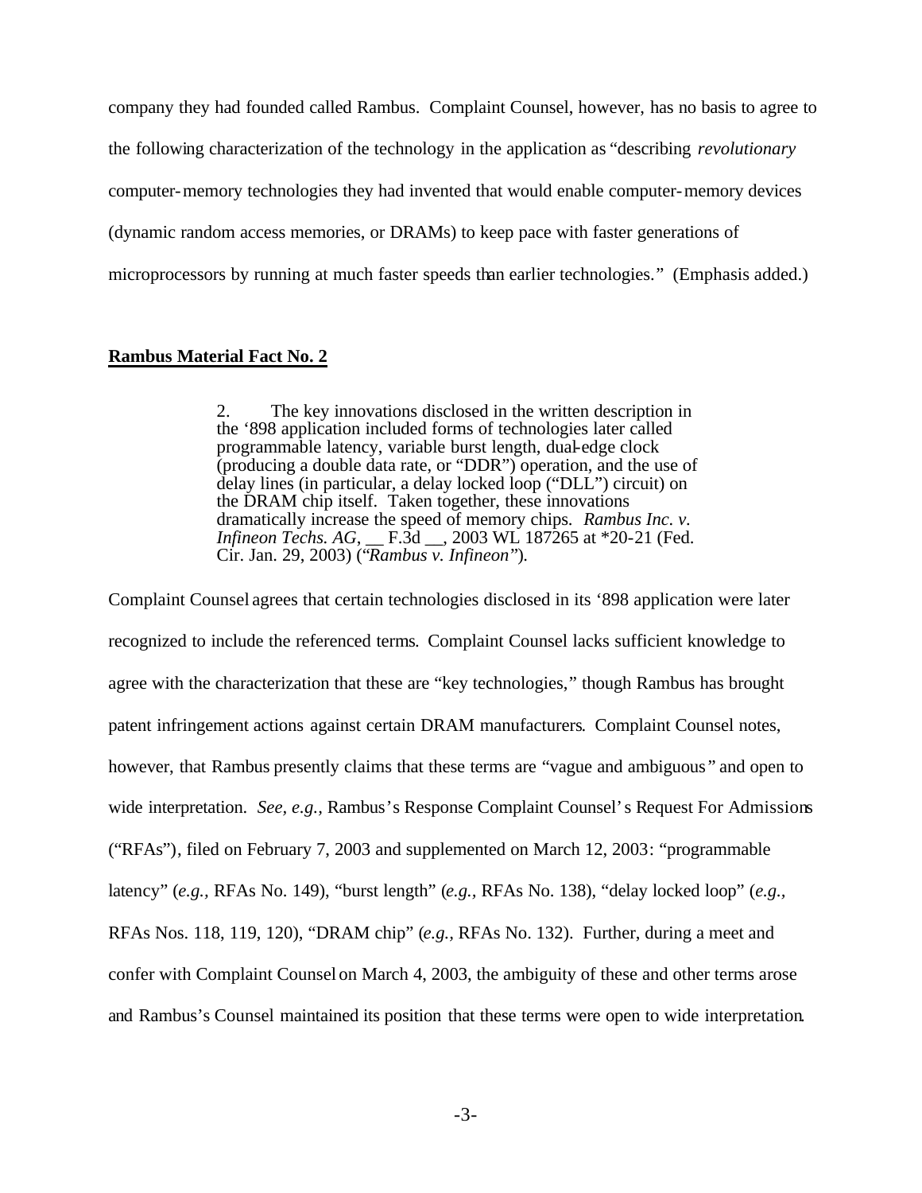company they had founded called Rambus. Complaint Counsel, however, has no basis to agree to the following characterization of the technology in the application as "describing *revolutionary* computer-memory technologies they had invented that would enable computer-memory devices (dynamic random access memories, or DRAMs) to keep pace with faster generations of microprocessors by running at much faster speeds than earlier technologies." (Emphasis added.)

**Rambus Material Fact No. 2**

> 2. The key innovations disclosed in the written description in the '898 application included forms of technologies later called programmable latency, variable burst length, dual-edge clock (producing a double data rate, or "DDR") operation, and the use of delay lines (in particular, a delay locked loop ("DLL") circuit) on the DRAM chip itself. Taken together, these innovations dramatically increase the speed of memory chips. *Rambus Inc. v. Infineon Techs. AG*, __ F.3d __, 2003 WL 187265 at *20-21 (Fed. Cir. Jan. 29, 2003) ("*Rambus v. Infineon*").

Complaint Counsel agrees that certain technologies disclosed in its '898 application were later recognized to include the referenced terms. Complaint Counsel lacks sufficient knowledge to agree with the characterization that these are "key technologies," though Rambus has brought patent infringement actions against certain DRAM manufacturers. Complaint Counsel notes, however, that Rambus presently claims that these terms are "vague and ambiguous" and open to wide interpretation. *See, e.g.*, Rambus's Response Complaint Counsel's Request For Admissions ("RFAs"), filed on February 7, 2003 and supplemented on March 12, 2003: "programmable latency" (*e.g.*, RFAs No. 149), "burst length" (*e.g.*, RFAs No. 138), "delay locked loop" (*e.g.*, RFAs Nos. 118, 119, 120), "DRAM chip" (*e.g.*, RFAs No. 132). Further, during a meet and confer with Complaint Counsel on March 4, 2003, the ambiguity of these and other terms arose and Rambus's Counsel maintained its position that these terms were open to wide interpretation.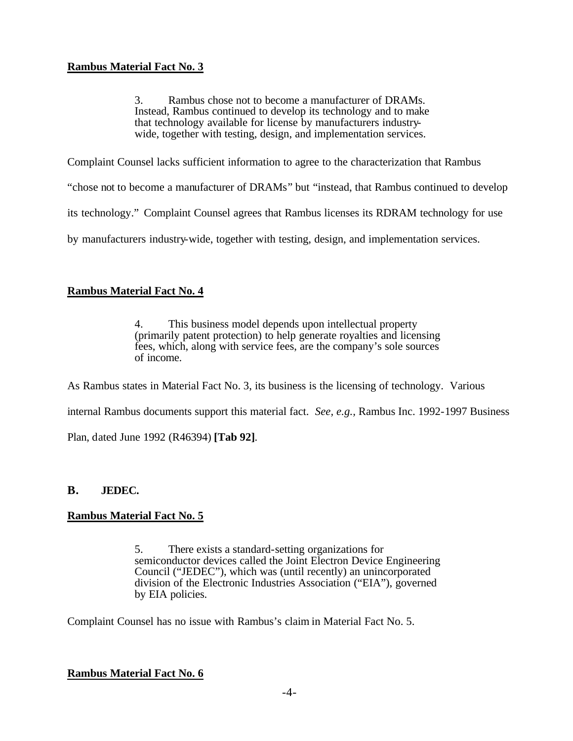**Rambus Material Fact No. 3**

> 3. Rambus chose not to become a manufacturer of DRAMs. Instead, Rambus continued to develop its technology and to make that technology available for license by manufacturers industry-wide, together with testing, design, and implementation services.

Complaint Counsel lacks sufficient information to agree to the characterization that Rambus "chose not to become a manufacturer of DRAMs" but "instead, that Rambus continued to develop its technology." Complaint Counsel agrees that Rambus licenses its RDRAM technology for use by manufacturers industry-wide, together with testing, design, and implementation services.

**Rambus Material Fact No. 4**

> 4. This business model depends upon intellectual property (primarily patent protection) to help generate royalties and licensing fees, which, along with service fees, are the company's sole sources of income.

As Rambus states in Material Fact No. 3, its business is the licensing of technology. Various internal Rambus documents support this material fact. *See, e.g.,* Rambus Inc. 1992-1997 Business Plan, dated June 1992 (R46394) **[Tab 92]**.

## B. JEDEC.

**Rambus Material Fact No. 5**

> 5. There exists a standard-setting organizations for semiconductor devices called the Joint Electron Device Engineering Council ("JEDEC"), which was (until recently) an unincorporated division of the Electronic Industries Association ("EIA"), governed by EIA policies.

Complaint Counsel has no issue with Rambus's claim in Material Fact No. 5.

**Rambus Material Fact No. 6**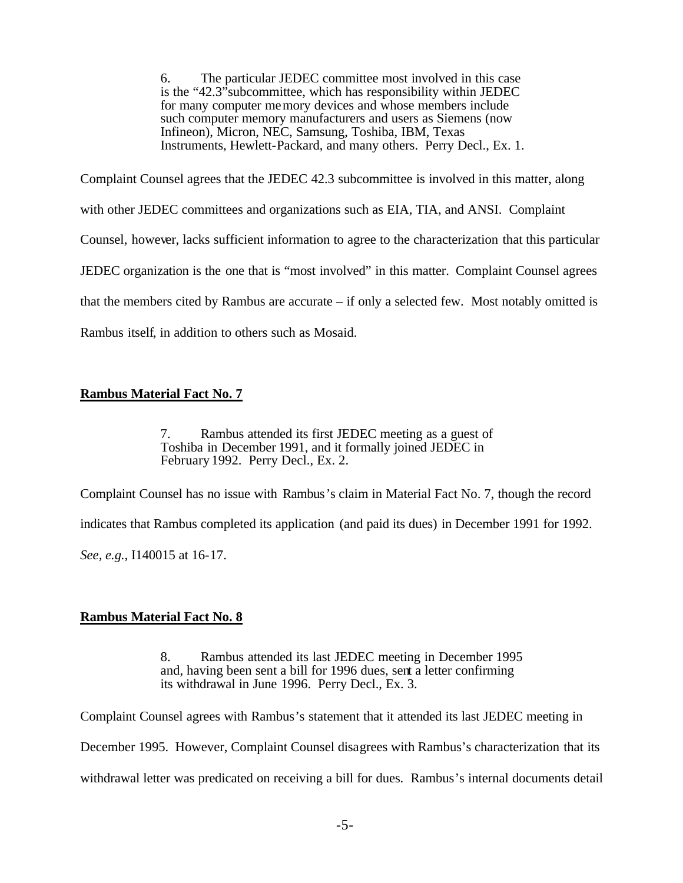> 6. The particular JEDEC committee most involved in this case is the "42.3" subcommittee, which has responsibility within JEDEC for many computer memory devices and whose members include such computer memory manufacturers and users as Siemens (now Infineon), Micron, NEC, Samsung, Toshiba, IBM, Texas Instruments, Hewlett-Packard, and many others. Perry Decl., Ex. 1.

Complaint Counsel agrees that the JEDEC 42.3 subcommittee is involved in this matter, along with other JEDEC committees and organizations such as EIA, TIA, and ANSI. Complaint Counsel, however, lacks sufficient information to agree to the characterization that this particular JEDEC organization is the one that is "most involved" in this matter. Complaint Counsel agrees that the members cited by Rambus are accurate – if only a selected few. Most notably omitted is Rambus itself, in addition to others such as Mosaid.

**Rambus Material Fact No. 7**

> 7. Rambus attended its first JEDEC meeting as a guest of Toshiba in December 1991, and it formally joined JEDEC in February 1992. Perry Decl., Ex. 2.

Complaint Counsel has no issue with Rambus's claim in Material Fact No. 7, though the record indicates that Rambus completed its application (and paid its dues) in December 1991 for 1992. *See*, *e.g.*, I140015 at 16-17.

**Rambus Material Fact No. 8**

> 8. Rambus attended its last JEDEC meeting in December 1995 and, having been sent a bill for 1996 dues, sent a letter confirming its withdrawal in June 1996. Perry Decl., Ex. 3.

Complaint Counsel agrees with Rambus's statement that it attended its last JEDEC meeting in December 1995. However, Complaint Counsel disagrees with Rambus's characterization that its withdrawal letter was predicated on receiving a bill for dues. Rambus's internal documents detail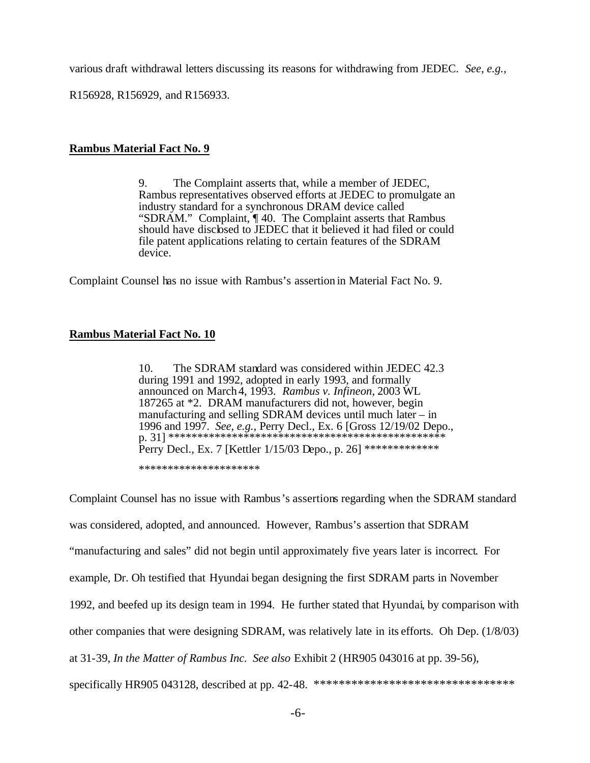various draft withdrawal letters discussing its reasons for withdrawing from JEDEC. *See, e.g.*, R156928, R156929, and R156933.

**Rambus Material Fact No. 9**

> 9. The Complaint asserts that, while a member of JEDEC, Rambus representatives observed efforts at JEDEC to promulgate an industry standard for a synchronous DRAM device called "SDRAM." Complaint, ¶ 40. The Complaint asserts that Rambus should have disclosed to JEDEC that it believed it had filed or could file patent applications relating to certain features of the SDRAM device.

Complaint Counsel has no issue with Rambus's assertion in Material Fact No. 9.

**Rambus Material Fact No. 10**

> 10. The SDRAM standard was considered within JEDEC 42.3 during 1991 and 1992, adopted in early 1993, and formally announced on March 4, 1993. *Rambus v. Infineon*, 2003 WL 187265 at *2. DRAM manufacturers did not, however, begin manufacturing and selling SDRAM devices until much later – in 1996 and 1997. *See, e.g.*, Perry Decl., Ex. 6 [Gross 12/19/02 Depo., p. 31] ************************************************* Perry Decl., Ex. 7 [Kettler 1/15/03 Depo., p. 26] *************
>
> *********************

Complaint Counsel has no issue with Rambus's assertions regarding when the SDRAM standard was considered, adopted, and announced. However, Rambus's assertion that SDRAM "manufacturing and sales" did not begin until approximately five years later is incorrect. For example, Dr. Oh testified that Hyundai began designing the first SDRAM parts in November 1992, and beefed up its design team in 1994. He further stated that Hyundai, by comparison with other companies that were designing SDRAM, was relatively late in its efforts. Oh Dep. (1/8/03) at 31-39, *In the Matter of Rambus Inc.* *See also* Exhibit 2 (HR905 043016 at pp. 39-56), specifically HR905 043128, described at pp. 42-48. ********************************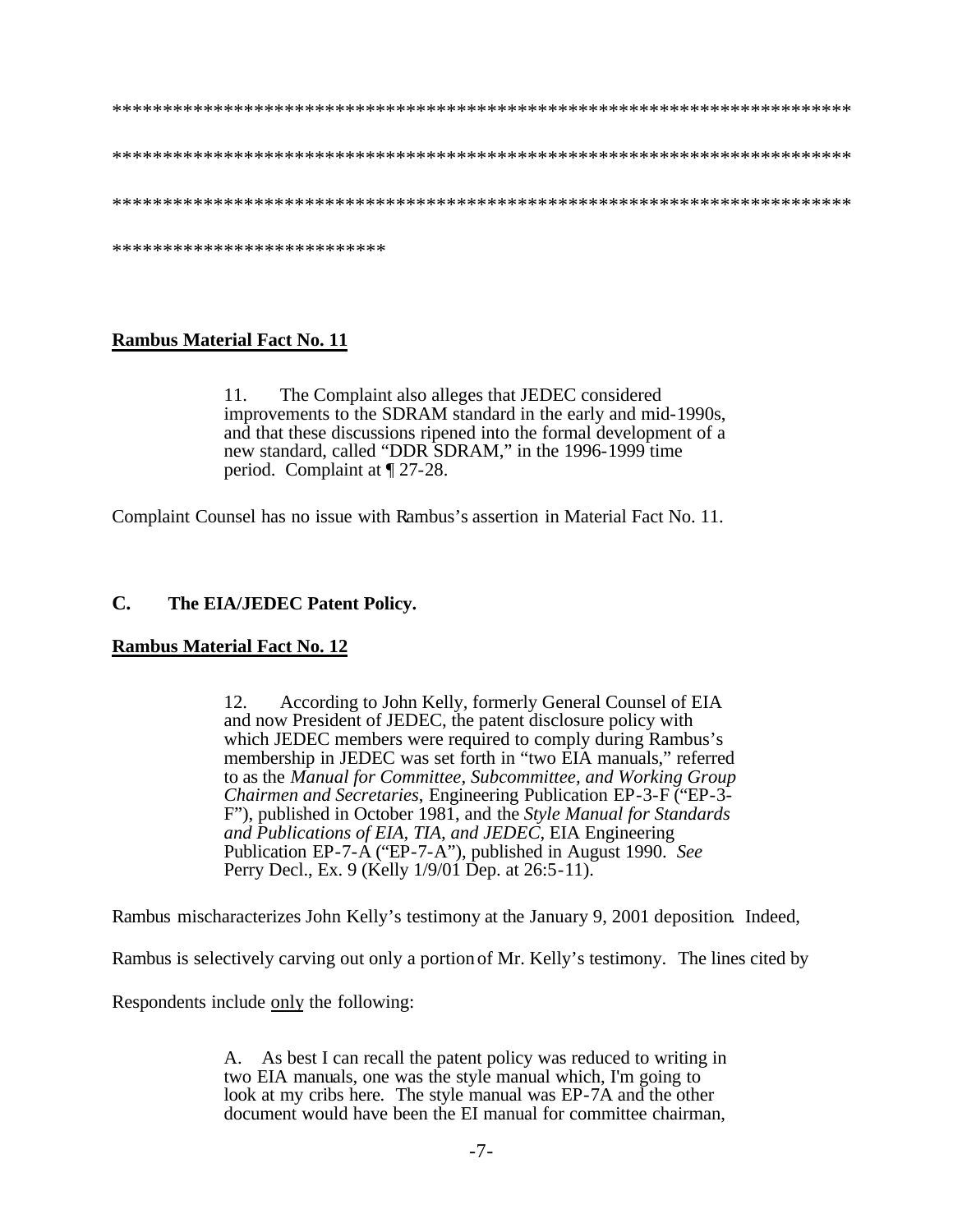***************************************************************************

***************************************************************************

***************************************************************************

***************************

**Rambus Material Fact No. 11**

> 11. The Complaint also alleges that JEDEC considered improvements to the SDRAM standard in the early and mid-1990s, and that these discussions ripened into the formal development of a new standard, called "DDR SDRAM," in the 1996-1999 time period. Complaint at ¶ 27-28.

Complaint Counsel has no issue with Rambus's assertion in Material Fact No. 11.

## C. The EIA/JEDEC Patent Policy.

**Rambus Material Fact No. 12**

> 12. According to John Kelly, formerly General Counsel of EIA and now President of JEDEC, the patent disclosure policy with which JEDEC members were required to comply during Rambus's membership in JEDEC was set forth in "two EIA manuals," referred to as the *Manual for Committee, Subcommittee, and Working Group Chairmen and Secretaries*, Engineering Publication EP-3-F ("EP-3-F"), published in October 1981, and the *Style Manual for Standards and Publications of EIA, TIA, and JEDEC*, EIA Engineering Publication EP-7-A ("EP-7-A"), published in August 1990. *See* Perry Decl., Ex. 9 (Kelly 1/9/01 Dep. at 26:5-11).

Rambus mischaracterizes John Kelly's testimony at the January 9, 2001 deposition. Indeed, Rambus is selectively carving out only a portion of Mr. Kelly's testimony. The lines cited by Respondents include only the following:

> A. As best I can recall the patent policy was reduced to writing in two EIA manuals, one was the style manual which, I'm going to look at my cribs here. The style manual was EP-7A and the other document would have been the EI manual for committee chairman,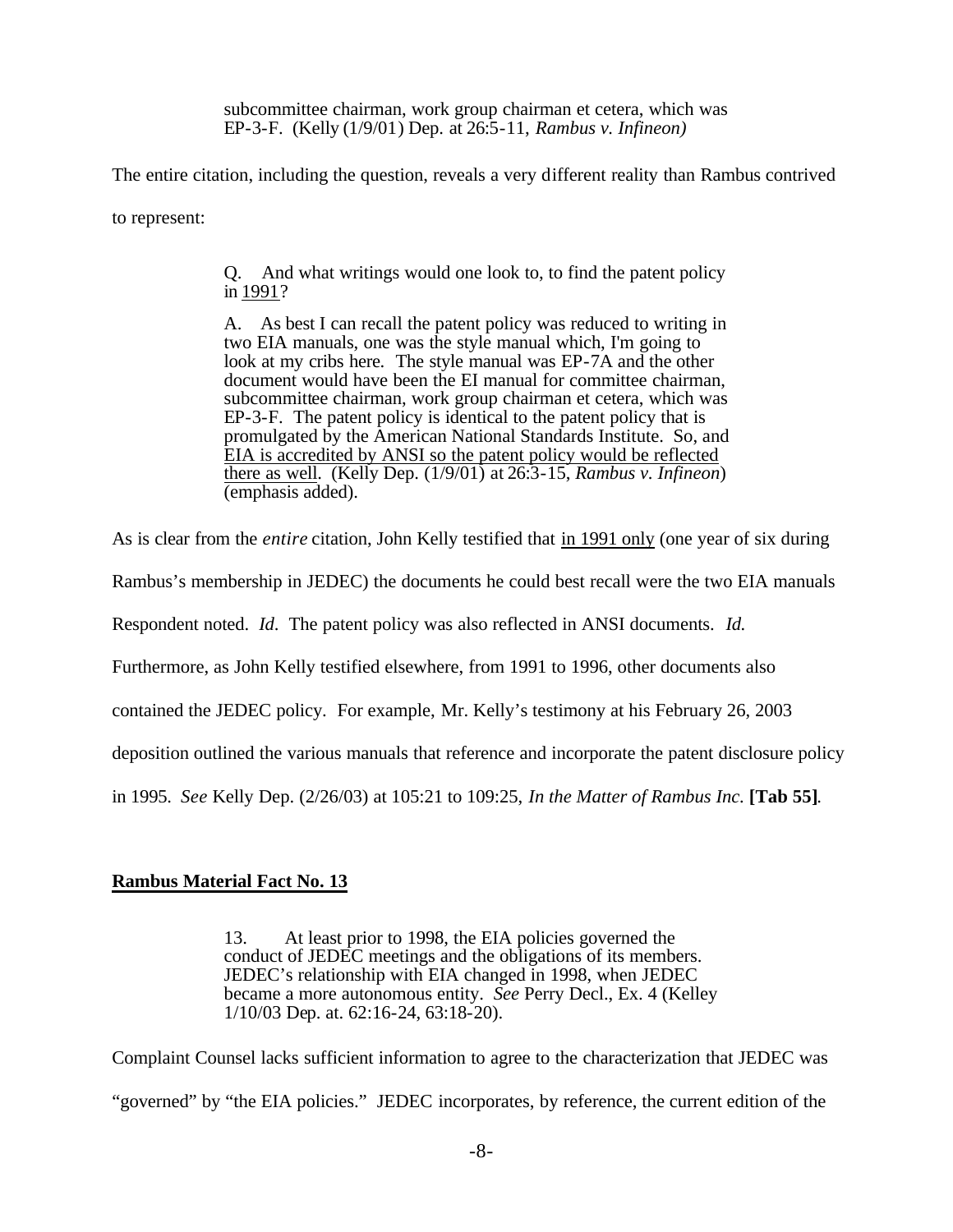> subcommittee chairman, work group chairman et cetera, which was EP-3-F. (Kelly (1/9/01) Dep. at 26:5-11, *Rambus v. Infineon)*

The entire citation, including the question, reveals a very different reality than Rambus contrived to represent:

> Q. And what writings would one look to, to find the patent policy in <u>1991</u>?
>
> A. As best I can recall the patent policy was reduced to writing in two EIA manuals, one was the style manual which, I'm going to look at my cribs here. The style manual was EP-7A and the other document would have been the EI manual for committee chairman, subcommittee chairman, work group chairman et cetera, which was EP-3-F. The patent policy is identical to the patent policy that is promulgated by the American National Standards Institute. So, and <u>EIA is accredited by ANSI so the patent policy would be reflected there as well</u>. (Kelly Dep. (1/9/01) at 26:3-15, *Rambus v. Infineon*) (emphasis added).

As is clear from the *entire* citation, John Kelly testified that <u>in 1991 only</u> (one year of six during Rambus's membership in JEDEC) the documents he could best recall were the two EIA manuals Respondent noted. *Id.* The patent policy was also reflected in ANSI documents. *Id.* Furthermore, as John Kelly testified elsewhere, from 1991 to 1996, other documents also contained the JEDEC policy. For example, Mr. Kelly's testimony at his February 26, 2003 deposition outlined the various manuals that reference and incorporate the patent disclosure policy in 1995. *See* Kelly Dep. (2/26/03) at 105:21 to 109:25, *In the Matter of Rambus Inc.* **[Tab 55]**.

## <u>Rambus Material Fact No. 13</u>

> 13. At least prior to 1998, the EIA policies governed the conduct of JEDEC meetings and the obligations of its members. JEDEC's relationship with EIA changed in 1998, when JEDEC became a more autonomous entity. *See* Perry Decl., Ex. 4 (Kelley 1/10/03 Dep. at. 62:16-24, 63:18-20).

Complaint Counsel lacks sufficient information to agree to the characterization that JEDEC was "governed" by "the EIA policies." JEDEC incorporates, by reference, the current edition of the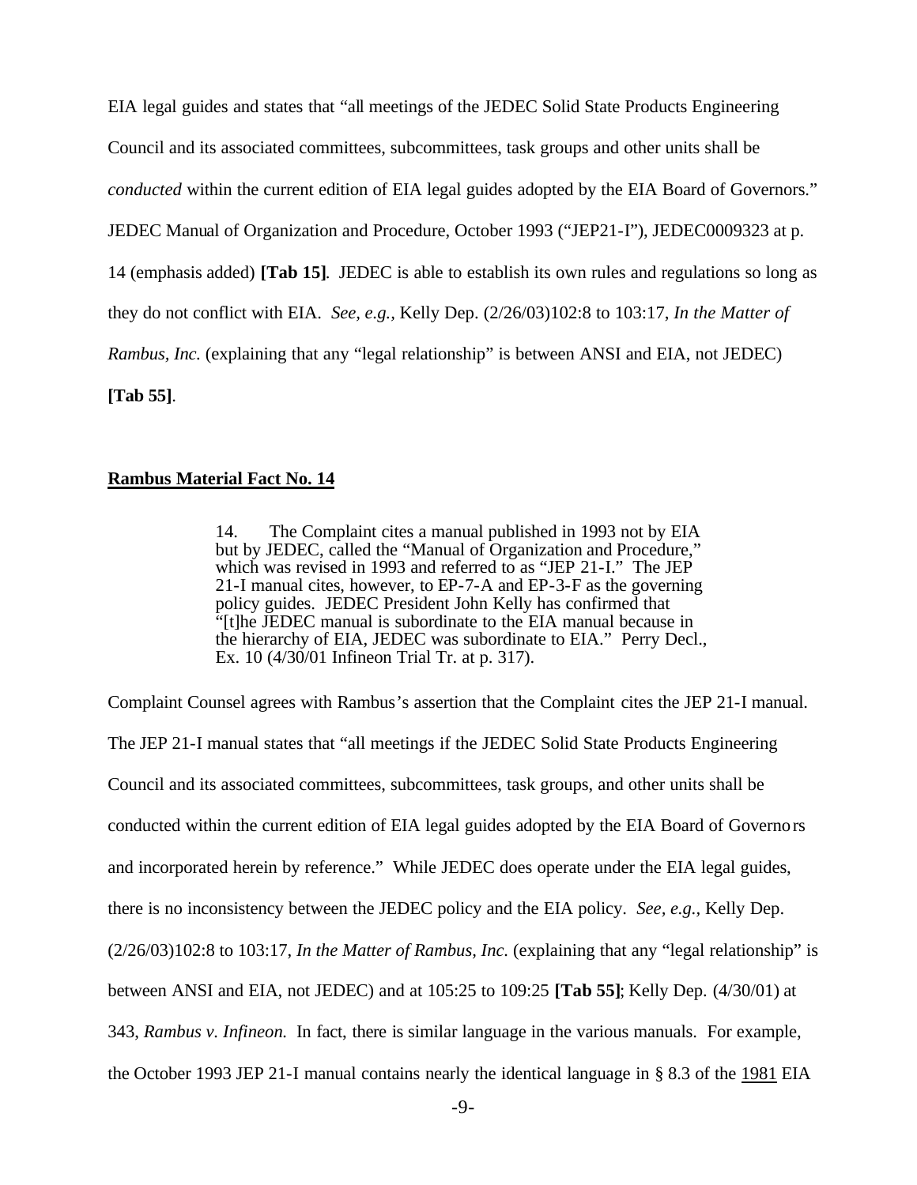EIA legal guides and states that "all meetings of the JEDEC Solid State Products Engineering Council and its associated committees, subcommittees, task groups and other units shall be *conducted* within the current edition of EIA legal guides adopted by the EIA Board of Governors." JEDEC Manual of Organization and Procedure, October 1993 ("JEP21-I"), JEDEC0009323 at p. 14 (emphasis added) **[Tab 15]**. JEDEC is able to establish its own rules and regulations so long as they do not conflict with EIA. *See, e.g.*, Kelly Dep. (2/26/03)102:8 to 103:17, *In the Matter of Rambus, Inc.* (explaining that any "legal relationship" is between ANSI and EIA, not JEDEC) **[Tab 55]**.

**Rambus Material Fact No. 14**

> 14. The Complaint cites a manual published in 1993 not by EIA but by JEDEC, called the "Manual of Organization and Procedure," which was revised in 1993 and referred to as "JEP 21-I." The JEP 21-I manual cites, however, to EP-7-A and EP-3-F as the governing policy guides. JEDEC President John Kelly has confirmed that "[t]he JEDEC manual is subordinate to the EIA manual because in the hierarchy of EIA, JEDEC was subordinate to EIA." Perry Decl., Ex. 10 (4/30/01 Infineon Trial Tr. at p. 317).

Complaint Counsel agrees with Rambus's assertion that the Complaint cites the JEP 21-I manual. The JEP 21-I manual states that "all meetings if the JEDEC Solid State Products Engineering Council and its associated committees, subcommittees, task groups, and other units shall be conducted within the current edition of EIA legal guides adopted by the EIA Board of Governors and incorporated herein by reference." While JEDEC does operate under the EIA legal guides, there is no inconsistency between the JEDEC policy and the EIA policy. *See, e.g.*, Kelly Dep. (2/26/03)102:8 to 103:17, *In the Matter of Rambus, Inc.* (explaining that any "legal relationship" is between ANSI and EIA, not JEDEC) and at 105:25 to 109:25 **[Tab 55]**; Kelly Dep. (4/30/01) at 343, *Rambus v. Infineon.* In fact, there is similar language in the various manuals. For example, the October 1993 JEP 21-I manual contains nearly the identical language in § 8.3 of the <u>1981</u> EIA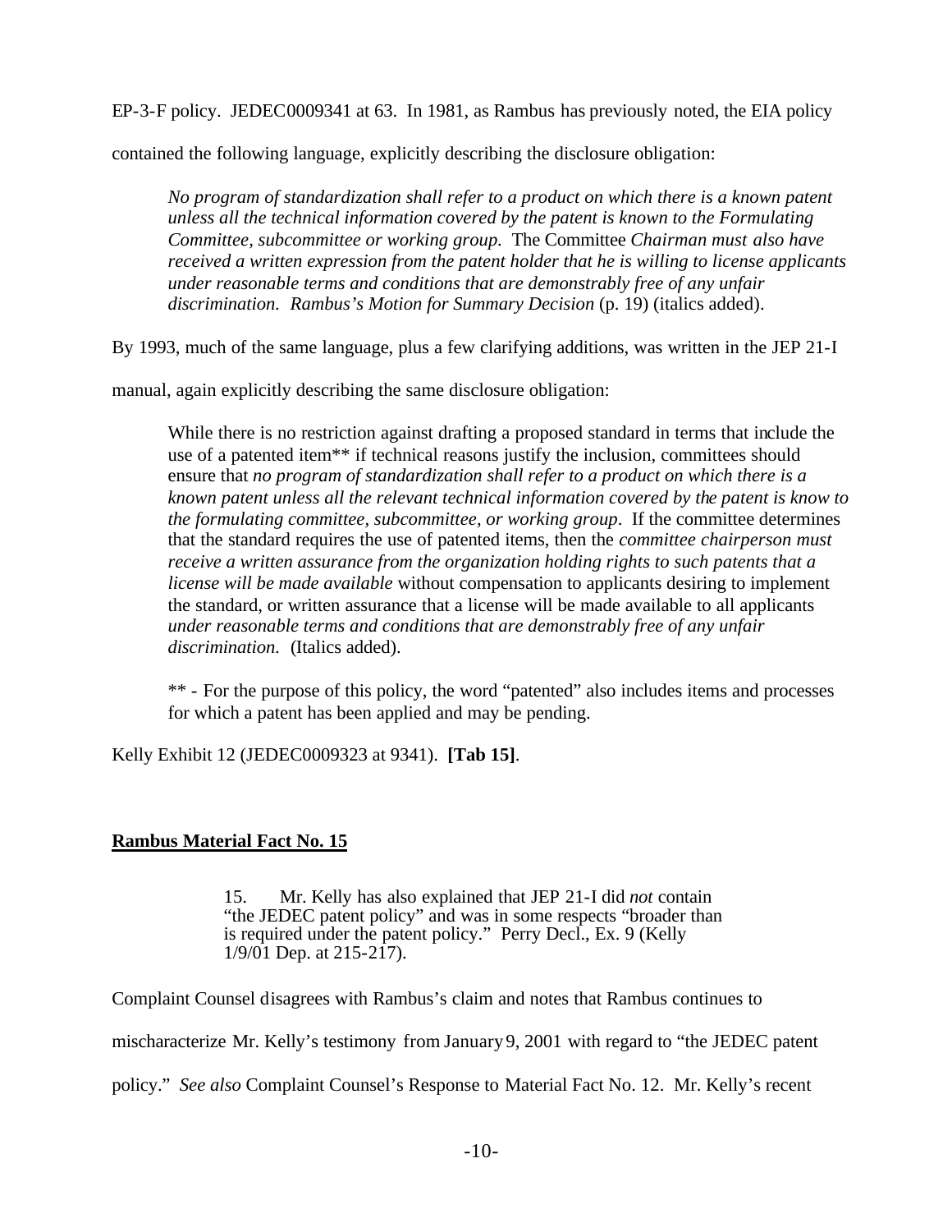EP-3-F policy. JEDEC0009341 at 63. In 1981, as Rambus has previously noted, the EIA policy contained the following language, explicitly describing the disclosure obligation:

> *No program of standardization shall refer to a product on which there is a known patent unless all the technical information covered by the patent is known to the Formulating Committee, subcommittee or working group.* The Committee *Chairman must also have received a written expression from the patent holder that he is willing to license applicants under reasonable terms and conditions that are demonstrably free of any unfair discrimination. Rambus's Motion for Summary Decision* (p. 19) (italics added).

By 1993, much of the same language, plus a few clarifying additions, was written in the JEP 21-I manual, again explicitly describing the same disclosure obligation:

> While there is no restriction against drafting a proposed standard in terms that include the use of a patented item** if technical reasons justify the inclusion, committees should ensure that *no program of standardization shall refer to a product on which there is a known patent unless all the relevant technical information covered by the patent is know to the formulating committee, subcommittee, or working group*. If the committee determines that the standard requires the use of patented items, then the *committee chairperson must receive a written assurance from the organization holding rights to such patents that a license will be made available* without compensation to applicants desiring to implement the standard, or written assurance that a license will be made available to all applicants *under reasonable terms and conditions that are demonstrably free of any unfair discrimination.* (Italics added).
>
> ** - For the purpose of this policy, the word "patented" also includes items and processes for which a patent has been applied and may be pending.

Kelly Exhibit 12 (JEDEC0009323 at 9341). **[Tab 15]**.

**<u>Rambus Material Fact No. 15</u>**

> 15. Mr. Kelly has also explained that JEP 21-I did *not* contain "the JEDEC patent policy" and was in some respects "broader than is required under the patent policy." Perry Decl., Ex. 9 (Kelly 1/9/01 Dep. at 215-217).

Complaint Counsel disagrees with Rambus's claim and notes that Rambus continues to mischaracterize Mr. Kelly's testimony from January 9, 2001 with regard to "the JEDEC patent policy." *See also* Complaint Counsel's Response to Material Fact No. 12. Mr. Kelly's recent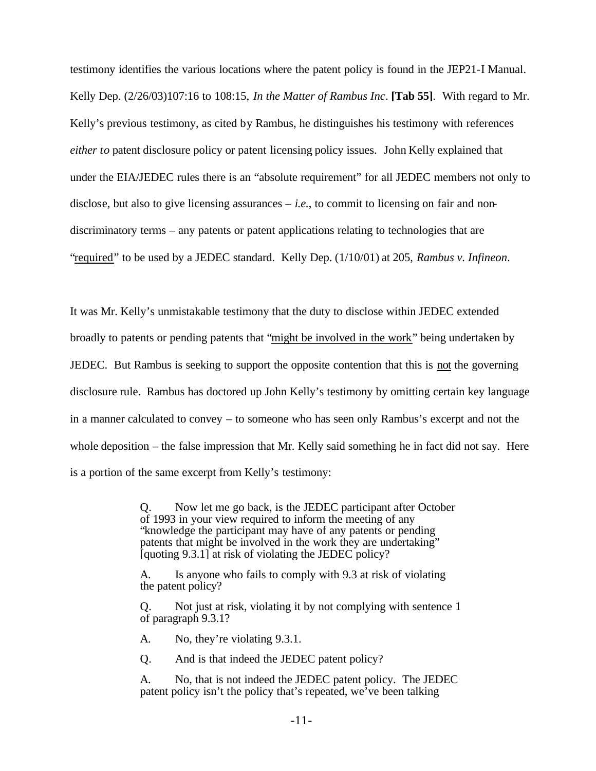testimony identifies the various locations where the patent policy is found in the JEP21-I Manual. Kelly Dep. (2/26/03)107:16 to 108:15, *In the Matter of Rambus Inc*. **[Tab 55]**. With regard to Mr. Kelly's previous testimony, as cited by Rambus, he distinguishes his testimony with references *either to* patent <u>disclosure</u> policy or patent <u>licensing</u> policy issues. John Kelly explained that under the EIA/JEDEC rules there is an "absolute requirement" for all JEDEC members not only to disclose, but also to give licensing assurances – *i.e.*, to commit to licensing on fair and non-discriminatory terms – any patents or patent applications relating to technologies that are "<u>required</u>" to be used by a JEDEC standard. Kelly Dep. (1/10/01) at 205, *Rambus v. Infineon*.

It was Mr. Kelly's unmistakable testimony that the duty to disclose within JEDEC extended broadly to patents or pending patents that "<u>might be involved in the work</u>" being undertaken by JEDEC. But Rambus is seeking to support the opposite contention that this is <u>not</u> the governing disclosure rule. Rambus has doctored up John Kelly's testimony by omitting certain key language in a manner calculated to convey – to someone who has seen only Rambus's excerpt and not the whole deposition – the false impression that Mr. Kelly said something he in fact did not say. Here is a portion of the same excerpt from Kelly's testimony:

> Q. Now let me go back, is the JEDEC participant after October of 1993 in your view required to inform the meeting of any "knowledge the participant may have of any patents or pending patents that might be involved in the work they are undertaking" [quoting 9.3.1] at risk of violating the JEDEC policy?
>
> A. Is anyone who fails to comply with 9.3 at risk of violating the patent policy?
>
> Q. Not just at risk, violating it by not complying with sentence 1 of paragraph 9.3.1?
>
> A. No, they're violating 9.3.1.
>
> Q. And is that indeed the JEDEC patent policy?
>
> A. No, that is not indeed the JEDEC patent policy. The JEDEC patent policy isn't the policy that's repeated, we've been talking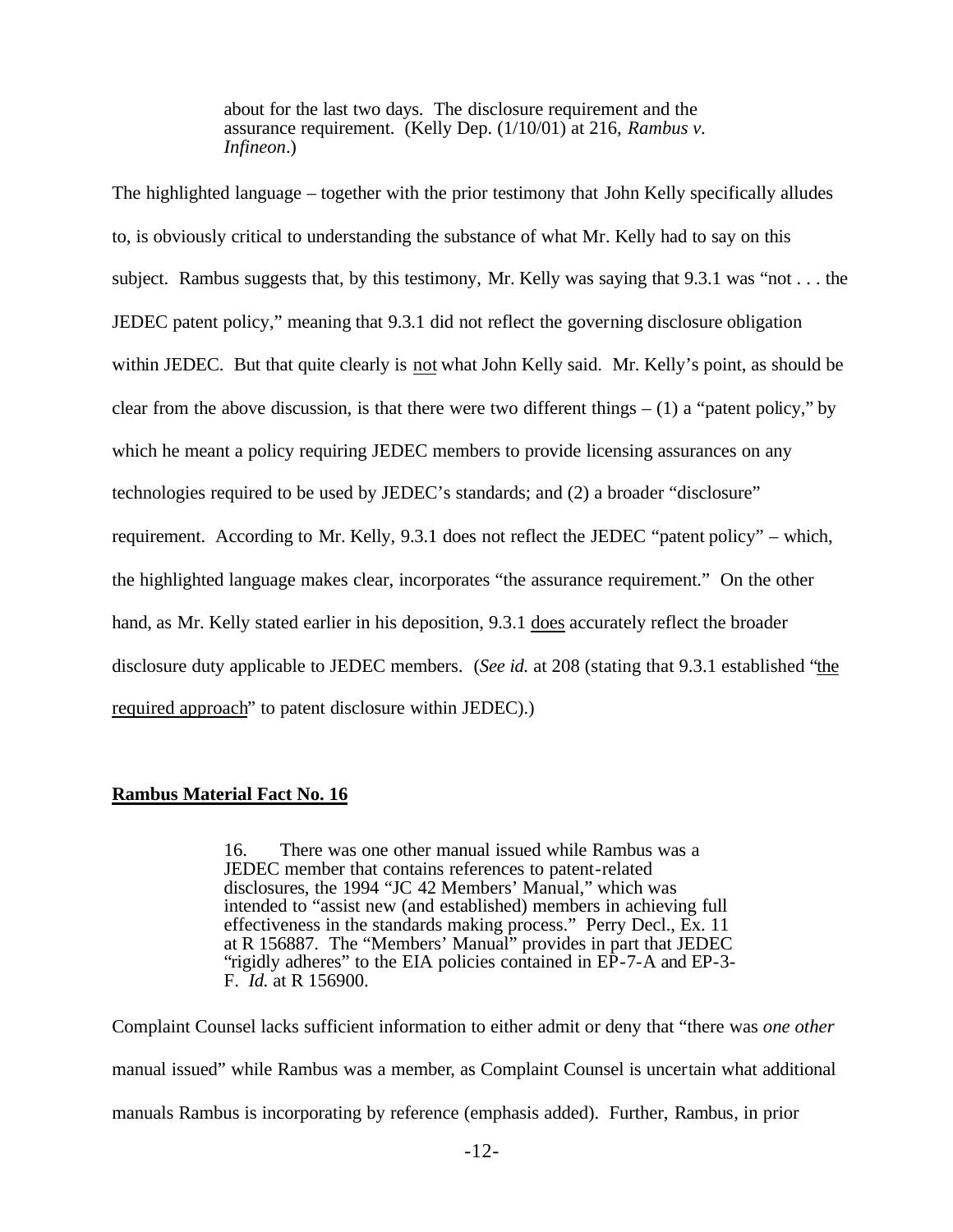> about for the last two days. The disclosure requirement and the assurance requirement. (Kelly Dep. (1/10/01) at 216, *Rambus v. Infineon*.)

The highlighted language – together with the prior testimony that John Kelly specifically alludes to, is obviously critical to understanding the substance of what Mr. Kelly had to say on this subject. Rambus suggests that, by this testimony, Mr. Kelly was saying that 9.3.1 was "not . . . the JEDEC patent policy," meaning that 9.3.1 did not reflect the governing disclosure obligation within JEDEC. But that quite clearly is <u>not</u> what John Kelly said. Mr. Kelly's point, as should be clear from the above discussion, is that there were two different things – (1) a "patent policy," by which he meant a policy requiring JEDEC members to provide licensing assurances on any technologies required to be used by JEDEC's standards; and (2) a broader "disclosure" requirement. According to Mr. Kelly, 9.3.1 does not reflect the JEDEC "patent policy" – which, the highlighted language makes clear, incorporates "the assurance requirement." On the other hand, as Mr. Kelly stated earlier in his deposition, 9.3.1 <u>does</u> accurately reflect the broader disclosure duty applicable to JEDEC members. (*See id.* at 208 (stating that 9.3.1 established "<u>the required approach</u>" to patent disclosure within JEDEC).)

**<u>Rambus Material Fact No. 16</u>**

> 16. There was one other manual issued while Rambus was a JEDEC member that contains references to patent-related disclosures, the 1994 "JC 42 Members' Manual," which was intended to "assist new (and established) members in achieving full effectiveness in the standards making process." Perry Decl., Ex. 11 at R 156887. The "Members' Manual" provides in part that JEDEC "rigidly adheres" to the EIA policies contained in EP-7-A and EP-3-F. *Id.* at R 156900.

Complaint Counsel lacks sufficient information to either admit or deny that "there was *one other* manual issued" while Rambus was a member, as Complaint Counsel is uncertain what additional manuals Rambus is incorporating by reference (emphasis added). Further, Rambus, in prior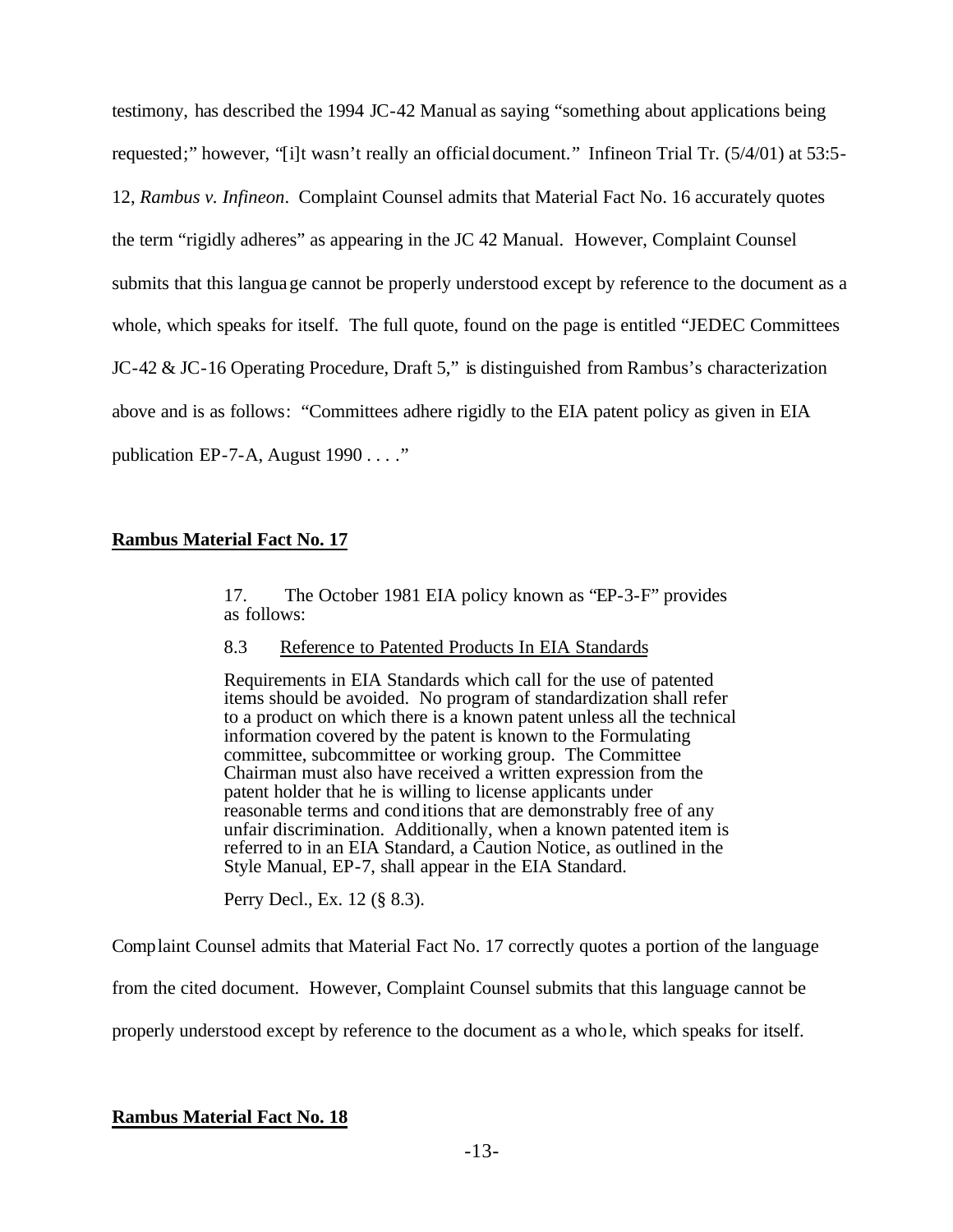testimony, has described the 1994 JC-42 Manual as saying "something about applications being requested;" however, "[i]t wasn't really an official document." Infineon Trial Tr. (5/4/01) at 53:5-12, *Rambus v. Infineon*. Complaint Counsel admits that Material Fact No. 16 accurately quotes the term "rigidly adheres" as appearing in the JC 42 Manual. However, Complaint Counsel submits that this language cannot be properly understood except by reference to the document as a whole, which speaks for itself. The full quote, found on the page is entitled "JEDEC Committees JC-42 & JC-16 Operating Procedure, Draft 5," is distinguished from Rambus's characterization above and is as follows: "Committees adhere rigidly to the EIA patent policy as given in EIA publication EP-7-A, August 1990 . . . ."

**Rambus Material Fact No. 17**

> 17. The October 1981 EIA policy known as "EP-3-F" provides as follows:
>
> 8.3 Reference to Patented Products In EIA Standards
>
> Requirements in EIA Standards which call for the use of patented items should be avoided. No program of standardization shall refer to a product on which there is a known patent unless all the technical information covered by the patent is known to the Formulating committee, subcommittee or working group. The Committee Chairman must also have received a written expression from the patent holder that he is willing to license applicants under reasonable terms and conditions that are demonstrably free of any unfair discrimination. Additionally, when a known patented item is referred to in an EIA Standard, a Caution Notice, as outlined in the Style Manual, EP-7, shall appear in the EIA Standard.
>
> Perry Decl., Ex. 12 (§ 8.3).

Complaint Counsel admits that Material Fact No. 17 correctly quotes a portion of the language from the cited document. However, Complaint Counsel submits that this language cannot be properly understood except by reference to the document as a whole, which speaks for itself.

**Rambus Material Fact No. 18**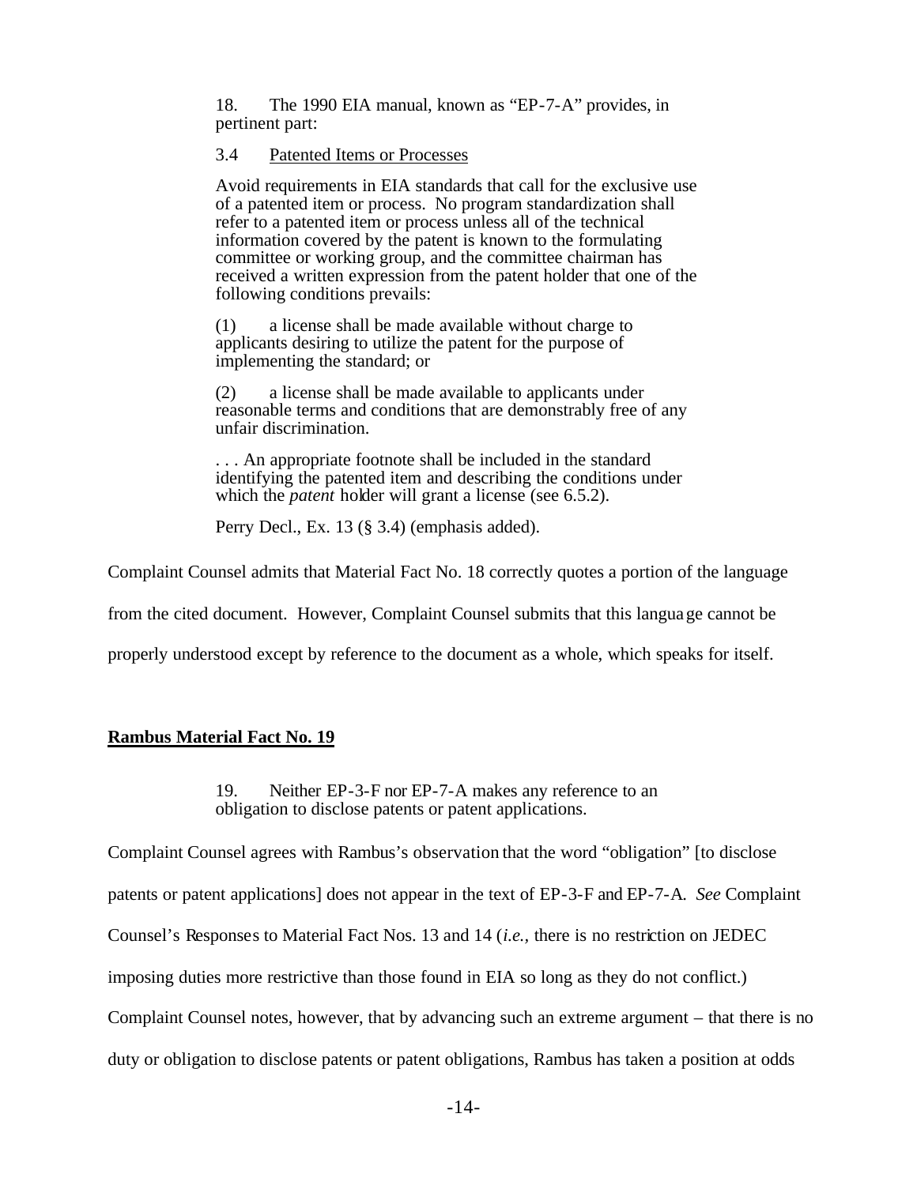> 18. The 1990 EIA manual, known as "EP-7-A" provides, in pertinent part:
>
> 3.4 Patented Items or Processes
>
> Avoid requirements in EIA standards that call for the exclusive use of a patented item or process. No program standardization shall refer to a patented item or process unless all of the technical information covered by the patent is known to the formulating committee or working group, and the committee chairman has received a written expression from the patent holder that one of the following conditions prevails:
>
> (1) a license shall be made available without charge to applicants desiring to utilize the patent for the purpose of implementing the standard; or
>
> (2) a license shall be made available to applicants under reasonable terms and conditions that are demonstrably free of any unfair discrimination.
>
> . . . An appropriate footnote shall be included in the standard identifying the patented item and describing the conditions under which the *patent* holder will grant a license (see 6.5.2).
>
> Perry Decl., Ex. 13 (§ 3.4) (emphasis added).

Complaint Counsel admits that Material Fact No. 18 correctly quotes a portion of the language from the cited document. However, Complaint Counsel submits that this language cannot be properly understood except by reference to the document as a whole, which speaks for itself.

**Rambus Material Fact No. 19**

> 19. Neither EP-3-F nor EP-7-A makes any reference to an obligation to disclose patents or patent applications.

Complaint Counsel agrees with Rambus's observation that the word "obligation" [to disclose patents or patent applications] does not appear in the text of EP-3-F and EP-7-A. *See* Complaint Counsel's Responses to Material Fact Nos. 13 and 14 (*i.e.*, there is no restriction on JEDEC imposing duties more restrictive than those found in EIA so long as they do not conflict.) Complaint Counsel notes, however, that by advancing such an extreme argument – that there is no duty or obligation to disclose patents or patent obligations, Rambus has taken a position at odds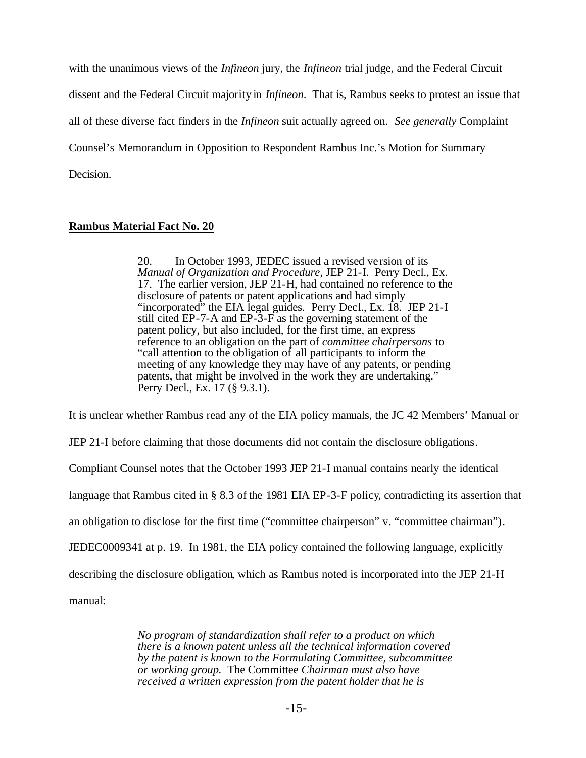with the unanimous views of the *Infineon* jury, the *Infineon* trial judge, and the Federal Circuit dissent and the Federal Circuit majority in *Infineon*. That is, Rambus seeks to protest an issue that all of these diverse fact finders in the *Infineon* suit actually agreed on. *See generally* Complaint Counsel's Memorandum in Opposition to Respondent Rambus Inc.'s Motion for Summary Decision.

**Rambus Material Fact No. 20**

> 20. In October 1993, JEDEC issued a revised version of its *Manual of Organization and Procedure*, JEP 21-I. Perry Decl., Ex. 17. The earlier version, JEP 21-H, had contained no reference to the disclosure of patents or patent applications and had simply "incorporated" the EIA legal guides. Perry Decl., Ex. 18. JEP 21-I still cited EP-7-A and EP-3-F as the governing statement of the patent policy, but also included, for the first time, an express reference to an obligation on the part of *committee chairpersons* to "call attention to the obligation of all participants to inform the meeting of any knowledge they may have of any patents, or pending patents, that might be involved in the work they are undertaking." Perry Decl., Ex. 17 (§ 9.3.1).

It is unclear whether Rambus read any of the EIA policy manuals, the JC 42 Members' Manual or JEP 21-I before claiming that those documents did not contain the disclosure obligations. Compliant Counsel notes that the October 1993 JEP 21-I manual contains nearly the identical language that Rambus cited in § 8.3 of the 1981 EIA EP-3-F policy, contradicting its assertion that an obligation to disclose for the first time ("committee chairperson" v. "committee chairman"). JEDEC0009341 at p. 19. In 1981, the EIA policy contained the following language, explicitly describing the disclosure obligation, which as Rambus noted is incorporated into the JEP 21-H manual:

> *No program of standardization shall refer to a product on which there is a known patent unless all the technical information covered by the patent is known to the Formulating Committee, subcommittee or working group.* The Committee *Chairman must also have received a written expression from the patent holder that he is*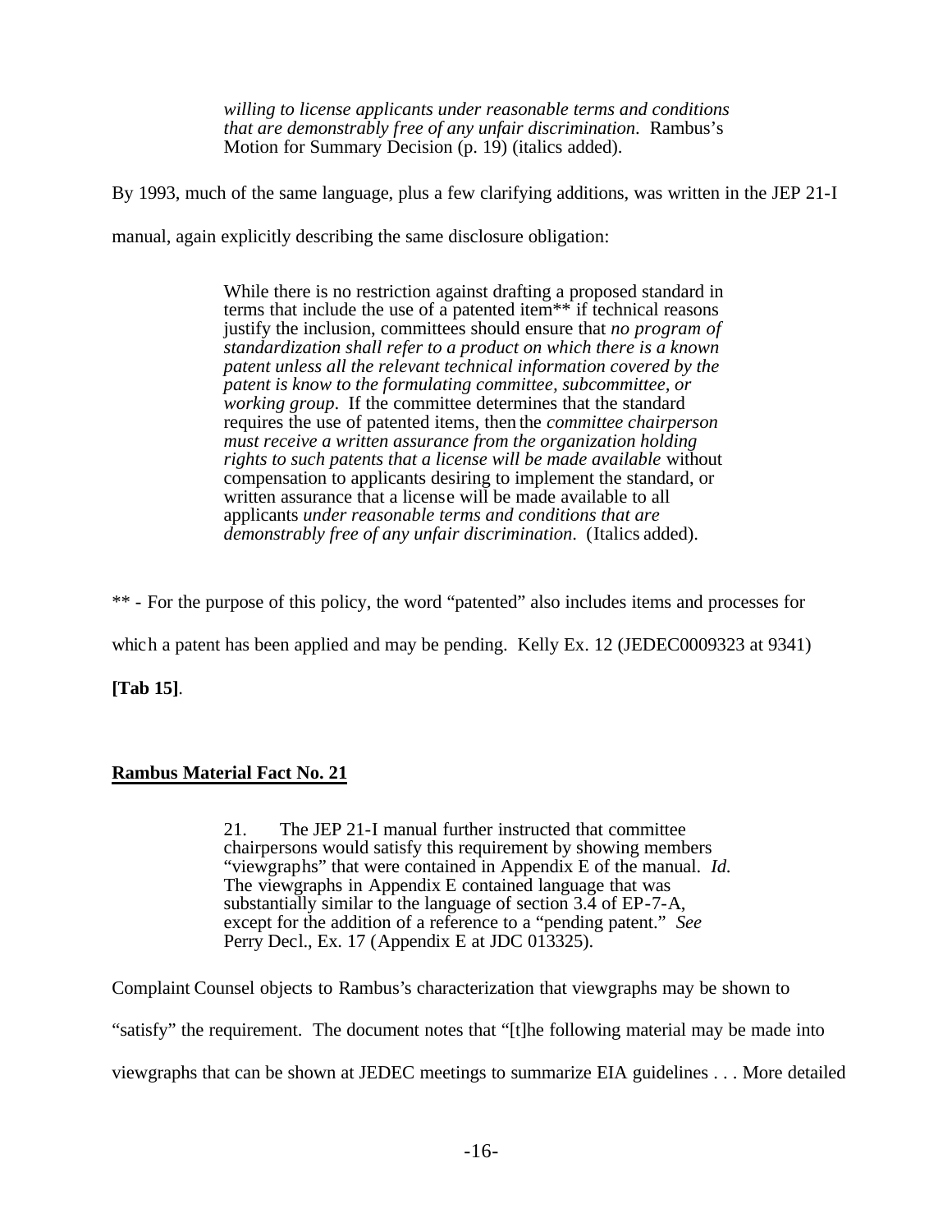> *willing to license applicants under reasonable terms and conditions that are demonstrably free of any unfair discrimination.* Rambus's Motion for Summary Decision (p. 19) (italics added).

By 1993, much of the same language, plus a few clarifying additions, was written in the JEP 21-I manual, again explicitly describing the same disclosure obligation:

> While there is no restriction against drafting a proposed standard in terms that include the use of a patented item** if technical reasons justify the inclusion, committees should ensure that *no program of standardization shall refer to a product on which there is a known patent unless all the relevant technical information covered by the patent is know to the formulating committee, subcommittee, or working group.* If the committee determines that the standard requires the use of patented items, then the *committee chairperson must receive a written assurance from the organization holding rights to such patents that a license will be made available* without compensation to applicants desiring to implement the standard, or written assurance that a license will be made available to all applicants *under reasonable terms and conditions that are demonstrably free of any unfair discrimination.* (Italics added).

** - For the purpose of this policy, the word "patented" also includes items and processes for which a patent has been applied and may be pending. Kelly Ex. 12 (JEDEC0009323 at 9341) **[Tab 15]**.

## Rambus Material Fact No. 21

> 21. The JEP 21-I manual further instructed that committee chairpersons would satisfy this requirement by showing members "viewgraphs" that were contained in Appendix E of the manual. *Id.* The viewgraphs in Appendix E contained language that was substantially similar to the language of section 3.4 of EP-7-A, except for the addition of a reference to a "pending patent." *See* Perry Decl., Ex. 17 (Appendix E at JDC 013325).

Complaint Counsel objects to Rambus's characterization that viewgraphs may be shown to "satisfy" the requirement. The document notes that "[t]he following material may be made into viewgraphs that can be shown at JEDEC meetings to summarize EIA guidelines . . . More detailed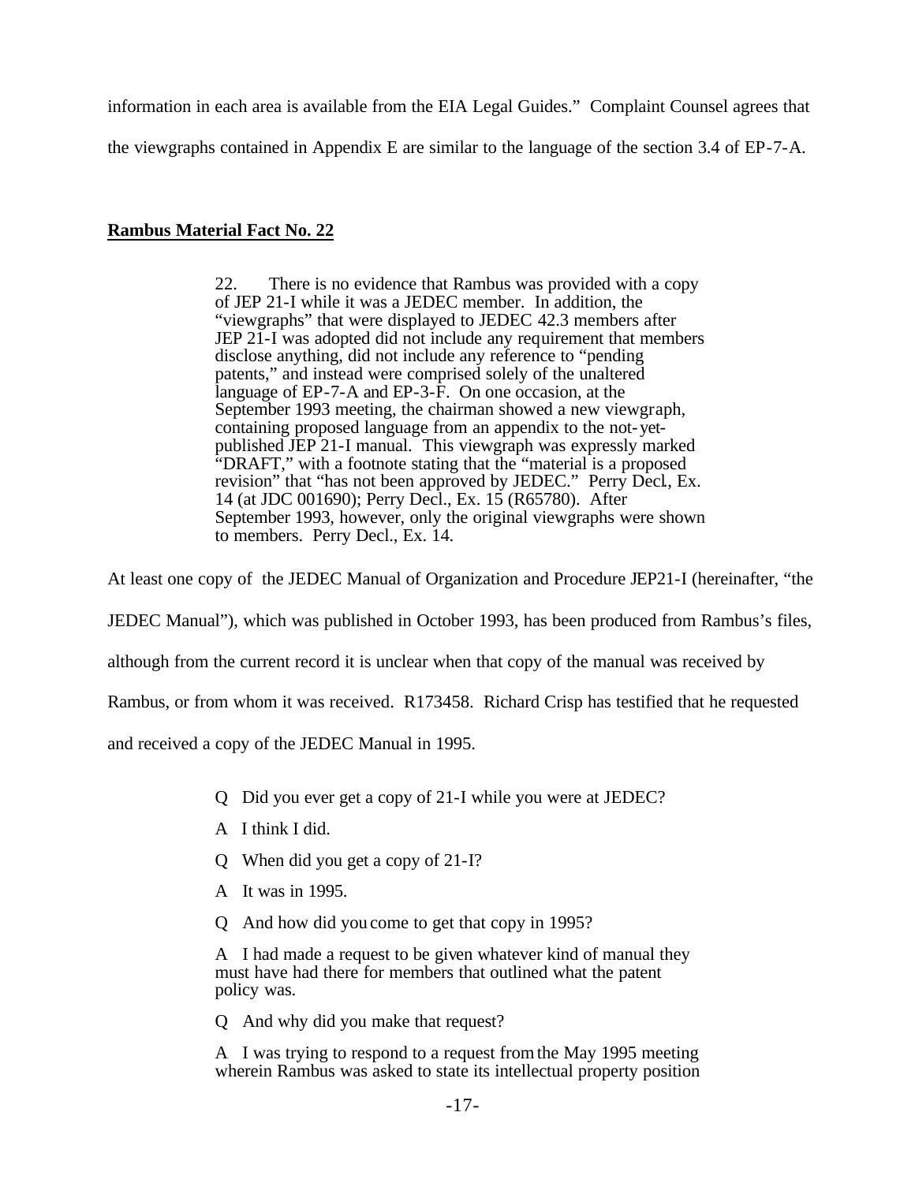information in each area is available from the EIA Legal Guides." Complaint Counsel agrees that the viewgraphs contained in Appendix E are similar to the language of the section 3.4 of EP-7-A.

**Rambus Material Fact No. 22**

> 22. There is no evidence that Rambus was provided with a copy of JEP 21-I while it was a JEDEC member. In addition, the "viewgraphs" that were displayed to JEDEC 42.3 members after JEP 21-I was adopted did not include any requirement that members disclose anything, did not include any reference to "pending patents," and instead were comprised solely of the unaltered language of EP-7-A and EP-3-F. On one occasion, at the September 1993 meeting, the chairman showed a new viewgraph, containing proposed language from an appendix to the not-yet-published JEP 21-I manual. This viewgraph was expressly marked "DRAFT," with a footnote stating that the "material is a proposed revision" that "has not been approved by JEDEC." Perry Decl., Ex. 14 (at JDC 001690); Perry Decl., Ex. 15 (R65780). After September 1993, however, only the original viewgraphs were shown to members. Perry Decl., Ex. 14.

At least one copy of the JEDEC Manual of Organization and Procedure JEP21-I (hereinafter, "the JEDEC Manual"), which was published in October 1993, has been produced from Rambus's files, although from the current record it is unclear when that copy of the manual was received by Rambus, or from whom it was received. R173458. Richard Crisp has testified that he requested and received a copy of the JEDEC Manual in 1995.

> Q Did you ever get a copy of 21-I while you were at JEDEC?
>
> A I think I did.
>
> Q When did you get a copy of 21-I?
>
> A It was in 1995.
>
> Q And how did you come to get that copy in 1995?
>
> A I had made a request to be given whatever kind of manual they must have had there for members that outlined what the patent policy was.
>
> Q And why did you make that request?
>
> A I was trying to respond to a request from the May 1995 meeting wherein Rambus was asked to state its intellectual property position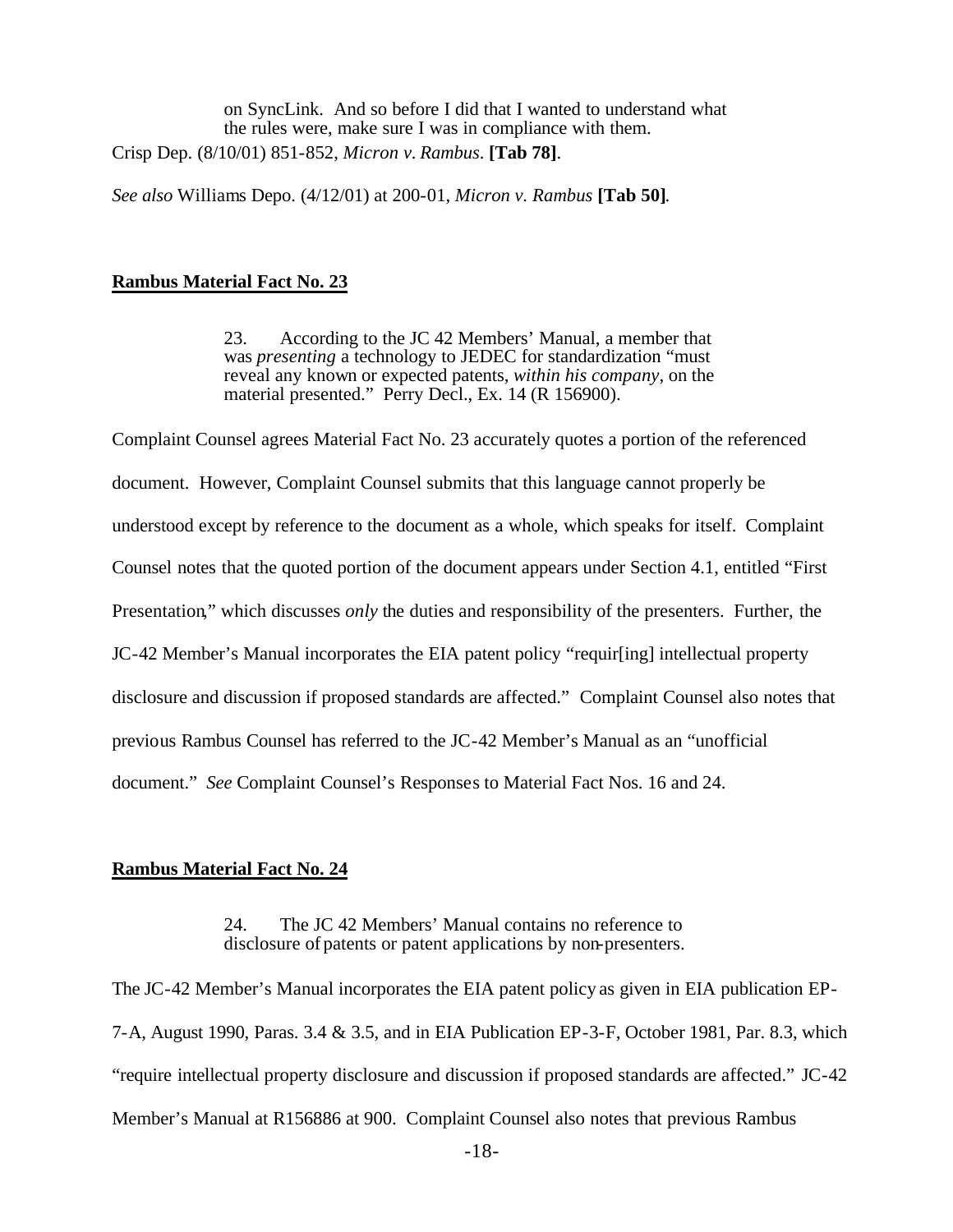> on SyncLink. And so before I did that I wanted to understand what the rules were, make sure I was in compliance with them.

Crisp Dep. (8/10/01) 851-852, *Micron v. Rambus*. **[Tab 78]**.

*See also* Williams Depo. (4/12/01) at 200-01, *Micron v. Rambus* **[Tab 50]**.

**Rambus Material Fact No. 23**

> 23. According to the JC 42 Members' Manual, a member that was *presenting* a technology to JEDEC for standardization "must reveal any known or expected patents, *within his company*, on the material presented." Perry Decl., Ex. 14 (R 156900).

Complaint Counsel agrees Material Fact No. 23 accurately quotes a portion of the referenced document. However, Complaint Counsel submits that this language cannot properly be understood except by reference to the document as a whole, which speaks for itself. Complaint Counsel notes that the quoted portion of the document appears under Section 4.1, entitled "First Presentation," which discusses *only* the duties and responsibility of the presenters. Further, the JC-42 Member's Manual incorporates the EIA patent policy "requir[ing] intellectual property disclosure and discussion if proposed standards are affected." Complaint Counsel also notes that previous Rambus Counsel has referred to the JC-42 Member's Manual as an "unofficial document." *See* Complaint Counsel's Responses to Material Fact Nos. 16 and 24.

**Rambus Material Fact No. 24**

> 24. The JC 42 Members' Manual contains no reference to disclosure of patents or patent applications by non-presenters.

The JC-42 Member's Manual incorporates the EIA patent policy as given in EIA publication EP-7-A, August 1990, Paras. 3.4 & 3.5, and in EIA Publication EP-3-F, October 1981, Par. 8.3, which "require intellectual property disclosure and discussion if proposed standards are affected." JC-42 Member's Manual at R156886 at 900. Complaint Counsel also notes that previous Rambus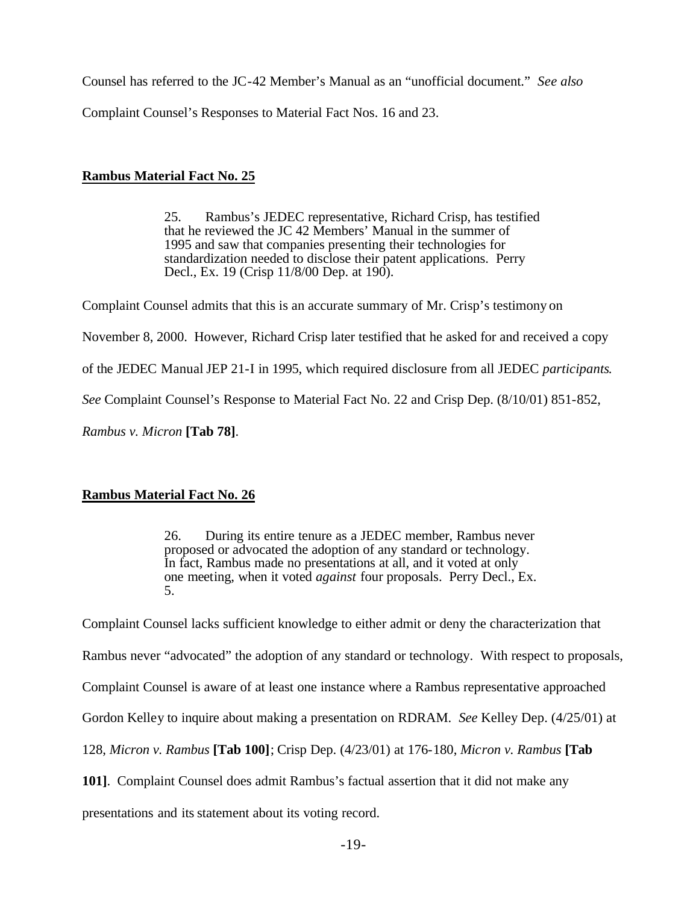Counsel has referred to the JC-42 Member's Manual as an "unofficial document." *See also* Complaint Counsel's Responses to Material Fact Nos. 16 and 23.

**Rambus Material Fact No. 25**

> 25. Rambus's JEDEC representative, Richard Crisp, has testified that he reviewed the JC 42 Members' Manual in the summer of 1995 and saw that companies presenting their technologies for standardization needed to disclose their patent applications. Perry Decl., Ex. 19 (Crisp 11/8/00 Dep. at 190).

Complaint Counsel admits that this is an accurate summary of Mr. Crisp's testimony on November 8, 2000. However, Richard Crisp later testified that he asked for and received a copy of the JEDEC Manual JEP 21-I in 1995, which required disclosure from all JEDEC *participants*. *See* Complaint Counsel's Response to Material Fact No. 22 and Crisp Dep. (8/10/01) 851-852, *Rambus v. Micron* **[Tab 78]**.

**Rambus Material Fact No. 26**

> 26. During its entire tenure as a JEDEC member, Rambus never proposed or advocated the adoption of any standard or technology. In fact, Rambus made no presentations at all, and it voted at only one meeting, when it voted *against* four proposals. Perry Decl., Ex. 5.

Complaint Counsel lacks sufficient knowledge to either admit or deny the characterization that Rambus never "advocated" the adoption of any standard or technology. With respect to proposals, Complaint Counsel is aware of at least one instance where a Rambus representative approached Gordon Kelley to inquire about making a presentation on RDRAM. *See* Kelley Dep. (4/25/01) at 128, *Micron v. Rambus* **[Tab 100]**; Crisp Dep. (4/23/01) at 176-180, *Micron v. Rambus* **[Tab 101]**. Complaint Counsel does admit Rambus's factual assertion that it did not make any presentations and its statement about its voting record.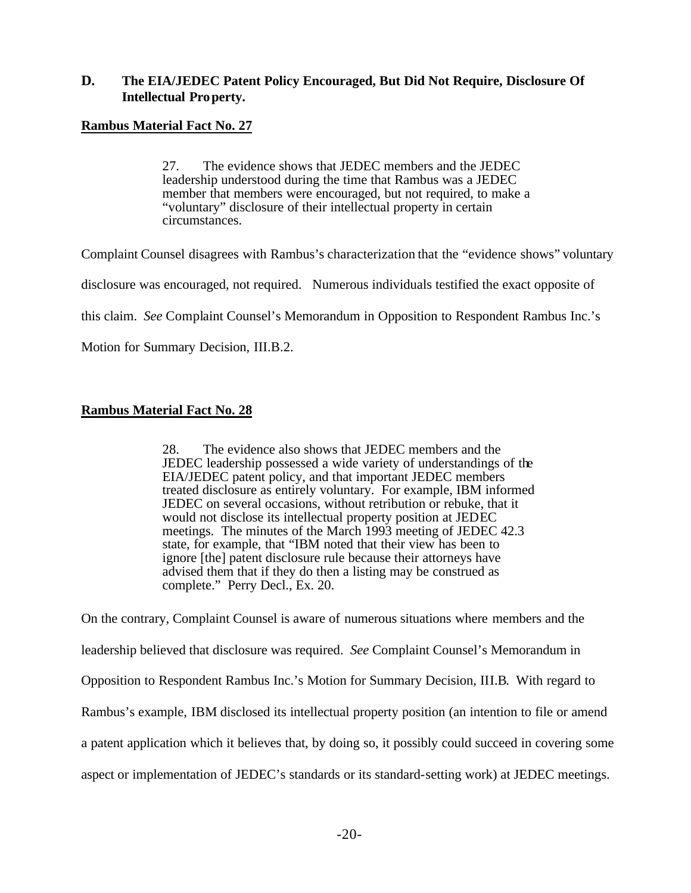## D. The EIA/JEDEC Patent Policy Encouraged, But Did Not Require, Disclosure Of Intellectual Property.

**Rambus Material Fact No. 27**

> 27. The evidence shows that JEDEC members and the JEDEC leadership understood during the time that Rambus was a JEDEC member that members were encouraged, but not required, to make a "voluntary" disclosure of their intellectual property in certain circumstances.

Complaint Counsel disagrees with Rambus's characterization that the "evidence shows" voluntary disclosure was encouraged, not required. Numerous individuals testified the exact opposite of this claim. *See* Complaint Counsel's Memorandum in Opposition to Respondent Rambus Inc.'s Motion for Summary Decision, III.B.2.

**Rambus Material Fact No. 28**

> 28. The evidence also shows that JEDEC members and the JEDEC leadership possessed a wide variety of understandings of the EIA/JEDEC patent policy, and that important JEDEC members treated disclosure as entirely voluntary. For example, IBM informed JEDEC on several occasions, without retribution or rebuke, that it would not disclose its intellectual property position at JEDEC meetings. The minutes of the March 1993 meeting of JEDEC 42.3 state, for example, that "IBM noted that their view has been to ignore [the] patent disclosure rule because their attorneys have advised them that if they do then a listing may be construed as complete." Perry Decl., Ex. 20.

On the contrary, Complaint Counsel is aware of numerous situations where members and the leadership believed that disclosure was required. *See* Complaint Counsel's Memorandum in Opposition to Respondent Rambus Inc.'s Motion for Summary Decision, III.B. With regard to Rambus's example, IBM disclosed its intellectual property position (an intention to file or amend a patent application which it believes that, by doing so, it possibly could succeed in covering some aspect or implementation of JEDEC's standards or its standard-setting work) at JEDEC meetings.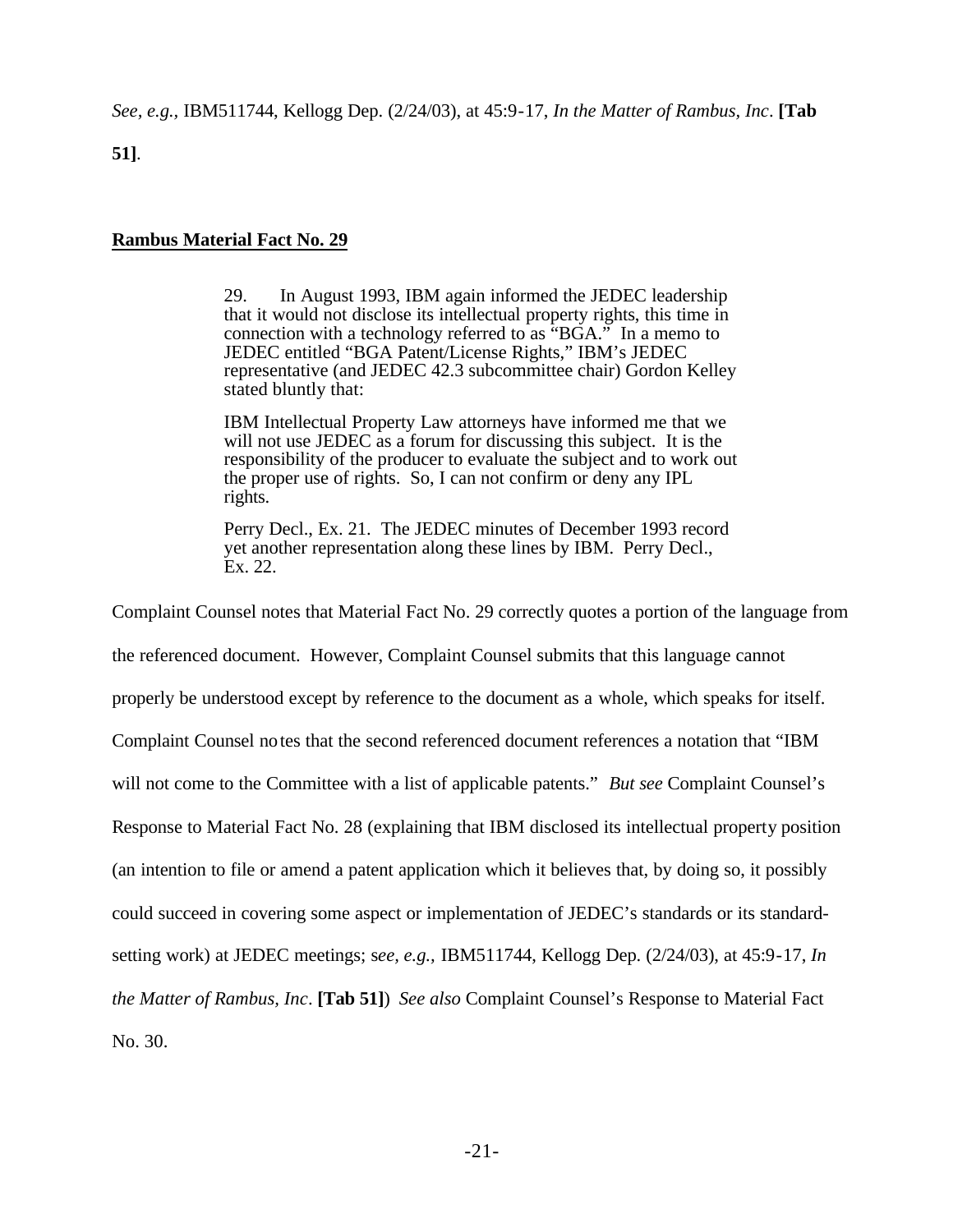*See, e.g.,* IBM511744, Kellogg Dep. (2/24/03), at 45:9-17, *In the Matter of Rambus, Inc*. **[Tab 51]**.

**Rambus Material Fact No. 29**

> 29. In August 1993, IBM again informed the JEDEC leadership that it would not disclose its intellectual property rights, this time in connection with a technology referred to as "BGA." In a memo to JEDEC entitled "BGA Patent/License Rights," IBM's JEDEC representative (and JEDEC 42.3 subcommittee chair) Gordon Kelley stated bluntly that:
>
> IBM Intellectual Property Law attorneys have informed me that we will not use JEDEC as a forum for discussing this subject. It is the responsibility of the producer to evaluate the subject and to work out the proper use of rights. So, I can not confirm or deny any IPL rights.
>
> Perry Decl., Ex. 21. The JEDEC minutes of December 1993 record yet another representation along these lines by IBM. Perry Decl., Ex. 22.

Complaint Counsel notes that Material Fact No. 29 correctly quotes a portion of the language from the referenced document. However, Complaint Counsel submits that this language cannot properly be understood except by reference to the document as a whole, which speaks for itself. Complaint Counsel notes that the second referenced document references a notation that "IBM will not come to the Committee with a list of applicable patents." *But see* Complaint Counsel's Response to Material Fact No. 28 (explaining that IBM disclosed its intellectual property position (an intention to file or amend a patent application which it believes that, by doing so, it possibly could succeed in covering some aspect or implementation of JEDEC's standards or its standard-setting work) at JEDEC meetings; s*ee, e.g.,* IBM511744, Kellogg Dep. (2/24/03), at 45:9-17, *In the Matter of Rambus, Inc*. **[Tab 51]**) *See also* Complaint Counsel's Response to Material Fact No. 30.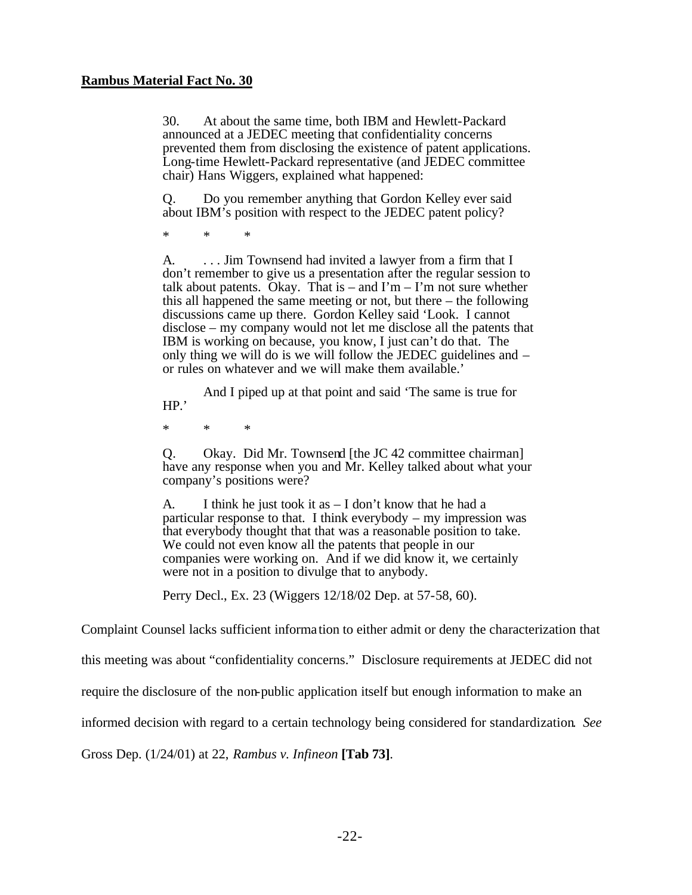**Rambus Material Fact No. 30**

> 30. At about the same time, both IBM and Hewlett-Packard announced at a JEDEC meeting that confidentiality concerns prevented them from disclosing the existence of patent applications. Long-time Hewlett-Packard representative (and JEDEC committee chair) Hans Wiggers, explained what happened:
>
> Q. Do you remember anything that Gordon Kelley ever said about IBM's position with respect to the JEDEC patent policy?
>
> \* \* \*
>
> A. . . . Jim Townsend had invited a lawyer from a firm that I don't remember to give us a presentation after the regular session to talk about patents. Okay. That is – and I'm – I'm not sure whether this all happened the same meeting or not, but there – the following discussions came up there. Gordon Kelley said 'Look. I cannot disclose – my company would not let me disclose all the patents that IBM is working on because, you know, I just can't do that. The only thing we will do is we will follow the JEDEC guidelines and – or rules on whatever and we will make them available.'
>
> And I piped up at that point and said 'The same is true for HP.'
>
> \* \* \*
>
> Q. Okay. Did Mr. Townsend [the JC 42 committee chairman] have any response when you and Mr. Kelley talked about what your company's positions were?
>
> A. I think he just took it as – I don't know that he had a particular response to that. I think everybody – my impression was that everybody thought that that was a reasonable position to take. We could not even know all the patents that people in our companies were working on. And if we did know it, we certainly were not in a position to divulge that to anybody.
>
> Perry Decl., Ex. 23 (Wiggers 12/18/02 Dep. at 57-58, 60).

Complaint Counsel lacks sufficient information to either admit or deny the characterization that this meeting was about "confidentiality concerns." Disclosure requirements at JEDEC did not require the disclosure of the non-public application itself but enough information to make an informed decision with regard to a certain technology being considered for standardization. *See* Gross Dep. (1/24/01) at 22, *Rambus v. Infineon* **[Tab 73]**.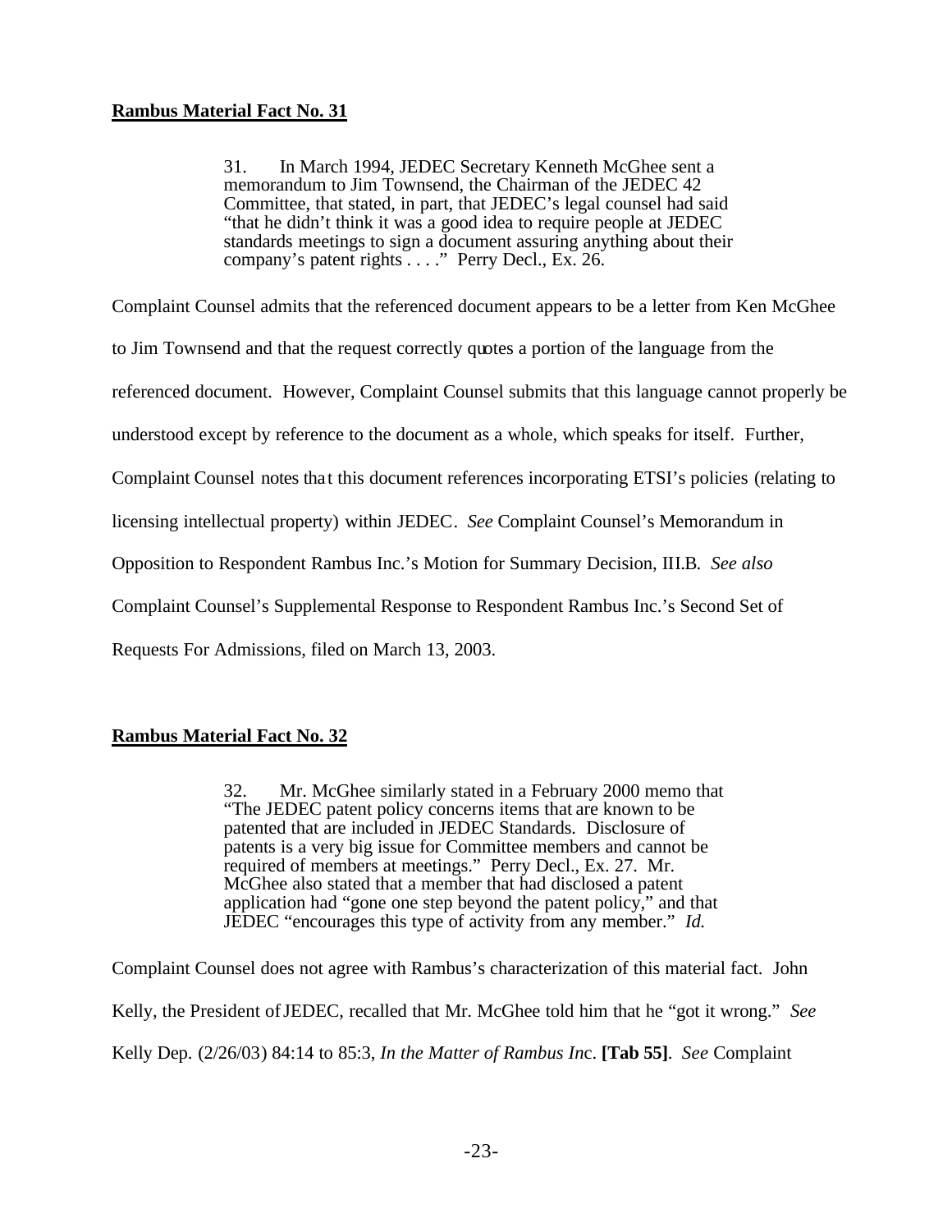**Rambus Material Fact No. 31**

> 31. In March 1994, JEDEC Secretary Kenneth McGhee sent a memorandum to Jim Townsend, the Chairman of the JEDEC 42 Committee, that stated, in part, that JEDEC's legal counsel had said "that he didn't think it was a good idea to require people at JEDEC standards meetings to sign a document assuring anything about their company's patent rights . . . ." Perry Decl., Ex. 26.

Complaint Counsel admits that the referenced document appears to be a letter from Ken McGhee to Jim Townsend and that the request correctly quotes a portion of the language from the referenced document. However, Complaint Counsel submits that this language cannot properly be understood except by reference to the document as a whole, which speaks for itself. Further, Complaint Counsel notes that this document references incorporating ETSI's policies (relating to licensing intellectual property) within JEDEC. *See* Complaint Counsel's Memorandum in Opposition to Respondent Rambus Inc.'s Motion for Summary Decision, III.B. *See also* Complaint Counsel's Supplemental Response to Respondent Rambus Inc.'s Second Set of Requests For Admissions, filed on March 13, 2003.

**Rambus Material Fact No. 32**

> 32. Mr. McGhee similarly stated in a February 2000 memo that "The JEDEC patent policy concerns items that are known to be patented that are included in JEDEC Standards. Disclosure of patents is a very big issue for Committee members and cannot be required of members at meetings." Perry Decl., Ex. 27. Mr. McGhee also stated that a member that had disclosed a patent application had "gone one step beyond the patent policy," and that JEDEC "encourages this type of activity from any member." *Id.*

Complaint Counsel does not agree with Rambus's characterization of this material fact. John Kelly, the President of JEDEC, recalled that Mr. McGhee told him that he "got it wrong." *See* Kelly Dep. (2/26/03) 84:14 to 85:3, *In the Matter of Rambus Inc.* **[Tab 55]**. *See* Complaint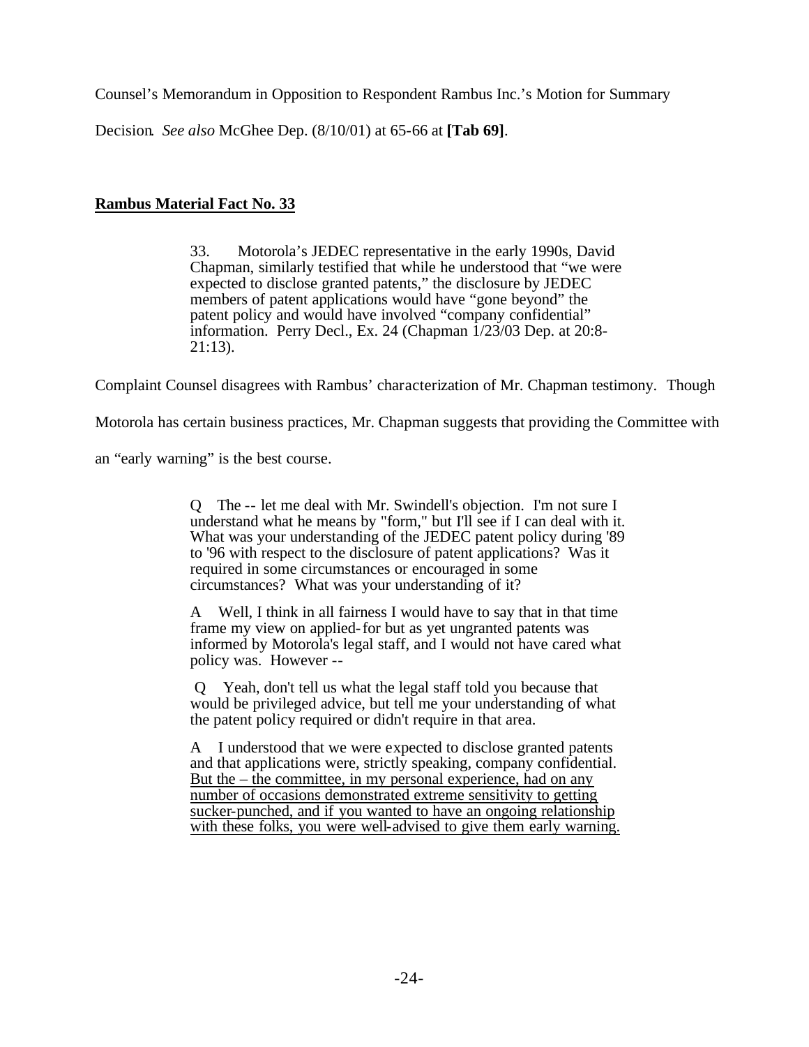Counsel's Memorandum in Opposition to Respondent Rambus Inc.'s Motion for Summary Decision. *See also* McGhee Dep. (8/10/01) at 65-66 at **[Tab 69]**.

**Rambus Material Fact No. 33**

> 33. Motorola's JEDEC representative in the early 1990s, David Chapman, similarly testified that while he understood that "we were expected to disclose granted patents," the disclosure by JEDEC members of patent applications would have "gone beyond" the patent policy and would have involved "company confidential" information. Perry Decl., Ex. 24 (Chapman 1/23/03 Dep. at 20:8-21:13).

Complaint Counsel disagrees with Rambus' characterization of Mr. Chapman testimony. Though Motorola has certain business practices, Mr. Chapman suggests that providing the Committee with an "early warning" is the best course.

> Q The -- let me deal with Mr. Swindell's objection. I'm not sure I understand what he means by "form," but I'll see if I can deal with it. What was your understanding of the JEDEC patent policy during '89 to '96 with respect to the disclosure of patent applications? Was it required in some circumstances or encouraged in some circumstances? What was your understanding of it?
>
> A Well, I think in all fairness I would have to say that in that time frame my view on applied-for but as yet ungranted patents was informed by Motorola's legal staff, and I would not have cared what policy was. However --
>
> Q Yeah, don't tell us what the legal staff told you because that would be privileged advice, but tell me your understanding of what the patent policy required or didn't require in that area.
>
> A I understood that we were expected to disclose granted patents and that applications were, strictly speaking, company confidential. <u>But the – the committee, in my personal experience, had on any number of occasions demonstrated extreme sensitivity to getting sucker-punched, and if you wanted to have an ongoing relationship with these folks, you were well-advised to give them early warning.</u>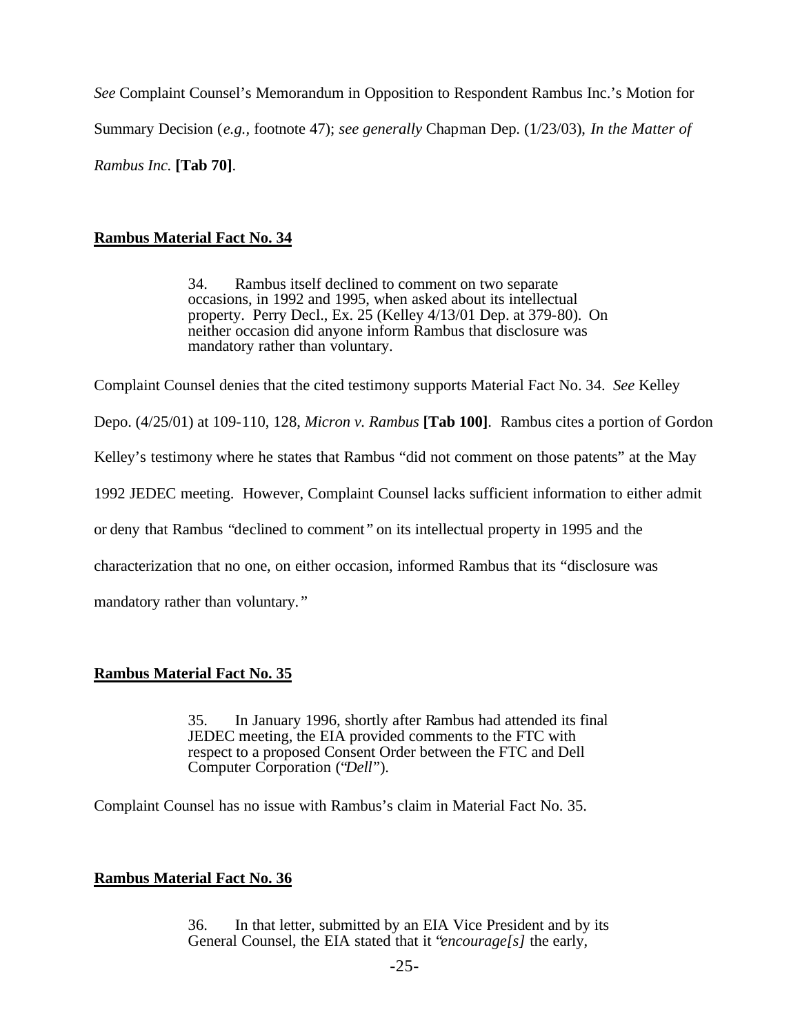*See* Complaint Counsel's Memorandum in Opposition to Respondent Rambus Inc.'s Motion for Summary Decision (*e.g.*, footnote 47); *see generally* Chapman Dep. (1/23/03), *In the Matter of Rambus Inc.* **[Tab 70]**.

**Rambus Material Fact No. 34**

> 34. Rambus itself declined to comment on two separate occasions, in 1992 and 1995, when asked about its intellectual property. Perry Decl., Ex. 25 (Kelley 4/13/01 Dep. at 379-80). On neither occasion did anyone inform Rambus that disclosure was mandatory rather than voluntary.

Complaint Counsel denies that the cited testimony supports Material Fact No. 34. *See* Kelley Depo. (4/25/01) at 109-110, 128, *Micron v. Rambus* **[Tab 100]**. Rambus cites a portion of Gordon Kelley's testimony where he states that Rambus "did not comment on those patents" at the May 1992 JEDEC meeting. However, Complaint Counsel lacks sufficient information to either admit or deny that Rambus "declined to comment" on its intellectual property in 1995 and the characterization that no one, on either occasion, informed Rambus that its "disclosure was mandatory rather than voluntary."

**Rambus Material Fact No. 35**

> 35. In January 1996, shortly after Rambus had attended its final JEDEC meeting, the EIA provided comments to the FTC with respect to a proposed Consent Order between the FTC and Dell Computer Corporation ("Dell").

Complaint Counsel has no issue with Rambus's claim in Material Fact No. 35.

**Rambus Material Fact No. 36**

> 36. In that letter, submitted by an EIA Vice President and by its General Counsel, the EIA stated that it "*encourage[s]* the early,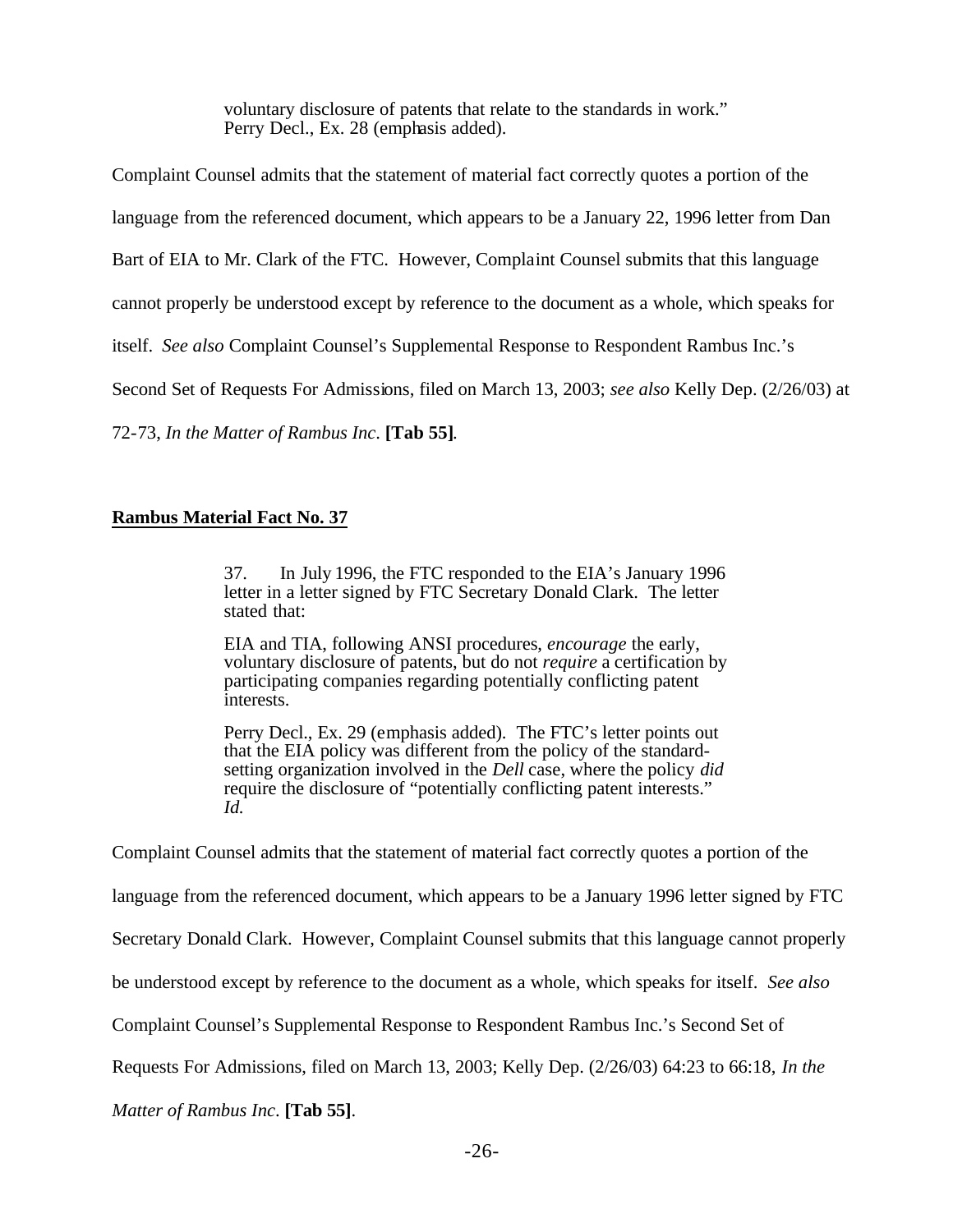> voluntary disclosure of patents that relate to the standards in work." Perry Decl., Ex. 28 (emphasis added).

Complaint Counsel admits that the statement of material fact correctly quotes a portion of the language from the referenced document, which appears to be a January 22, 1996 letter from Dan Bart of EIA to Mr. Clark of the FTC. However, Complaint Counsel submits that this language cannot properly be understood except by reference to the document as a whole, which speaks for itself. *See also* Complaint Counsel's Supplemental Response to Respondent Rambus Inc.'s Second Set of Requests For Admissions, filed on March 13, 2003; *see also* Kelly Dep. (2/26/03) at 72-73, *In the Matter of Rambus Inc.* **[Tab 55]**.

**Rambus Material Fact No. 37**

> 37. In July 1996, the FTC responded to the EIA's January 1996 letter in a letter signed by FTC Secretary Donald Clark. The letter stated that:
>
> EIA and TIA, following ANSI procedures, *encourage* the early, voluntary disclosure of patents, but do not *require* a certification by participating companies regarding potentially conflicting patent interests.
>
> Perry Decl., Ex. 29 (emphasis added). The FTC's letter points out that the EIA policy was different from the policy of the standard-setting organization involved in the *Dell* case, where the policy *did* require the disclosure of "potentially conflicting patent interests." *Id.*

Complaint Counsel admits that the statement of material fact correctly quotes a portion of the language from the referenced document, which appears to be a January 1996 letter signed by FTC Secretary Donald Clark. However, Complaint Counsel submits that this language cannot properly be understood except by reference to the document as a whole, which speaks for itself. *See also* Complaint Counsel's Supplemental Response to Respondent Rambus Inc.'s Second Set of Requests For Admissions, filed on March 13, 2003; Kelly Dep. (2/26/03) 64:23 to 66:18, *In the Matter of Rambus Inc.* **[Tab 55]**.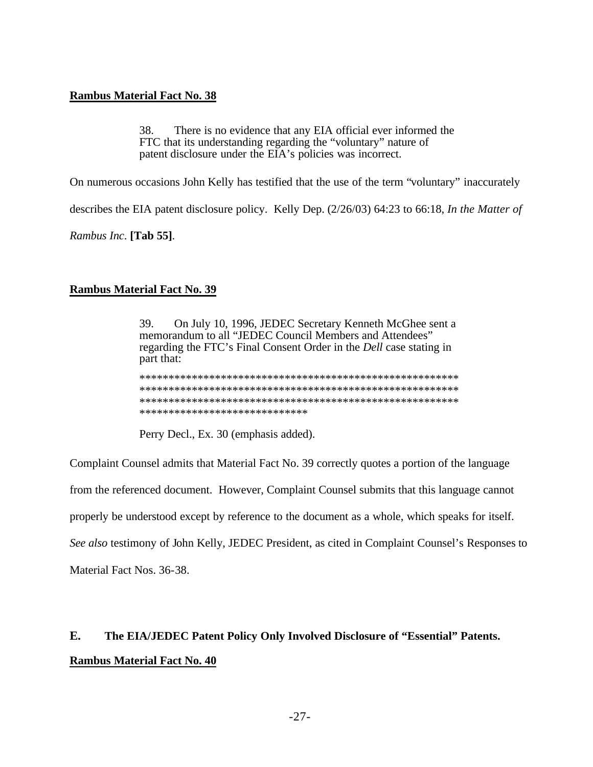**Rambus Material Fact No. 38**

> 38. There is no evidence that any EIA official ever informed the FTC that its understanding regarding the "voluntary" nature of patent disclosure under the EIA's policies was incorrect.

On numerous occasions John Kelly has testified that the use of the term "voluntary" inaccurately describes the EIA patent disclosure policy. Kelly Dep. (2/26/03) 64:23 to 66:18, *In the Matter of Rambus Inc*. **[Tab 55]**.

**Rambus Material Fact No. 39**

> 39. On July 10, 1996, JEDEC Secretary Kenneth McGhee sent a memorandum to all "JEDEC Council Members and Attendees" regarding the FTC's Final Consent Order in the *Dell* case stating in part that:
>
> ******************************************************
> ******************************************************
> ******************************************************
> *****************************
>
> Perry Decl., Ex. 30 (emphasis added).

Complaint Counsel admits that Material Fact No. 39 correctly quotes a portion of the language from the referenced document. However, Complaint Counsel submits that this language cannot properly be understood except by reference to the document as a whole, which speaks for itself. *See also* testimony of John Kelly, JEDEC President, as cited in Complaint Counsel's Responses to Material Fact Nos. 36-38.

## E. The EIA/JEDEC Patent Policy Only Involved Disclosure of "Essential" Patents.

**Rambus Material Fact No. 40**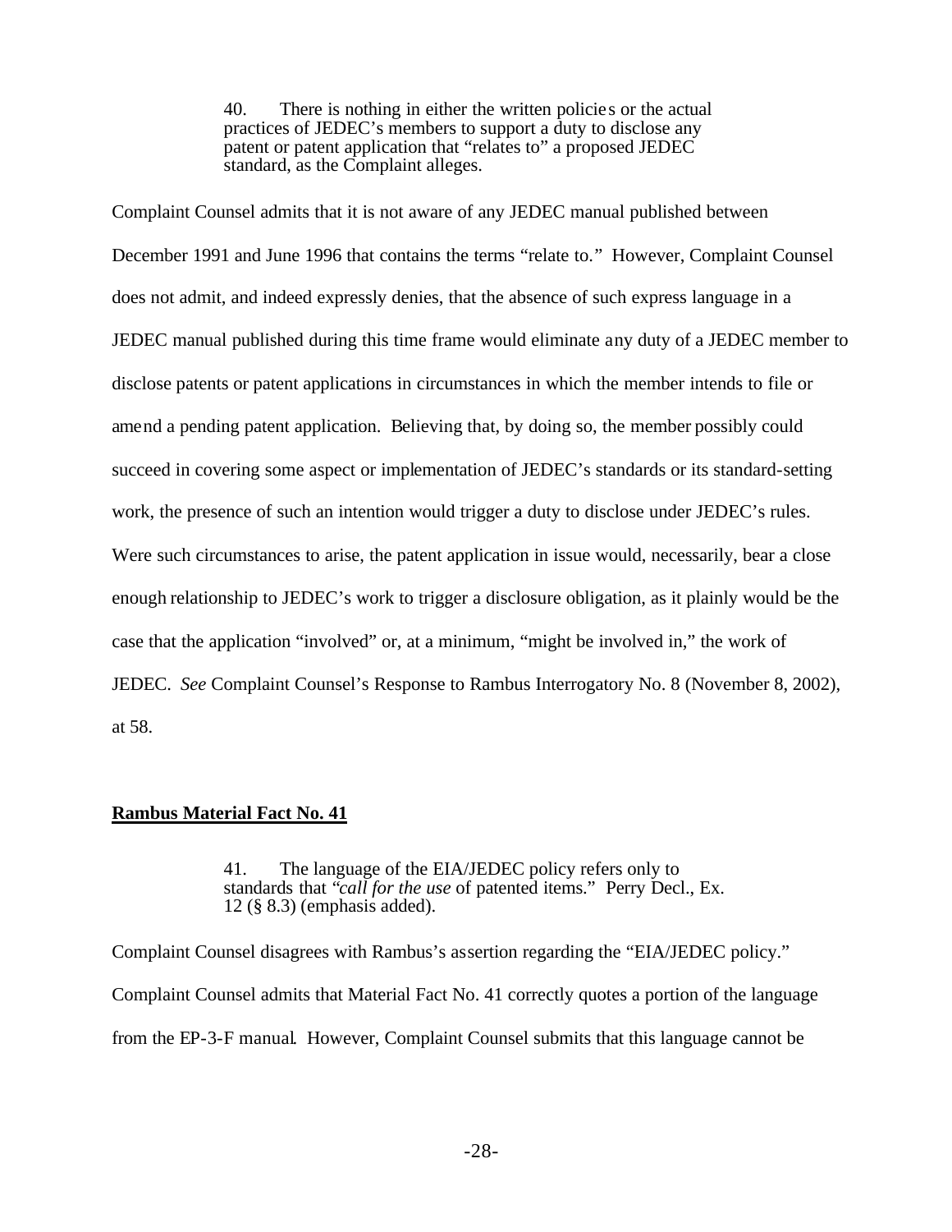> 40. There is nothing in either the written policies or the actual practices of JEDEC's members to support a duty to disclose any patent or patent application that "relates to" a proposed JEDEC standard, as the Complaint alleges.

Complaint Counsel admits that it is not aware of any JEDEC manual published between December 1991 and June 1996 that contains the terms "relate to." However, Complaint Counsel does not admit, and indeed expressly denies, that the absence of such express language in a JEDEC manual published during this time frame would eliminate any duty of a JEDEC member to disclose patents or patent applications in circumstances in which the member intends to file or amend a pending patent application. Believing that, by doing so, the member possibly could succeed in covering some aspect or implementation of JEDEC's standards or its standard-setting work, the presence of such an intention would trigger a duty to disclose under JEDEC's rules. Were such circumstances to arise, the patent application in issue would, necessarily, bear a close enough relationship to JEDEC's work to trigger a disclosure obligation, as it plainly would be the case that the application "involved" or, at a minimum, "might be involved in," the work of JEDEC. *See* Complaint Counsel's Response to Rambus Interrogatory No. 8 (November 8, 2002), at 58.

**Rambus Material Fact No. 41**

> 41. The language of the EIA/JEDEC policy refers only to standards that "*call for the use* of patented items." Perry Decl., Ex. 12 (§ 8.3) (emphasis added).

Complaint Counsel disagrees with Rambus's assertion regarding the "EIA/JEDEC policy." Complaint Counsel admits that Material Fact No. 41 correctly quotes a portion of the language from the EP-3-F manual. However, Complaint Counsel submits that this language cannot be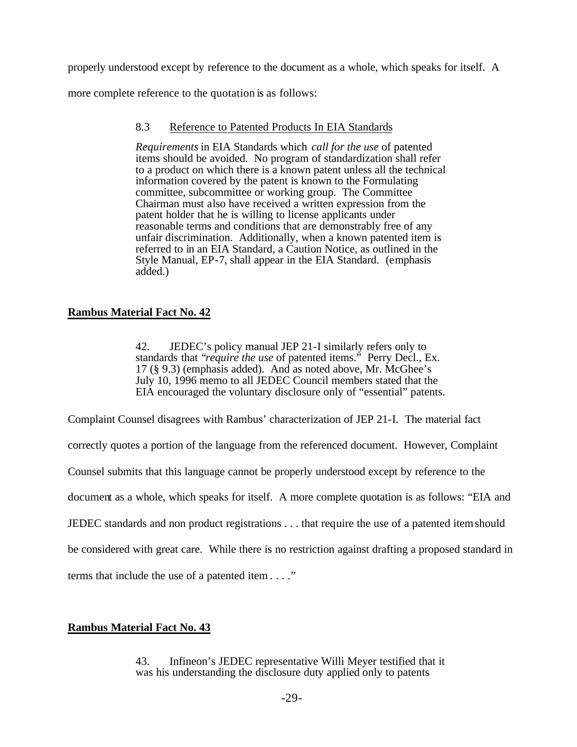properly understood except by reference to the document as a whole, which speaks for itself. A more complete reference to the quotation is as follows:

> 8.3 Reference to Patented Products In EIA Standards
>
> *Requirements* in EIA Standards which *call for the use* of patented items should be avoided. No program of standardization shall refer to a product on which there is a known patent unless all the technical information covered by the patent is known to the Formulating committee, subcommittee or working group. The Committee Chairman must also have received a written expression from the patent holder that he is willing to license applicants under reasonable terms and conditions that are demonstrably free of any unfair discrimination. Additionally, when a known patented item is referred to in an EIA Standard, a Caution Notice, as outlined in the Style Manual, EP-7, shall appear in the EIA Standard. (emphasis added.)

**Rambus Material Fact No. 42**

> 42. JEDEC's policy manual JEP 21-I similarly refers only to standards that "*require the use* of patented items." Perry Decl., Ex. 17 (§ 9.3) (emphasis added). And as noted above, Mr. McGhee's July 10, 1996 memo to all JEDEC Council members stated that the EIA encouraged the voluntary disclosure only of "essential" patents.

Complaint Counsel disagrees with Rambus' characterization of JEP 21-I. The material fact correctly quotes a portion of the language from the referenced document. However, Complaint Counsel submits that this language cannot be properly understood except by reference to the document as a whole, which speaks for itself. A more complete quotation is as follows: "EIA and JEDEC standards and non product registrations . . . that require the use of a patented item should be considered with great care. While there is no restriction against drafting a proposed standard in terms that include the use of a patented item . . . ."

**Rambus Material Fact No. 43**

> 43. Infineon's JEDEC representative Willi Meyer testified that it was his understanding the disclosure duty applied only to patents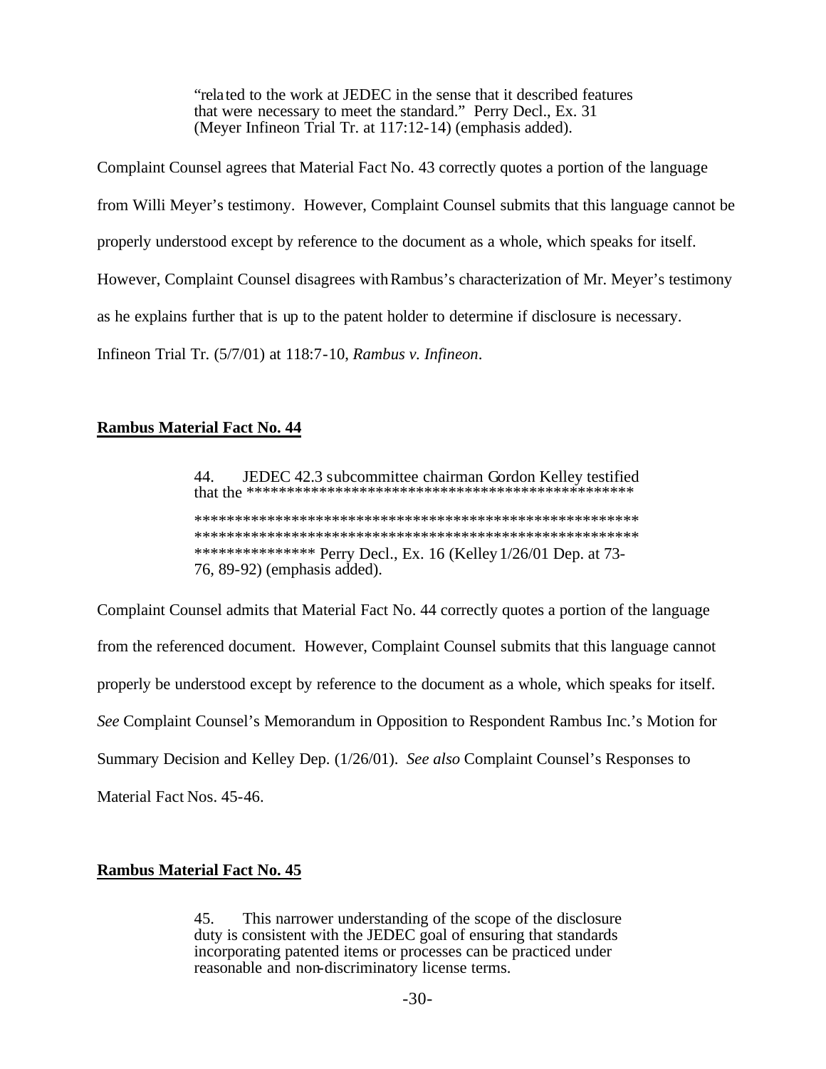> "related to the work at JEDEC in the sense that it described features that were necessary to meet the standard." Perry Decl., Ex. 31 (Meyer Infineon Trial Tr. at 117:12-14) (emphasis added).

Complaint Counsel agrees that Material Fact No. 43 correctly quotes a portion of the language from Willi Meyer's testimony. However, Complaint Counsel submits that this language cannot be properly understood except by reference to the document as a whole, which speaks for itself. However, Complaint Counsel disagrees with Rambus's characterization of Mr. Meyer's testimony as he explains further that is up to the patent holder to determine if disclosure is necessary. Infineon Trial Tr. (5/7/01) at 118:7-10, *Rambus v. Infineon*.

**Rambus Material Fact No. 44**

> 44. JEDEC 42.3 subcommittee chairman Gordon Kelley testified that the ************************************************
> ******************************************************
> ******************************************************
> *************** Perry Decl., Ex. 16 (Kelley 1/26/01 Dep. at 73-76, 89-92) (emphasis added).

Complaint Counsel admits that Material Fact No. 44 correctly quotes a portion of the language from the referenced document. However, Complaint Counsel submits that this language cannot properly be understood except by reference to the document as a whole, which speaks for itself. *See* Complaint Counsel's Memorandum in Opposition to Respondent Rambus Inc.'s Motion for Summary Decision and Kelley Dep. (1/26/01). *See also* Complaint Counsel's Responses to Material Fact Nos. 45-46.

**Rambus Material Fact No. 45**

> 45. This narrower understanding of the scope of the disclosure duty is consistent with the JEDEC goal of ensuring that standards incorporating patented items or processes can be practiced under reasonable and non-discriminatory license terms.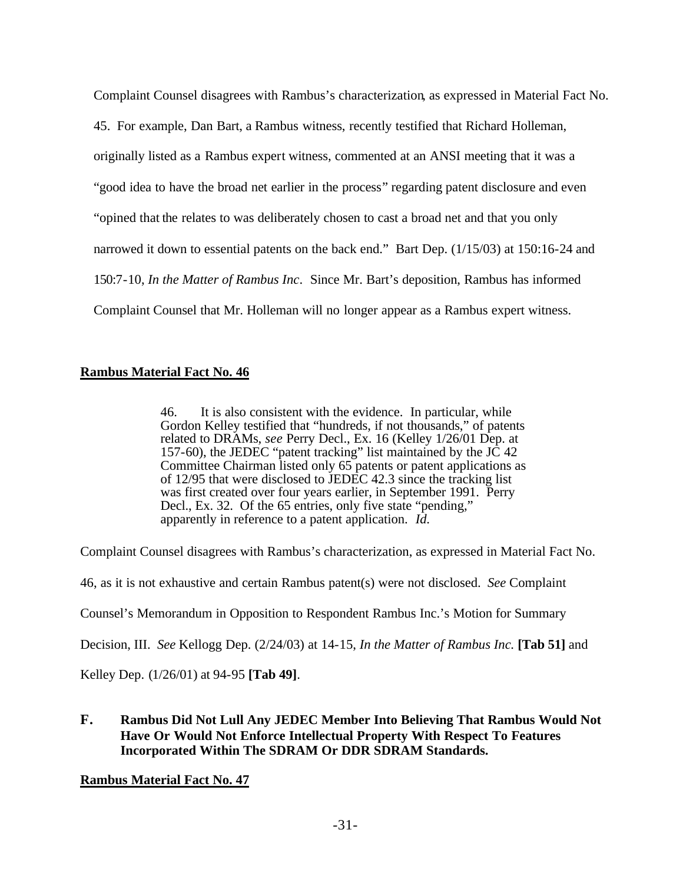Complaint Counsel disagrees with Rambus's characterization, as expressed in Material Fact No. 45. For example, Dan Bart, a Rambus witness, recently testified that Richard Holleman, originally listed as a Rambus expert witness, commented at an ANSI meeting that it was a "good idea to have the broad net earlier in the process" regarding patent disclosure and even "opined that the relates to was deliberately chosen to cast a broad net and that you only narrowed it down to essential patents on the back end." Bart Dep. (1/15/03) at 150:16-24 and 150:7-10, *In the Matter of Rambus Inc*. Since Mr. Bart's deposition, Rambus has informed Complaint Counsel that Mr. Holleman will no longer appear as a Rambus expert witness.

**Rambus Material Fact No. 46**

> 46. It is also consistent with the evidence. In particular, while Gordon Kelley testified that "hundreds, if not thousands," of patents related to DRAMs, *see* Perry Decl., Ex. 16 (Kelley 1/26/01 Dep. at 157-60), the JEDEC "patent tracking" list maintained by the JC 42 Committee Chairman listed only 65 patents or patent applications as of 12/95 that were disclosed to JEDEC 42.3 since the tracking list was first created over four years earlier, in September 1991. Perry Decl., Ex. 32. Of the 65 entries, only five state "pending," apparently in reference to a patent application. *Id.*

Complaint Counsel disagrees with Rambus's characterization, as expressed in Material Fact No. 46, as it is not exhaustive and certain Rambus patent(s) were not disclosed. *See* Complaint Counsel's Memorandum in Opposition to Respondent Rambus Inc.'s Motion for Summary Decision, III. *See* Kellogg Dep. (2/24/03) at 14-15, *In the Matter of Rambus Inc.* **[Tab 51]** and Kelley Dep. (1/26/01) at 94-95 **[Tab 49]**.

## F. Rambus Did Not Lull Any JEDEC Member Into Believing That Rambus Would Not Have Or Would Not Enforce Intellectual Property With Respect To Features Incorporated Within The SDRAM Or DDR SDRAM Standards.

**Rambus Material Fact No. 47**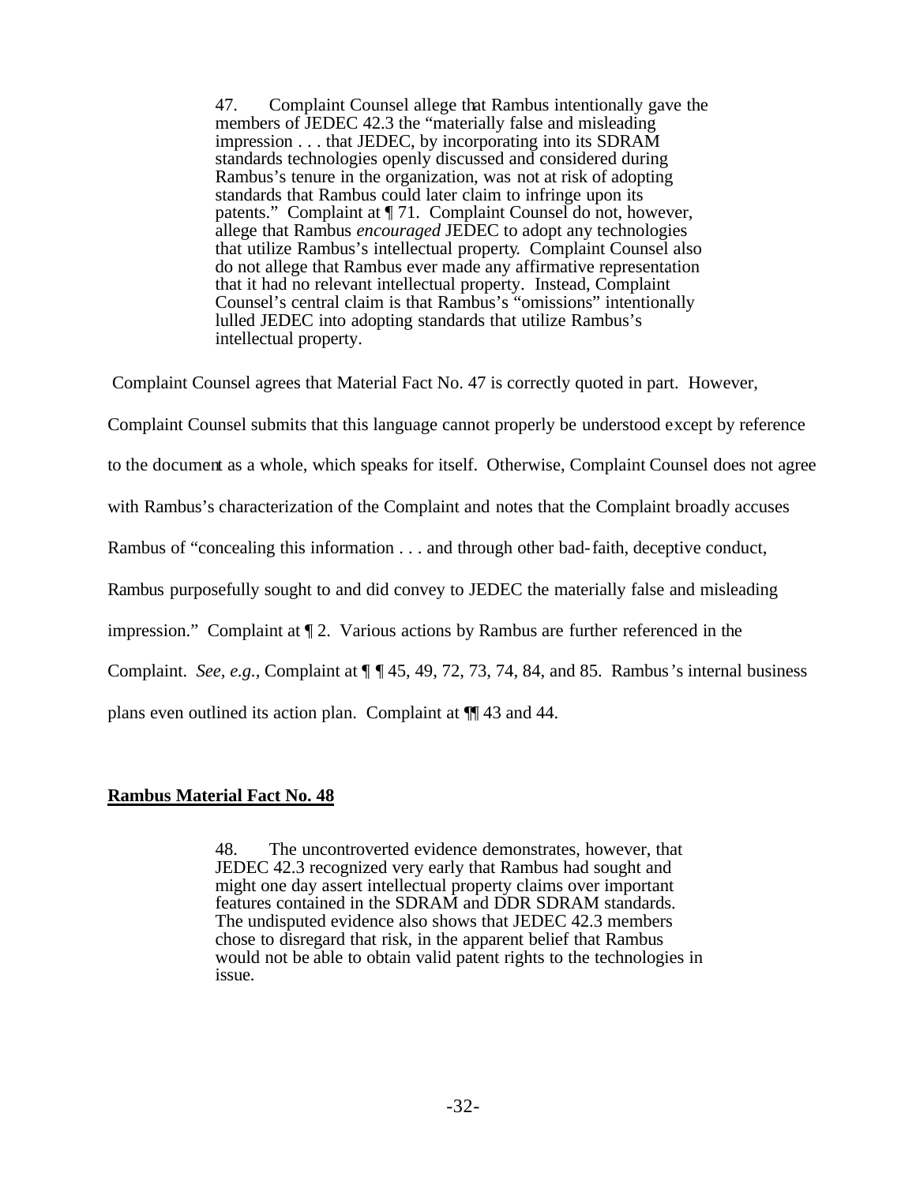> 47. Complaint Counsel allege that Rambus intentionally gave the members of JEDEC 42.3 the "materially false and misleading impression . . . that JEDEC, by incorporating into its SDRAM standards technologies openly discussed and considered during Rambus's tenure in the organization, was not at risk of adopting standards that Rambus could later claim to infringe upon its patents." Complaint at ¶ 71. Complaint Counsel do not, however, allege that Rambus *encouraged* JEDEC to adopt any technologies that utilize Rambus's intellectual property. Complaint Counsel also do not allege that Rambus ever made any affirmative representation that it had no relevant intellectual property. Instead, Complaint Counsel's central claim is that Rambus's "omissions" intentionally lulled JEDEC into adopting standards that utilize Rambus's intellectual property.

Complaint Counsel agrees that Material Fact No. 47 is correctly quoted in part. However, Complaint Counsel submits that this language cannot properly be understood except by reference to the document as a whole, which speaks for itself. Otherwise, Complaint Counsel does not agree with Rambus's characterization of the Complaint and notes that the Complaint broadly accuses Rambus of "concealing this information . . . and through other bad-faith, deceptive conduct, Rambus purposefully sought to and did convey to JEDEC the materially false and misleading impression." Complaint at ¶ 2. Various actions by Rambus are further referenced in the Complaint. *See, e.g.*, Complaint at ¶ ¶ 45, 49, 72, 73, 74, 84, and 85. Rambus's internal business plans even outlined its action plan. Complaint at ¶¶ 43 and 44.

**Rambus Material Fact No. 48**

> 48. The uncontroverted evidence demonstrates, however, that JEDEC 42.3 recognized very early that Rambus had sought and might one day assert intellectual property claims over important features contained in the SDRAM and DDR SDRAM standards. The undisputed evidence also shows that JEDEC 42.3 members chose to disregard that risk, in the apparent belief that Rambus would not be able to obtain valid patent rights to the technologies in issue.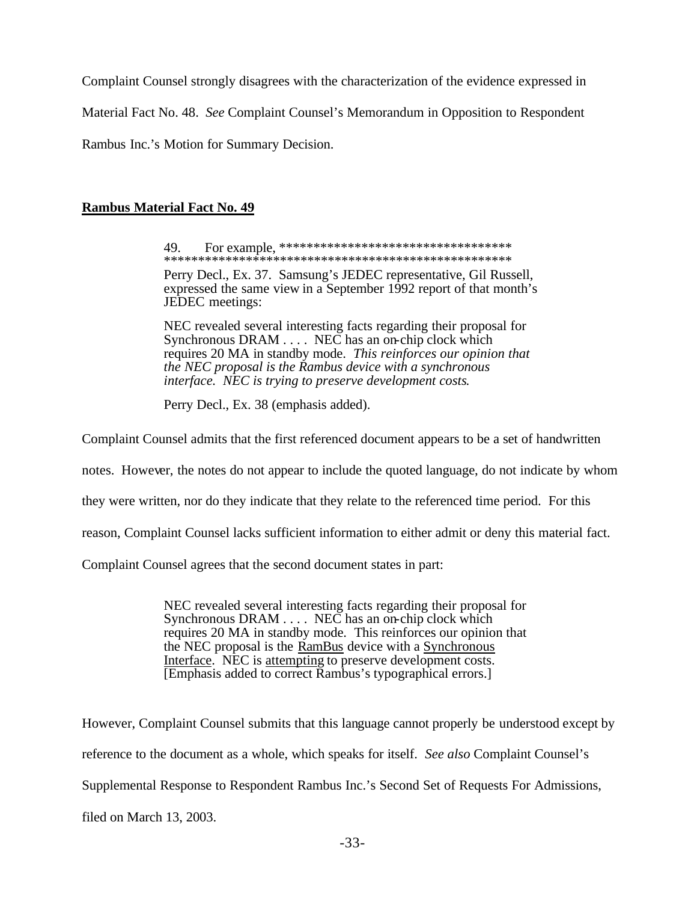Complaint Counsel strongly disagrees with the characterization of the evidence expressed in Material Fact No. 48. *See* Complaint Counsel's Memorandum in Opposition to Respondent Rambus Inc.'s Motion for Summary Decision.

**Rambus Material Fact No. 49**

> 49. For example, ***********************************
> ****************************************************
>
> Perry Decl., Ex. 37. Samsung's JEDEC representative, Gil Russell, expressed the same view in a September 1992 report of that month's JEDEC meetings:
>
> NEC revealed several interesting facts regarding their proposal for Synchronous DRAM . . . . NEC has an on-chip clock which requires 20 MA in standby mode. *This reinforces our opinion that the NEC proposal is the Rambus device with a synchronous interface. NEC is trying to preserve development costs.*
>
> Perry Decl., Ex. 38 (emphasis added).

Complaint Counsel admits that the first referenced document appears to be a set of handwritten notes. However, the notes do not appear to include the quoted language, do not indicate by whom they were written, nor do they indicate that they relate to the referenced time period. For this reason, Complaint Counsel lacks sufficient information to either admit or deny this material fact.

Complaint Counsel agrees that the second document states in part:

> NEC revealed several interesting facts regarding their proposal for Synchronous DRAM . . . . NEC has an on-chip clock which requires 20 MA in standby mode. This reinforces our opinion that the NEC proposal is the <u>RamBus</u> device with a <u>Synchronous Interface</u>. NEC is <u>attempting</u> to preserve development costs. [Emphasis added to correct Rambus's typographical errors.]

However, Complaint Counsel submits that this language cannot properly be understood except by reference to the document as a whole, which speaks for itself. *See also* Complaint Counsel's Supplemental Response to Respondent Rambus Inc.'s Second Set of Requests For Admissions, filed on March 13, 2003.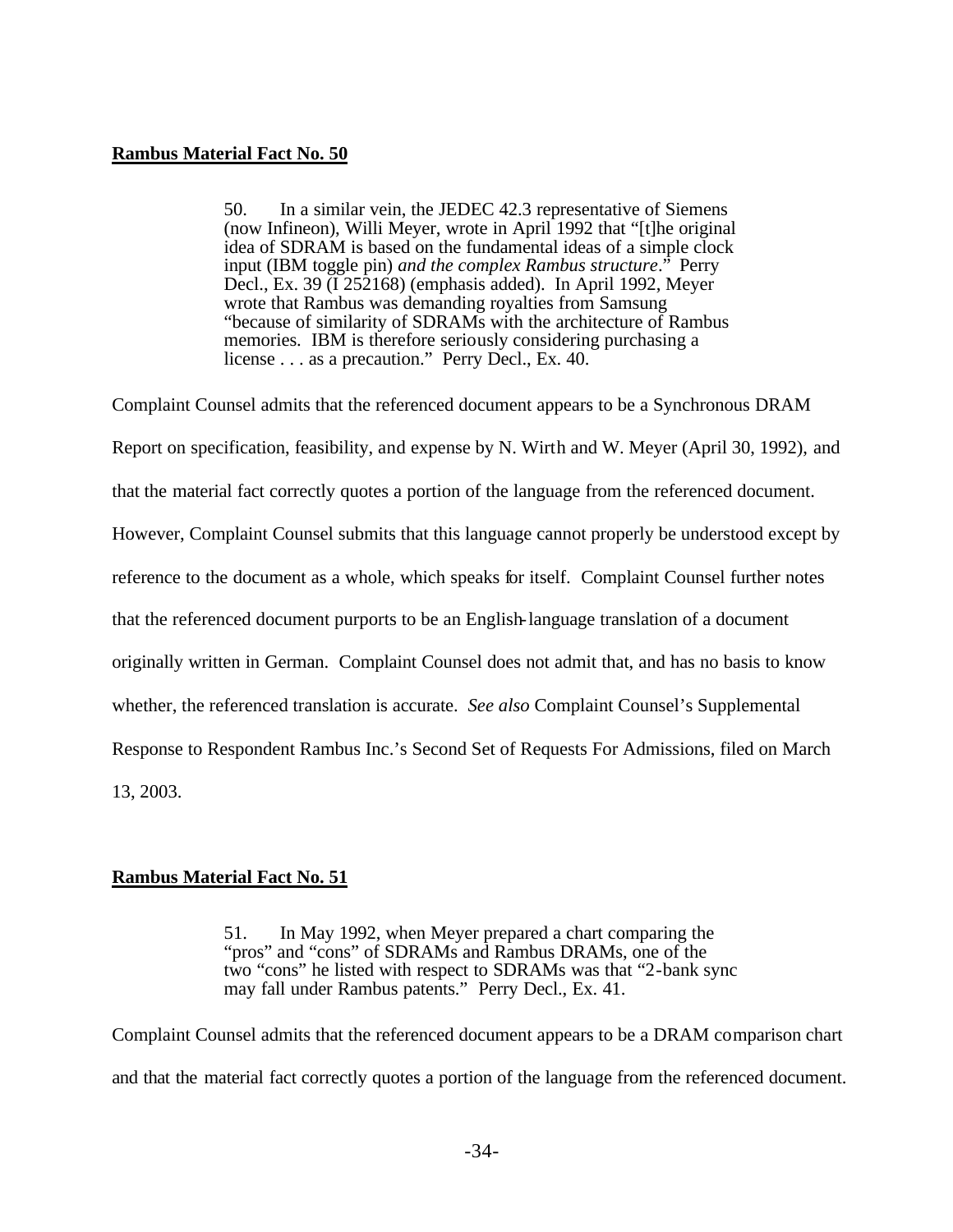**Rambus Material Fact No. 50**

> 50. In a similar vein, the JEDEC 42.3 representative of Siemens (now Infineon), Willi Meyer, wrote in April 1992 that "[t]he original idea of SDRAM is based on the fundamental ideas of a simple clock input (IBM toggle pin) *and the complex Rambus structure*." Perry Decl., Ex. 39 (I 252168) (emphasis added). In April 1992, Meyer wrote that Rambus was demanding royalties from Samsung "because of similarity of SDRAMs with the architecture of Rambus memories. IBM is therefore seriously considering purchasing a license . . . as a precaution." Perry Decl., Ex. 40.

Complaint Counsel admits that the referenced document appears to be a Synchronous DRAM Report on specification, feasibility, and expense by N. Wirth and W. Meyer (April 30, 1992), and that the material fact correctly quotes a portion of the language from the referenced document. However, Complaint Counsel submits that this language cannot properly be understood except by reference to the document as a whole, which speaks for itself. Complaint Counsel further notes that the referenced document purports to be an English-language translation of a document originally written in German. Complaint Counsel does not admit that, and has no basis to know whether, the referenced translation is accurate. *See also* Complaint Counsel's Supplemental Response to Respondent Rambus Inc.'s Second Set of Requests For Admissions, filed on March 13, 2003.

**Rambus Material Fact No. 51**

> 51. In May 1992, when Meyer prepared a chart comparing the "pros" and "cons" of SDRAMs and Rambus DRAMs, one of the two "cons" he listed with respect to SDRAMs was that "2-bank sync may fall under Rambus patents." Perry Decl., Ex. 41.

Complaint Counsel admits that the referenced document appears to be a DRAM comparison chart and that the material fact correctly quotes a portion of the language from the referenced document.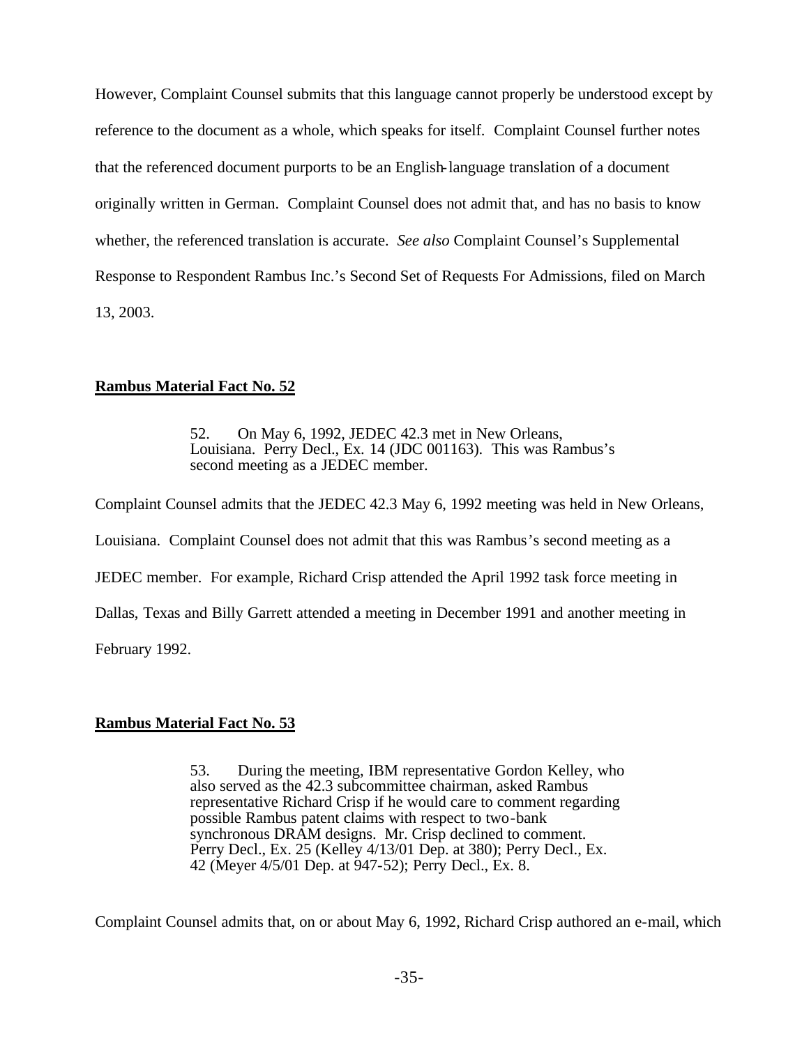However, Complaint Counsel submits that this language cannot properly be understood except by reference to the document as a whole, which speaks for itself. Complaint Counsel further notes that the referenced document purports to be an English-language translation of a document originally written in German. Complaint Counsel does not admit that, and has no basis to know whether, the referenced translation is accurate. *See also* Complaint Counsel's Supplemental Response to Respondent Rambus Inc.'s Second Set of Requests For Admissions, filed on March 13, 2003.

**Rambus Material Fact No. 52**

> 52. On May 6, 1992, JEDEC 42.3 met in New Orleans, Louisiana. Perry Decl., Ex. 14 (JDC 001163). This was Rambus's second meeting as a JEDEC member.

Complaint Counsel admits that the JEDEC 42.3 May 6, 1992 meeting was held in New Orleans, Louisiana. Complaint Counsel does not admit that this was Rambus's second meeting as a JEDEC member. For example, Richard Crisp attended the April 1992 task force meeting in Dallas, Texas and Billy Garrett attended a meeting in December 1991 and another meeting in February 1992.

**Rambus Material Fact No. 53**

> 53. During the meeting, IBM representative Gordon Kelley, who also served as the 42.3 subcommittee chairman, asked Rambus representative Richard Crisp if he would care to comment regarding possible Rambus patent claims with respect to two-bank synchronous DRAM designs. Mr. Crisp declined to comment. Perry Decl., Ex. 25 (Kelley 4/13/01 Dep. at 380); Perry Decl., Ex. 42 (Meyer 4/5/01 Dep. at 947-52); Perry Decl., Ex. 8.

Complaint Counsel admits that, on or about May 6, 1992, Richard Crisp authored an e-mail, which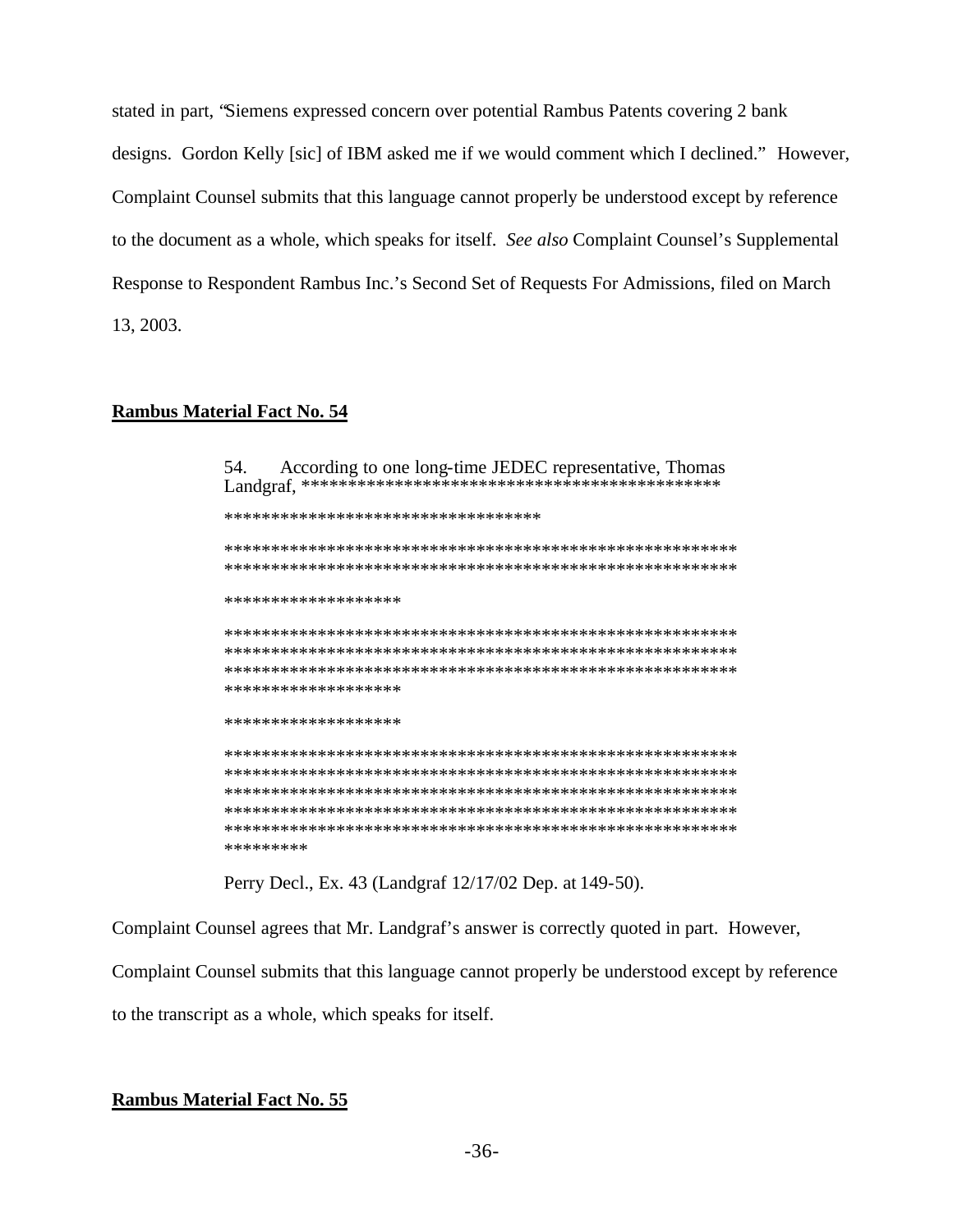stated in part, "Siemens expressed concern over potential Rambus Patents covering 2 bank designs. Gordon Kelly [sic] of IBM asked me if we would comment which I declined." However, Complaint Counsel submits that this language cannot properly be understood except by reference to the document as a whole, which speaks for itself. *See also* Complaint Counsel's Supplemental Response to Respondent Rambus Inc.'s Second Set of Requests For Admissions, filed on March 13, 2003.

## Rambus Material Fact No. 54

> 54. According to one long-time JEDEC representative, Thomas Landgraf, **********************************************
>
> ***********************************
>
> ********************************************************
> ********************************************************
>
> *******************
>
> ********************************************************
> ********************************************************
> ********************************************************
> *******************
>
> *******************
>
> ********************************************************
> ********************************************************
> ********************************************************
> ********************************************************
> ********************************************************
> *********
>
> Perry Decl., Ex. 43 (Landgraf 12/17/02 Dep. at 149-50).

Complaint Counsel agrees that Mr. Landgraf's answer is correctly quoted in part. However, Complaint Counsel submits that this language cannot properly be understood except by reference to the transcript as a whole, which speaks for itself.

## Rambus Material Fact No. 55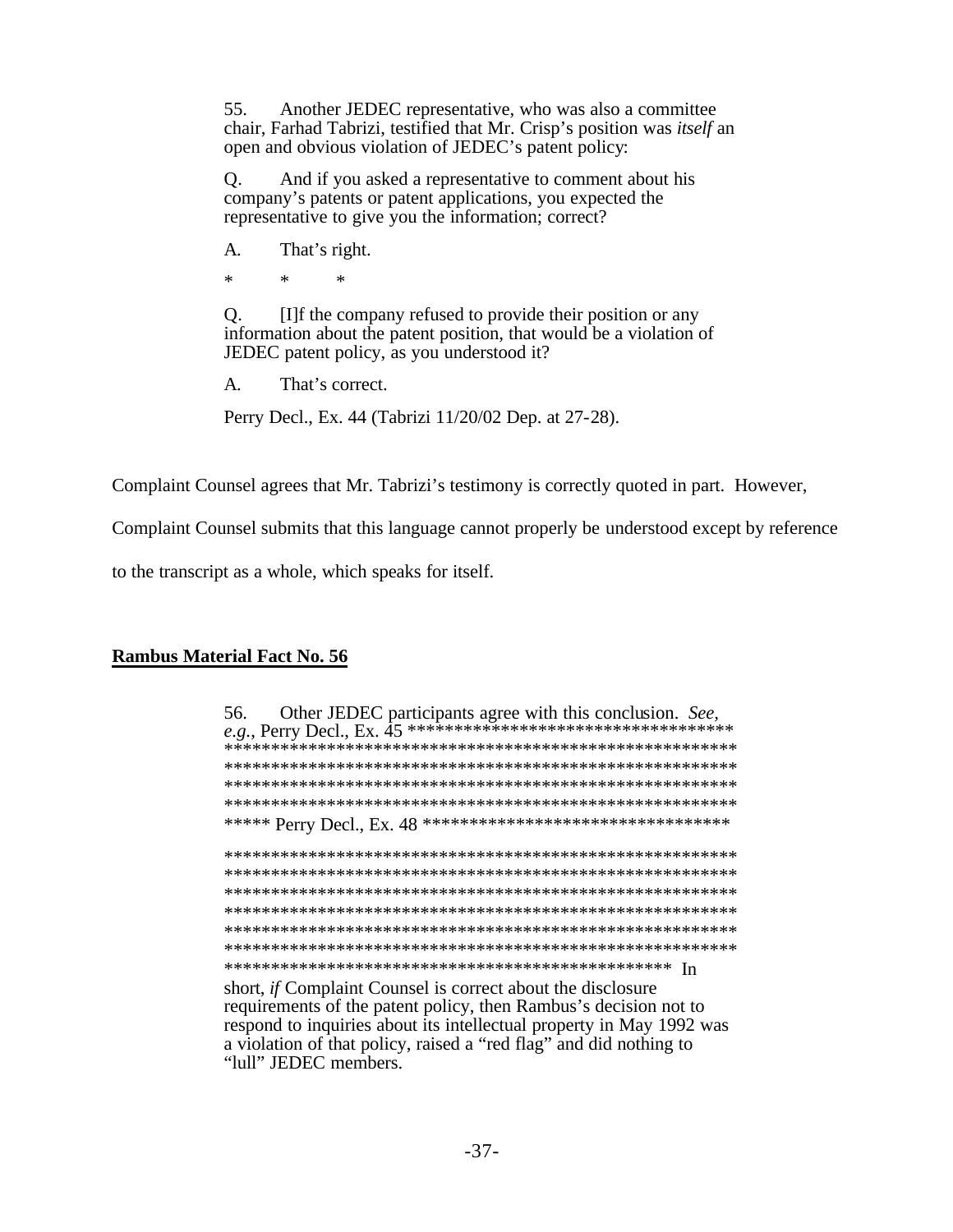> 55. Another JEDEC representative, who was also a committee chair, Farhad Tabrizi, testified that Mr. Crisp's position was *itself* an open and obvious violation of JEDEC's patent policy:
>
> Q. And if you asked a representative to comment about his company's patents or patent applications, you expected the representative to give you the information; correct?
>
> A. That's right.
>
> \* \* \*
>
> Q. [I]f the company refused to provide their position or any information about the patent position, that would be a violation of JEDEC patent policy, as you understood it?
>
> A. That's correct.
>
> Perry Decl., Ex. 44 (Tabrizi 11/20/02 Dep. at 27-28).

Complaint Counsel agrees that Mr. Tabrizi's testimony is correctly quoted in part. However, Complaint Counsel submits that this language cannot properly be understood except by reference to the transcript as a whole, which speaks for itself.

**Rambus Material Fact No. 56**

> 56. Other JEDEC participants agree with this conclusion. *See, e.g.*, Perry Decl., Ex. 45 ***************************************************************************************************************************************************************************************************************************************************************************************** Perry Decl., Ex. 48 ******************************************************************************************************************************************************************************************************************************************************************************************************************************************************************************************************* In short, *if* Complaint Counsel is correct about the disclosure requirements of the patent policy, then Rambus's decision not to respond to inquiries about its intellectual property in May 1992 was a violation of that policy, raised a "red flag" and did nothing to "lull" JEDEC members.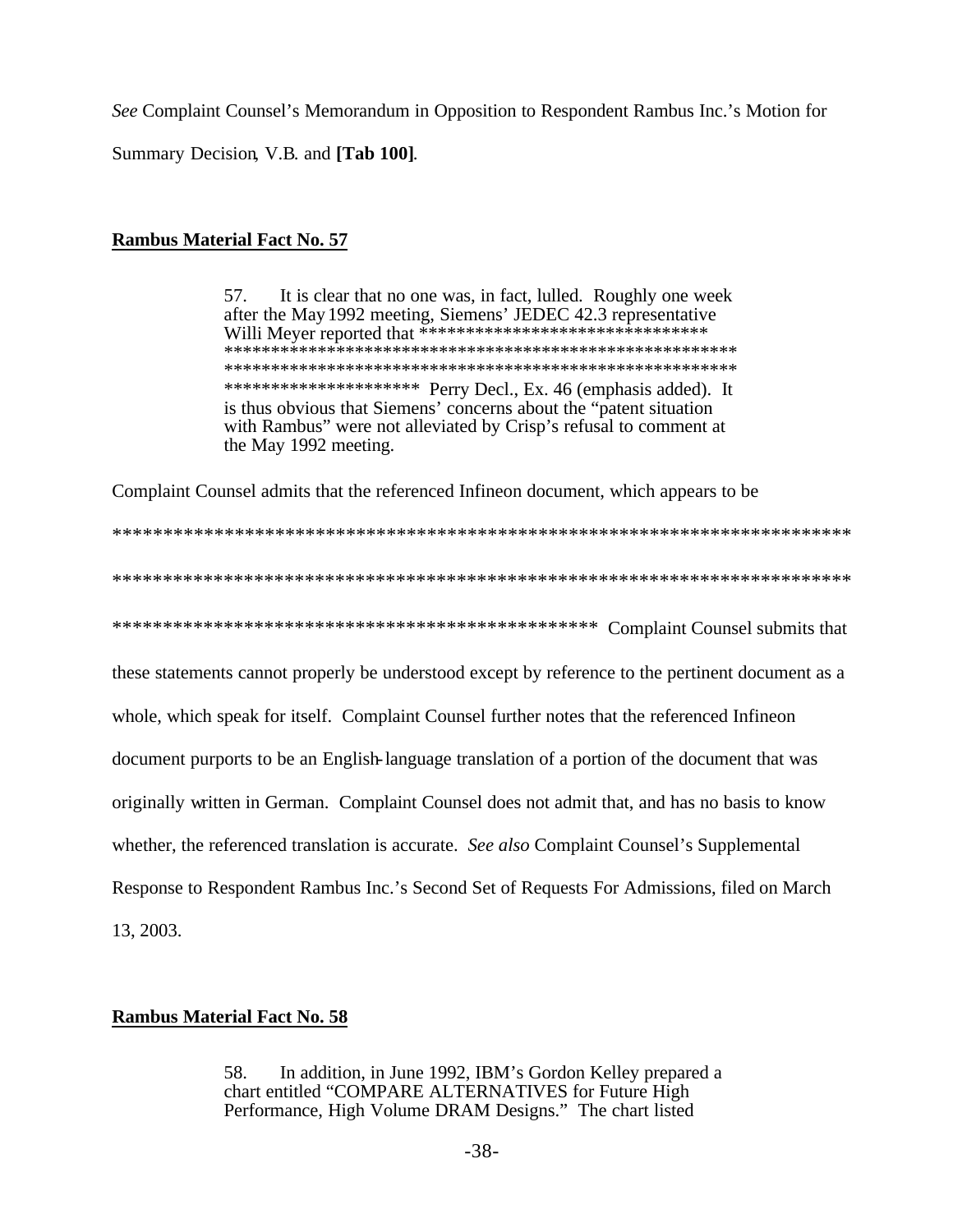*See* Complaint Counsel's Memorandum in Opposition to Respondent Rambus Inc.'s Motion for Summary Decision, V.B. and **[Tab 100]**.

**Rambus Material Fact No. 57**

> 57. It is clear that no one was, in fact, lulled. Roughly one week after the May 1992 meeting, Siemens' JEDEC 42.3 representative Willi Meyer reported that ********************************
> ******************************************************
> ******************************************************
> ********************** Perry Decl., Ex. 46 (emphasis added). It is thus obvious that Siemens' concerns about the "patent situation with Rambus" were not alleviated by Crisp's refusal to comment at the May 1992 meeting.

Complaint Counsel admits that the referenced Infineon document, which appears to be
***************************************************************************
***************************************************************************
************************************************** Complaint Counsel submits that these statements cannot properly be understood except by reference to the pertinent document as a whole, which speak for itself. Complaint Counsel further notes that the referenced Infineon document purports to be an English-language translation of a portion of the document that was originally written in German. Complaint Counsel does not admit that, and has no basis to know whether, the referenced translation is accurate. *See also* Complaint Counsel's Supplemental Response to Respondent Rambus Inc.'s Second Set of Requests For Admissions, filed on March 13, 2003.

**Rambus Material Fact No. 58**

> 58. In addition, in June 1992, IBM's Gordon Kelley prepared a chart entitled "COMPARE ALTERNATIVES for Future High Performance, High Volume DRAM Designs." The chart listed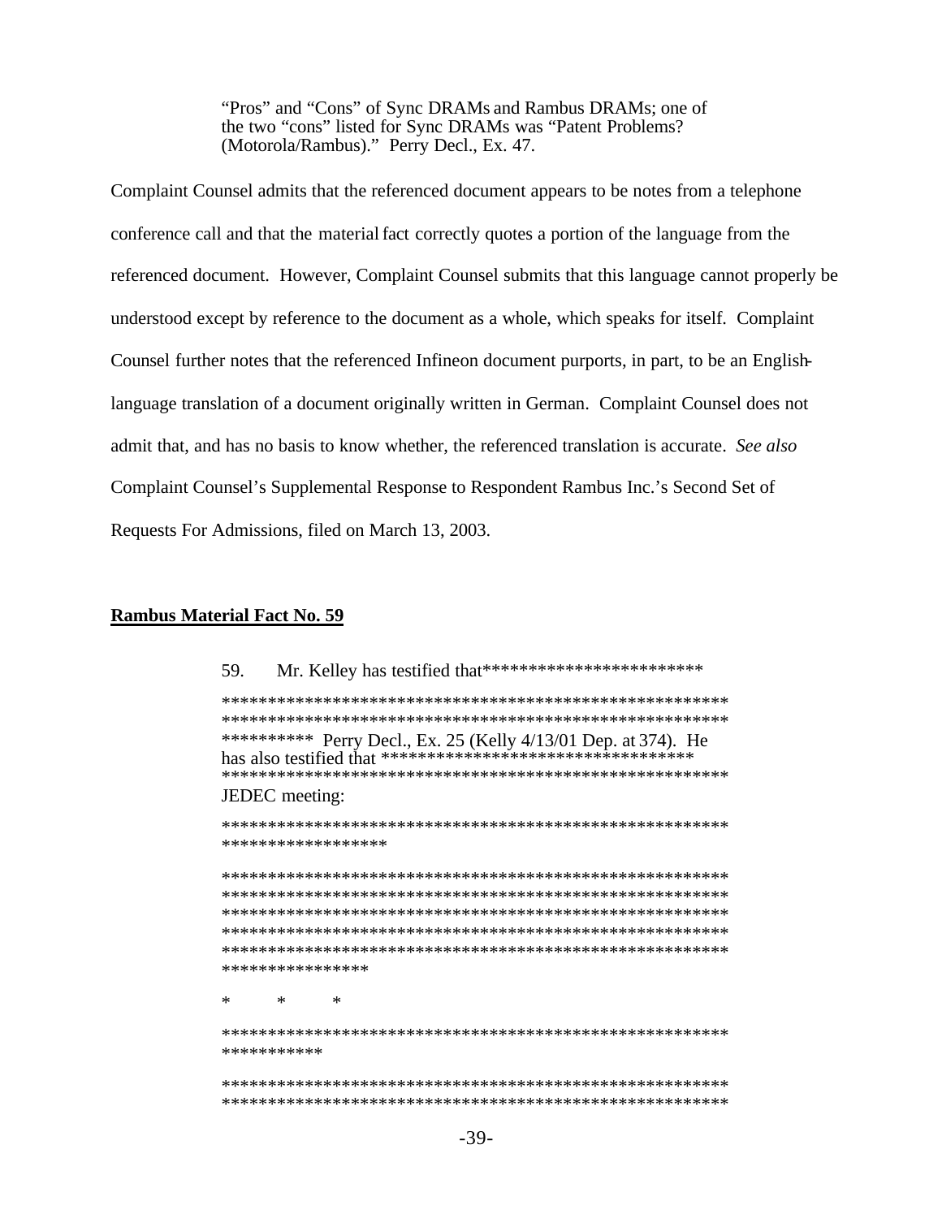> "Pros" and "Cons" of Sync DRAMs and Rambus DRAMs; one of the two "cons" listed for Sync DRAMs was "Patent Problems? (Motorola/Rambus)." Perry Decl., Ex. 47.

Complaint Counsel admits that the referenced document appears to be notes from a telephone conference call and that the material fact correctly quotes a portion of the language from the referenced document. However, Complaint Counsel submits that this language cannot properly be understood except by reference to the document as a whole, which speaks for itself. Complaint Counsel further notes that the referenced Infineon document purports, in part, to be an English-language translation of a document originally written in German. Complaint Counsel does not admit that, and has no basis to know whether, the referenced translation is accurate. *See also* Complaint Counsel's Supplemental Response to Respondent Rambus Inc.'s Second Set of Requests For Admissions, filed on March 13, 2003.

**Rambus Material Fact No. 59**

> 59. Mr. Kelley has testified that************************
> ********************************************************
> ********************************************************
> ********** Perry Decl., Ex. 25 (Kelly 4/13/01 Dep. at 374). He has also testified that **********************************
> ********************************************************
> JEDEC meeting:
>
> ********************************************************
> ******************
>
> ********************************************************
> ********************************************************
> ********************************************************
> ********************************************************
> ********************************************************
> ****************
>
> * * *
>
> ********************************************************
> ***********
>
> ********************************************************
> ********************************************************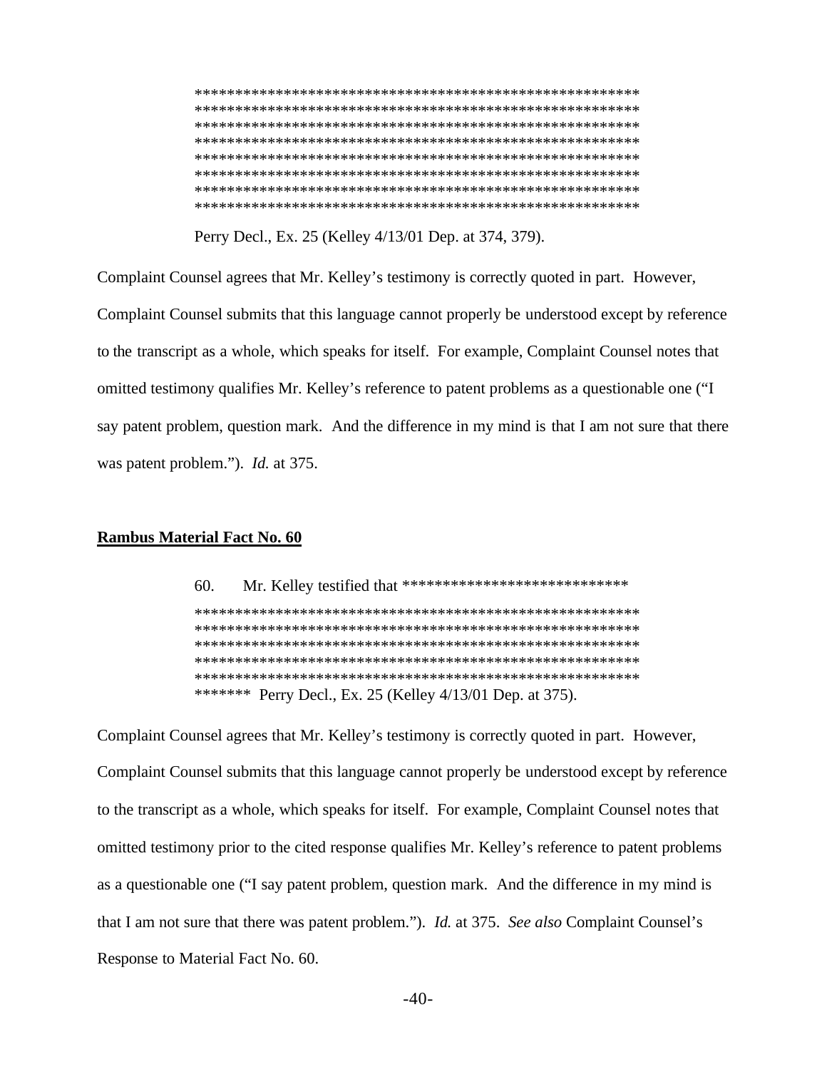********************************************************
********************************************************
********************************************************
********************************************************
********************************************************
********************************************************
********************************************************
********************************************************

Perry Decl., Ex. 25 (Kelley 4/13/01 Dep. at 374, 379).

Complaint Counsel agrees that Mr. Kelley's testimony is correctly quoted in part. However, Complaint Counsel submits that this language cannot properly be understood except by reference to the transcript as a whole, which speaks for itself. For example, Complaint Counsel notes that omitted testimony qualifies Mr. Kelley's reference to patent problems as a questionable one ("I say patent problem, question mark. And the difference in my mind is that I am not sure that there was patent problem."). *Id.* at 375.

**Rambus Material Fact No. 60**

60. Mr. Kelley testified that ****************************
********************************************************
********************************************************
********************************************************
********************************************************
********************************************************
******* Perry Decl., Ex. 25 (Kelley 4/13/01 Dep. at 375).

Complaint Counsel agrees that Mr. Kelley's testimony is correctly quoted in part. However, Complaint Counsel submits that this language cannot properly be understood except by reference to the transcript as a whole, which speaks for itself. For example, Complaint Counsel notes that omitted testimony prior to the cited response qualifies Mr. Kelley's reference to patent problems as a questionable one ("I say patent problem, question mark. And the difference in my mind is that I am not sure that there was patent problem."). *Id.* at 375. *See also* Complaint Counsel's Response to Material Fact No. 60.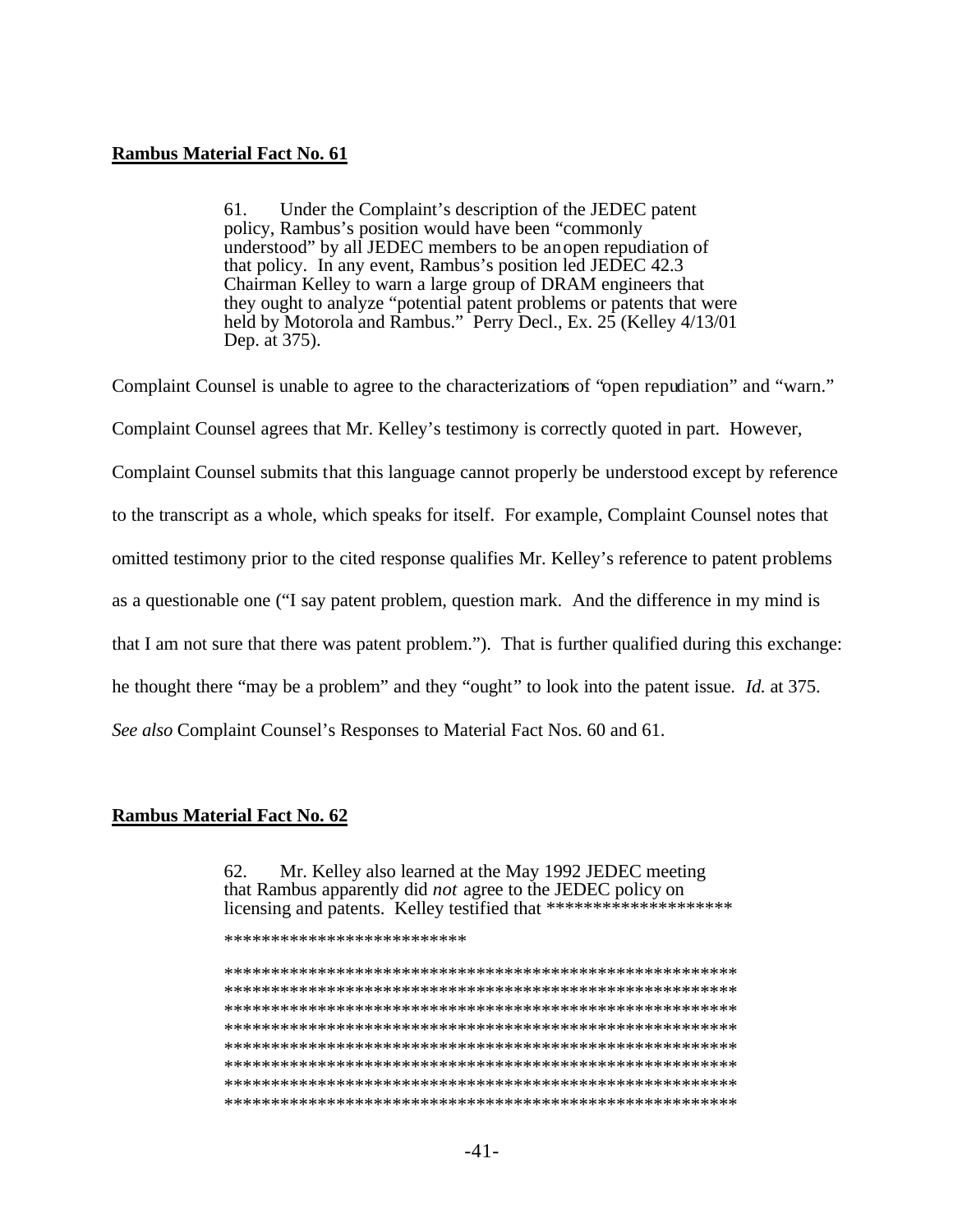**Rambus Material Fact No. 61**

> 61. Under the Complaint's description of the JEDEC patent policy, Rambus's position would have been "commonly understood" by all JEDEC members to be an open repudiation of that policy. In any event, Rambus's position led JEDEC 42.3 Chairman Kelley to warn a large group of DRAM engineers that they ought to analyze "potential patent problems or patents that were held by Motorola and Rambus." Perry Decl., Ex. 25 (Kelley 4/13/01 Dep. at 375).

Complaint Counsel is unable to agree to the characterizations of "open repudiation" and "warn." Complaint Counsel agrees that Mr. Kelley's testimony is correctly quoted in part. However, Complaint Counsel submits that this language cannot properly be understood except by reference to the transcript as a whole, which speaks for itself. For example, Complaint Counsel notes that omitted testimony prior to the cited response qualifies Mr. Kelley's reference to patent problems as a questionable one ("I say patent problem, question mark. And the difference in my mind is that I am not sure that there was patent problem."). That is further qualified during this exchange: he thought there "may be a problem" and they "ought" to look into the patent issue. *Id.* at 375. *See also* Complaint Counsel's Responses to Material Fact Nos. 60 and 61.

**Rambus Material Fact No. 62**

> 62. Mr. Kelley also learned at the May 1992 JEDEC meeting that Rambus apparently did *not* agree to the JEDEC policy on licensing and patents. Kelley testified that ********************
>
> ***************************
>
> ********************************************************
> ********************************************************
> ********************************************************
> ********************************************************
> ********************************************************
> ********************************************************
> ********************************************************
> ********************************************************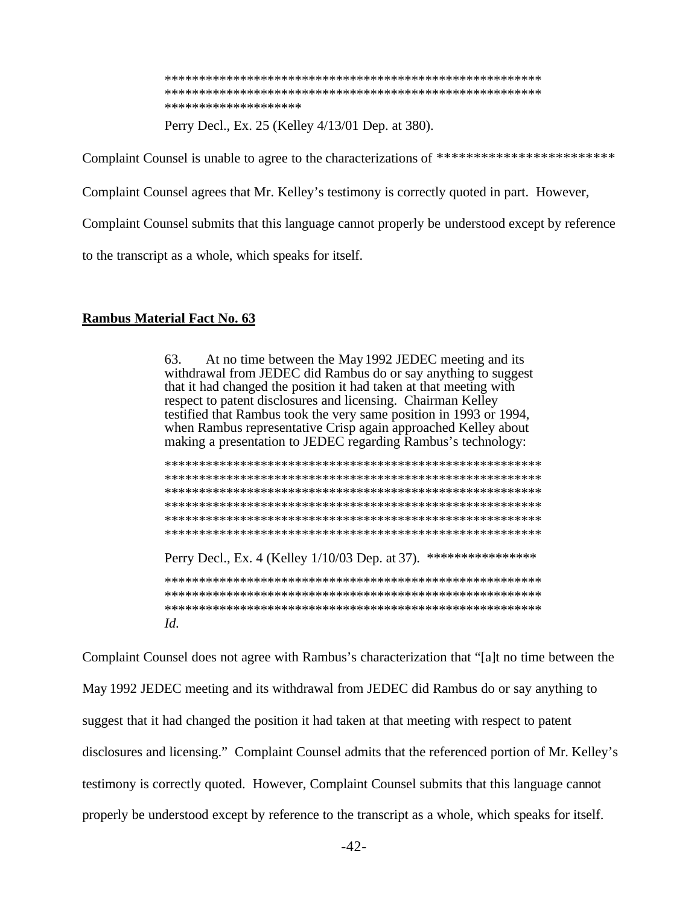> ********************************************************
> ********************************************************
> ********************
>
> Perry Decl., Ex. 25 (Kelley 4/13/01 Dep. at 380).

Complaint Counsel is unable to agree to the characterizations of ************************

Complaint Counsel agrees that Mr. Kelley's testimony is correctly quoted in part. However, Complaint Counsel submits that this language cannot properly be understood except by reference to the transcript as a whole, which speaks for itself.

**Rambus Material Fact No. 63**

> 63. At no time between the May 1992 JEDEC meeting and its withdrawal from JEDEC did Rambus do or say anything to suggest that it had changed the position it had taken at that meeting with respect to patent disclosures and licensing. Chairman Kelley testified that Rambus took the very same position in 1993 or 1994, when Rambus representative Crisp again approached Kelley about making a presentation to JEDEC regarding Rambus's technology:
>
> ********************************************************
> ********************************************************
> ********************************************************
> ********************************************************
> ********************************************************
> ********************************************************
>
> Perry Decl., Ex. 4 (Kelley 1/10/03 Dep. at 37). ****************
>
> ********************************************************
> ********************************************************
> ********************************************************
> *Id.*

Complaint Counsel does not agree with Rambus's characterization that "[a]t no time between the May 1992 JEDEC meeting and its withdrawal from JEDEC did Rambus do or say anything to suggest that it had changed the position it had taken at that meeting with respect to patent disclosures and licensing." Complaint Counsel admits that the referenced portion of Mr. Kelley's testimony is correctly quoted. However, Complaint Counsel submits that this language cannot properly be understood except by reference to the transcript as a whole, which speaks for itself.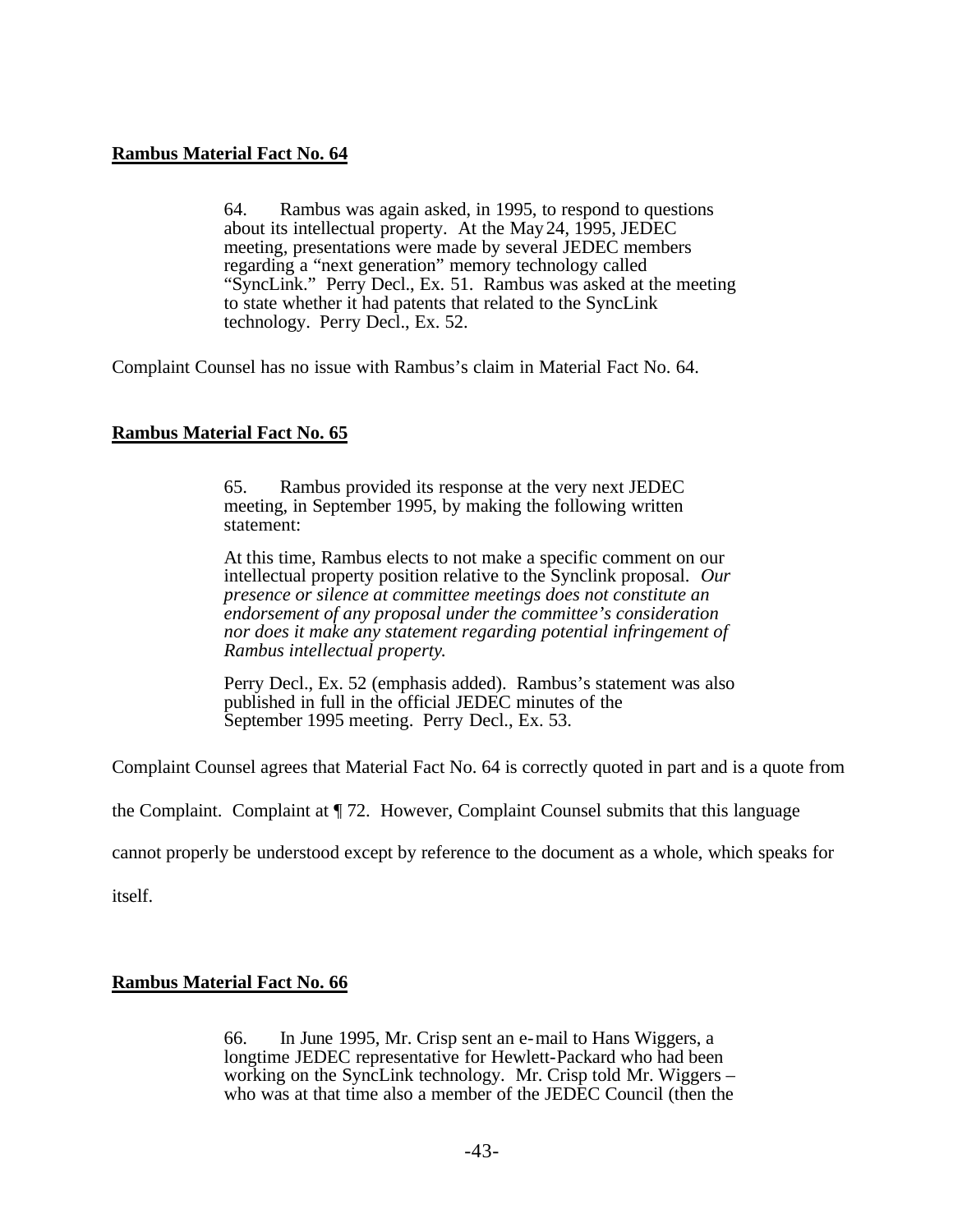**Rambus Material Fact No. 64**

> 64. Rambus was again asked, in 1995, to respond to questions about its intellectual property. At the May 24, 1995, JEDEC meeting, presentations were made by several JEDEC members regarding a "next generation" memory technology called "SyncLink." Perry Decl., Ex. 51. Rambus was asked at the meeting to state whether it had patents that related to the SyncLink technology. Perry Decl., Ex. 52.

Complaint Counsel has no issue with Rambus's claim in Material Fact No. 64.

**Rambus Material Fact No. 65**

> 65. Rambus provided its response at the very next JEDEC meeting, in September 1995, by making the following written statement:
>
> At this time, Rambus elects to not make a specific comment on our intellectual property position relative to the Synclink proposal. *Our presence or silence at committee meetings does not constitute an endorsement of any proposal under the committee's consideration nor does it make any statement regarding potential infringement of Rambus intellectual property.*
>
> Perry Decl., Ex. 52 (emphasis added). Rambus's statement was also published in full in the official JEDEC minutes of the September 1995 meeting. Perry Decl., Ex. 53.

Complaint Counsel agrees that Material Fact No. 64 is correctly quoted in part and is a quote from the Complaint. Complaint at ¶ 72. However, Complaint Counsel submits that this language cannot properly be understood except by reference to the document as a whole, which speaks for itself.

**Rambus Material Fact No. 66**

> 66. In June 1995, Mr. Crisp sent an e-mail to Hans Wiggers, a longtime JEDEC representative for Hewlett-Packard who had been working on the SyncLink technology. Mr. Crisp told Mr. Wiggers – who was at that time also a member of the JEDEC Council (then the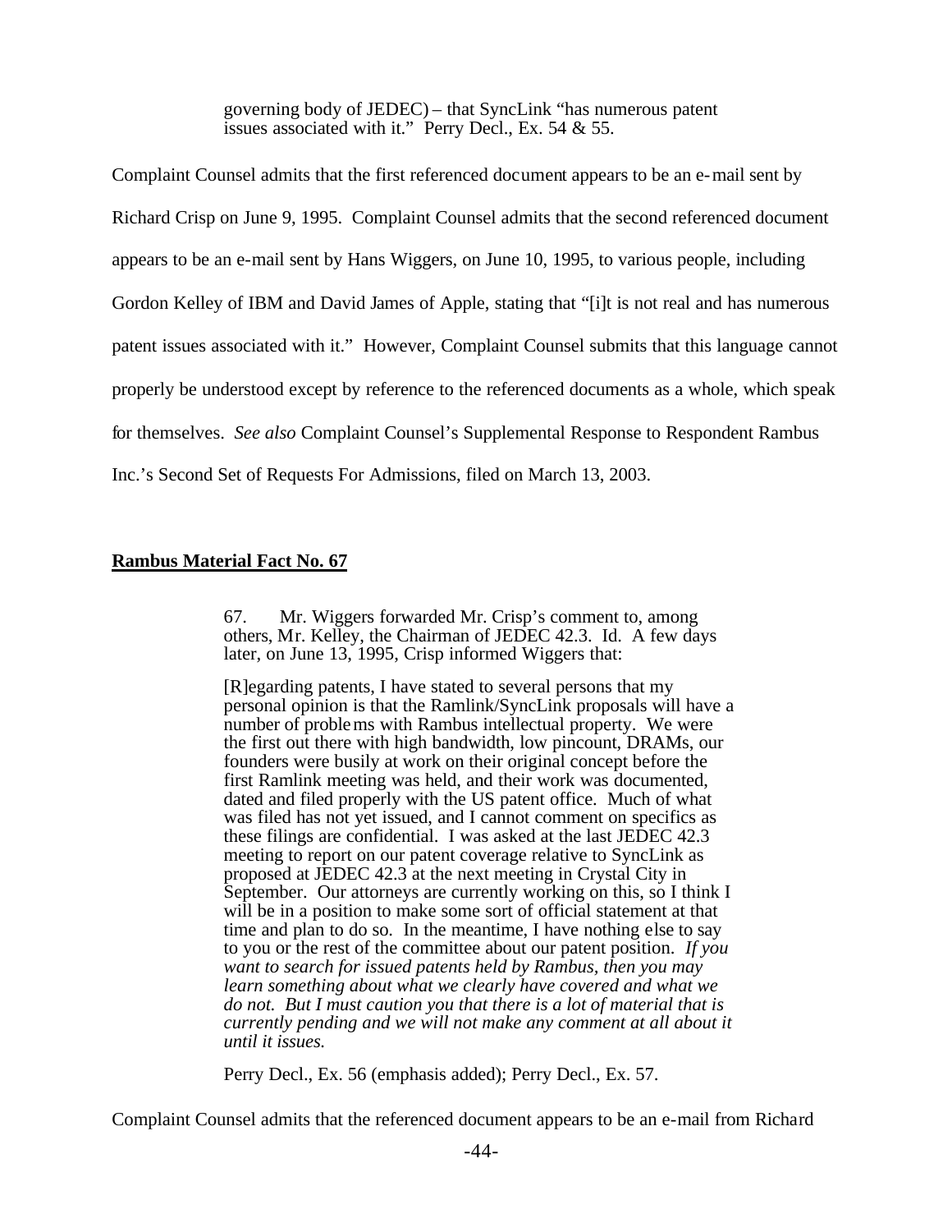> governing body of JEDEC) – that SyncLink "has numerous patent issues associated with it." Perry Decl., Ex. 54 & 55.

Complaint Counsel admits that the first referenced document appears to be an e-mail sent by Richard Crisp on June 9, 1995. Complaint Counsel admits that the second referenced document appears to be an e-mail sent by Hans Wiggers, on June 10, 1995, to various people, including Gordon Kelley of IBM and David James of Apple, stating that "[i]t is not real and has numerous patent issues associated with it." However, Complaint Counsel submits that this language cannot properly be understood except by reference to the referenced documents as a whole, which speak for themselves. *See also* Complaint Counsel's Supplemental Response to Respondent Rambus Inc.'s Second Set of Requests For Admissions, filed on March 13, 2003.

**Rambus Material Fact No. 67**

> 67. Mr. Wiggers forwarded Mr. Crisp's comment to, among others, Mr. Kelley, the Chairman of JEDEC 42.3. Id. A few days later, on June 13, 1995, Crisp informed Wiggers that:
>
> [R]egarding patents, I have stated to several persons that my personal opinion is that the Ramlink/SyncLink proposals will have a number of problems with Rambus intellectual property. We were the first out there with high bandwidth, low pincount, DRAMs, our founders were busily at work on their original concept before the first Ramlink meeting was held, and their work was documented, dated and filed properly with the US patent office. Much of what was filed has not yet issued, and I cannot comment on specifics as these filings are confidential. I was asked at the last JEDEC 42.3 meeting to report on our patent coverage relative to SyncLink as proposed at JEDEC 42.3 at the next meeting in Crystal City in September. Our attorneys are currently working on this, so I think I will be in a position to make some sort of official statement at that time and plan to do so. In the meantime, I have nothing else to say to you or the rest of the committee about our patent position. *If you want to search for issued patents held by Rambus, then you may learn something about what we clearly have covered and what we do not. But I must caution you that there is a lot of material that is currently pending and we will not make any comment at all about it until it issues.*
>
> Perry Decl., Ex. 56 (emphasis added); Perry Decl., Ex. 57.

Complaint Counsel admits that the referenced document appears to be an e-mail from Richard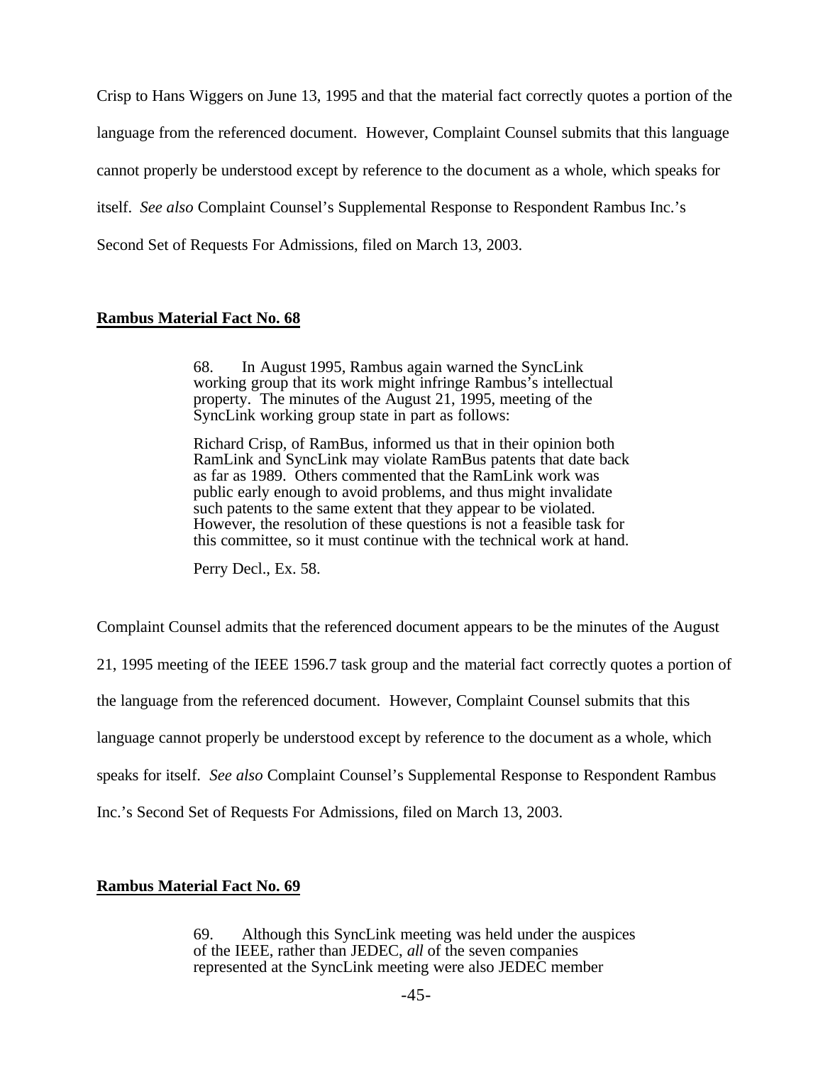Crisp to Hans Wiggers on June 13, 1995 and that the material fact correctly quotes a portion of the language from the referenced document. However, Complaint Counsel submits that this language cannot properly be understood except by reference to the document as a whole, which speaks for itself. *See also* Complaint Counsel's Supplemental Response to Respondent Rambus Inc.'s Second Set of Requests For Admissions, filed on March 13, 2003.

**Rambus Material Fact No. 68**

> 68. In August 1995, Rambus again warned the SyncLink working group that its work might infringe Rambus's intellectual property. The minutes of the August 21, 1995, meeting of the SyncLink working group state in part as follows:
>
> Richard Crisp, of RamBus, informed us that in their opinion both RamLink and SyncLink may violate RamBus patents that date back as far as 1989. Others commented that the RamLink work was public early enough to avoid problems, and thus might invalidate such patents to the same extent that they appear to be violated. However, the resolution of these questions is not a feasible task for this committee, so it must continue with the technical work at hand.
>
> Perry Decl., Ex. 58.

Complaint Counsel admits that the referenced document appears to be the minutes of the August 21, 1995 meeting of the IEEE 1596.7 task group and the material fact correctly quotes a portion of the language from the referenced document. However, Complaint Counsel submits that this language cannot properly be understood except by reference to the document as a whole, which speaks for itself. *See also* Complaint Counsel's Supplemental Response to Respondent Rambus Inc.'s Second Set of Requests For Admissions, filed on March 13, 2003.

**Rambus Material Fact No. 69**

> 69. Although this SyncLink meeting was held under the auspices of the IEEE, rather than JEDEC, *all* of the seven companies represented at the SyncLink meeting were also JEDEC member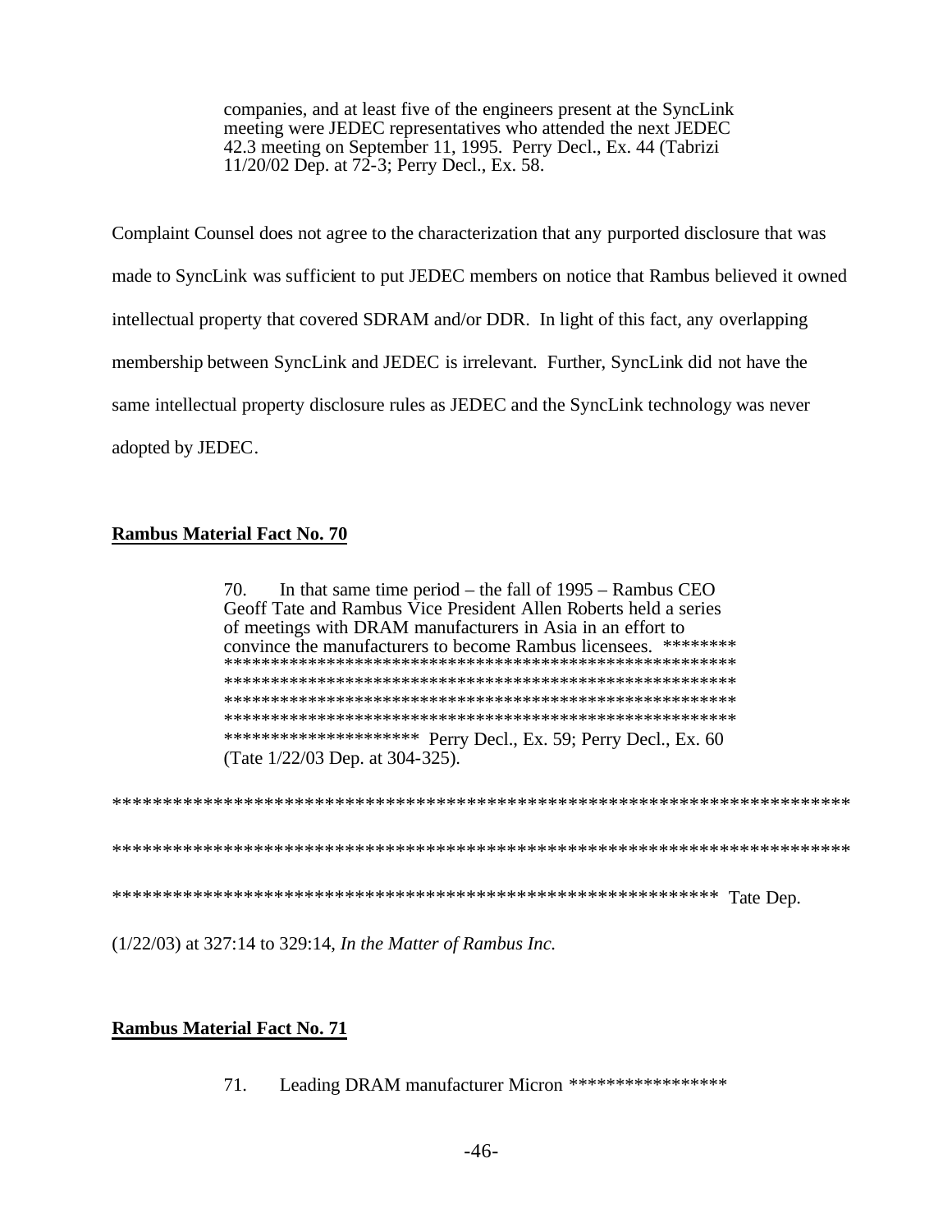> companies, and at least five of the engineers present at the SyncLink meeting were JEDEC representatives who attended the next JEDEC 42.3 meeting on September 11, 1995. Perry Decl., Ex. 44 (Tabrizi 11/20/02 Dep. at 72-3; Perry Decl., Ex. 58.

Complaint Counsel does not agree to the characterization that any purported disclosure that was made to SyncLink was sufficient to put JEDEC members on notice that Rambus believed it owned intellectual property that covered SDRAM and/or DDR. In light of this fact, any overlapping membership between SyncLink and JEDEC is irrelevant. Further, SyncLink did not have the same intellectual property disclosure rules as JEDEC and the SyncLink technology was never adopted by JEDEC.

**Rambus Material Fact No. 70**

> 70. In that same time period – the fall of 1995 – Rambus CEO Geoff Tate and Rambus Vice President Allen Roberts held a series of meetings with DRAM manufacturers in Asia in an effort to convince the manufacturers to become Rambus licensees. ********
> ********************************************************
> ********************************************************
> ********************************************************
> ********************************************************
> ********************* Perry Decl., Ex. 59; Perry Decl., Ex. 60 (Tate 1/22/03 Dep. at 304-325).

****************************************************************************

****************************************************************************

************************************************************* Tate Dep.

(1/22/03) at 327:14 to 329:14, *In the Matter of Rambus Inc.*

**Rambus Material Fact No. 71**

> 71. Leading DRAM manufacturer Micron *****************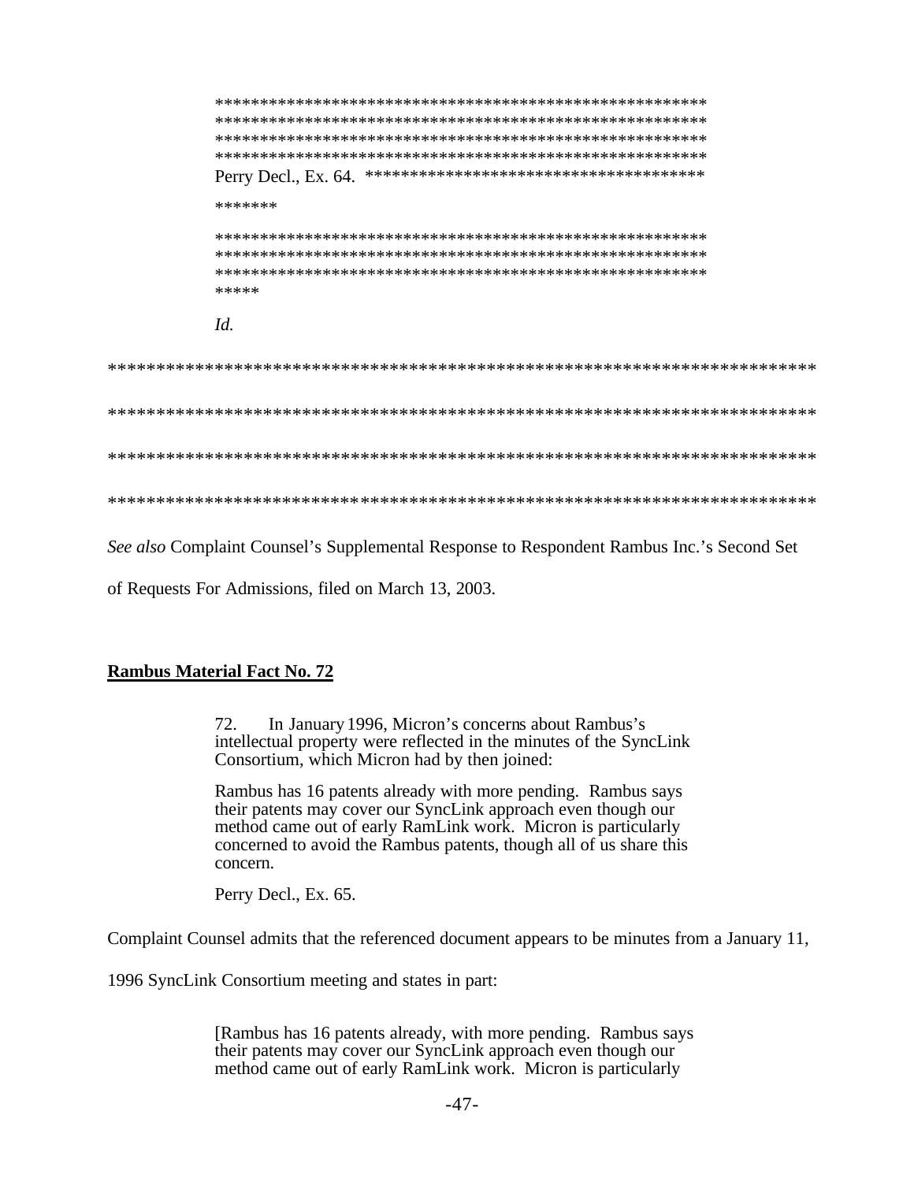> *********************************************************
> *********************************************************
> *********************************************************
> *********************************************************
> Perry Decl., Ex. 64. **************************************
>
> *******
>
> *********************************************************
> *********************************************************
> *********************************************************
> *****
>
> *Id.*

*****************************************************************************

*****************************************************************************

*****************************************************************************

*****************************************************************************

*See also* Complaint Counsel's Supplemental Response to Respondent Rambus Inc.'s Second Set of Requests For Admissions, filed on March 13, 2003.

**Rambus Material Fact No. 72**

> 72. In January 1996, Micron's concerns about Rambus's intellectual property were reflected in the minutes of the SyncLink Consortium, which Micron had by then joined:
>
> Rambus has 16 patents already with more pending. Rambus says their patents may cover our SyncLink approach even though our method came out of early RamLink work. Micron is particularly concerned to avoid the Rambus patents, though all of us share this concern.
>
> Perry Decl., Ex. 65.

Complaint Counsel admits that the referenced document appears to be minutes from a January 11, 1996 SyncLink Consortium meeting and states in part:

> [Rambus has 16 patents already, with more pending. Rambus says their patents may cover our SyncLink approach even though our method came out of early RamLink work. Micron is particularly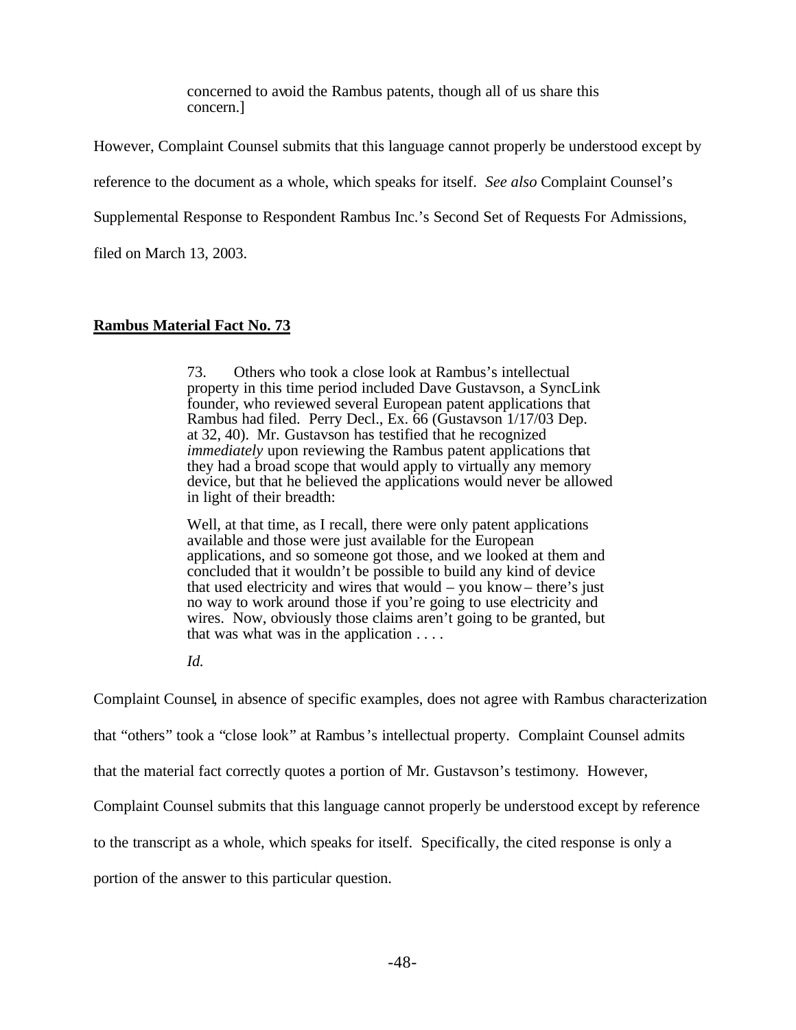> concerned to avoid the Rambus patents, though all of us share this concern.]

However, Complaint Counsel submits that this language cannot properly be understood except by reference to the document as a whole, which speaks for itself. *See also* Complaint Counsel's Supplemental Response to Respondent Rambus Inc.'s Second Set of Requests For Admissions, filed on March 13, 2003.

**Rambus Material Fact No. 73**

> 73. Others who took a close look at Rambus's intellectual property in this time period included Dave Gustavson, a SyncLink founder, who reviewed several European patent applications that Rambus had filed. Perry Decl., Ex. 66 (Gustavson 1/17/03 Dep. at 32, 40). Mr. Gustavson has testified that he recognized *immediately* upon reviewing the Rambus patent applications that they had a broad scope that would apply to virtually any memory device, but that he believed the applications would never be allowed in light of their breadth:
>
> Well, at that time, as I recall, there were only patent applications available and those were just available for the European applications, and so someone got those, and we looked at them and concluded that it wouldn't be possible to build any kind of device that used electricity and wires that would – you know – there's just no way to work around those if you're going to use electricity and wires. Now, obviously those claims aren't going to be granted, but that was what was in the application . . . .
>
> *Id.*

Complaint Counsel, in absence of specific examples, does not agree with Rambus characterization that "others" took a "close look" at Rambus's intellectual property. Complaint Counsel admits that the material fact correctly quotes a portion of Mr. Gustavson's testimony. However, Complaint Counsel submits that this language cannot properly be understood except by reference to the transcript as a whole, which speaks for itself. Specifically, the cited response is only a portion of the answer to this particular question.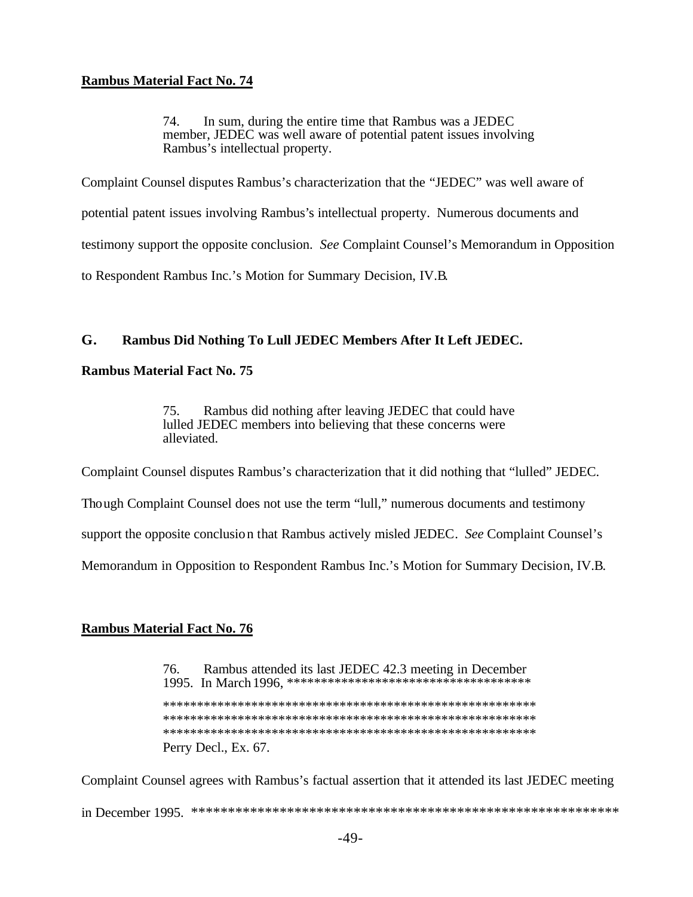**<u>Rambus Material Fact No. 74</u>**

> 74. In sum, during the entire time that Rambus was a JEDEC member, JEDEC was well aware of potential patent issues involving Rambus's intellectual property.

Complaint Counsel disputes Rambus's characterization that the "JEDEC" was well aware of potential patent issues involving Rambus's intellectual property. Numerous documents and testimony support the opposite conclusion. *See* Complaint Counsel's Memorandum in Opposition to Respondent Rambus Inc.'s Motion for Summary Decision, IV.B.

## G. Rambus Did Nothing To Lull JEDEC Members After It Left JEDEC.

**Rambus Material Fact No. 75**

> 75. Rambus did nothing after leaving JEDEC that could have lulled JEDEC members into believing that these concerns were alleviated.

Complaint Counsel disputes Rambus's characterization that it did nothing that "lulled" JEDEC. Though Complaint Counsel does not use the term "lull," numerous documents and testimony support the opposite conclusion that Rambus actively misled JEDEC. *See* Complaint Counsel's Memorandum in Opposition to Respondent Rambus Inc.'s Motion for Summary Decision, IV.B.

**<u>Rambus Material Fact No. 76</u>**

> 76. Rambus attended its last JEDEC 42.3 meeting in December 1995. In March 1996, ************************************
> ********************************************************
> ********************************************************
> ********************************************************
> Perry Decl., Ex. 67.

Complaint Counsel agrees with Rambus's factual assertion that it attended its last JEDEC meeting in December 1995. ************************************************************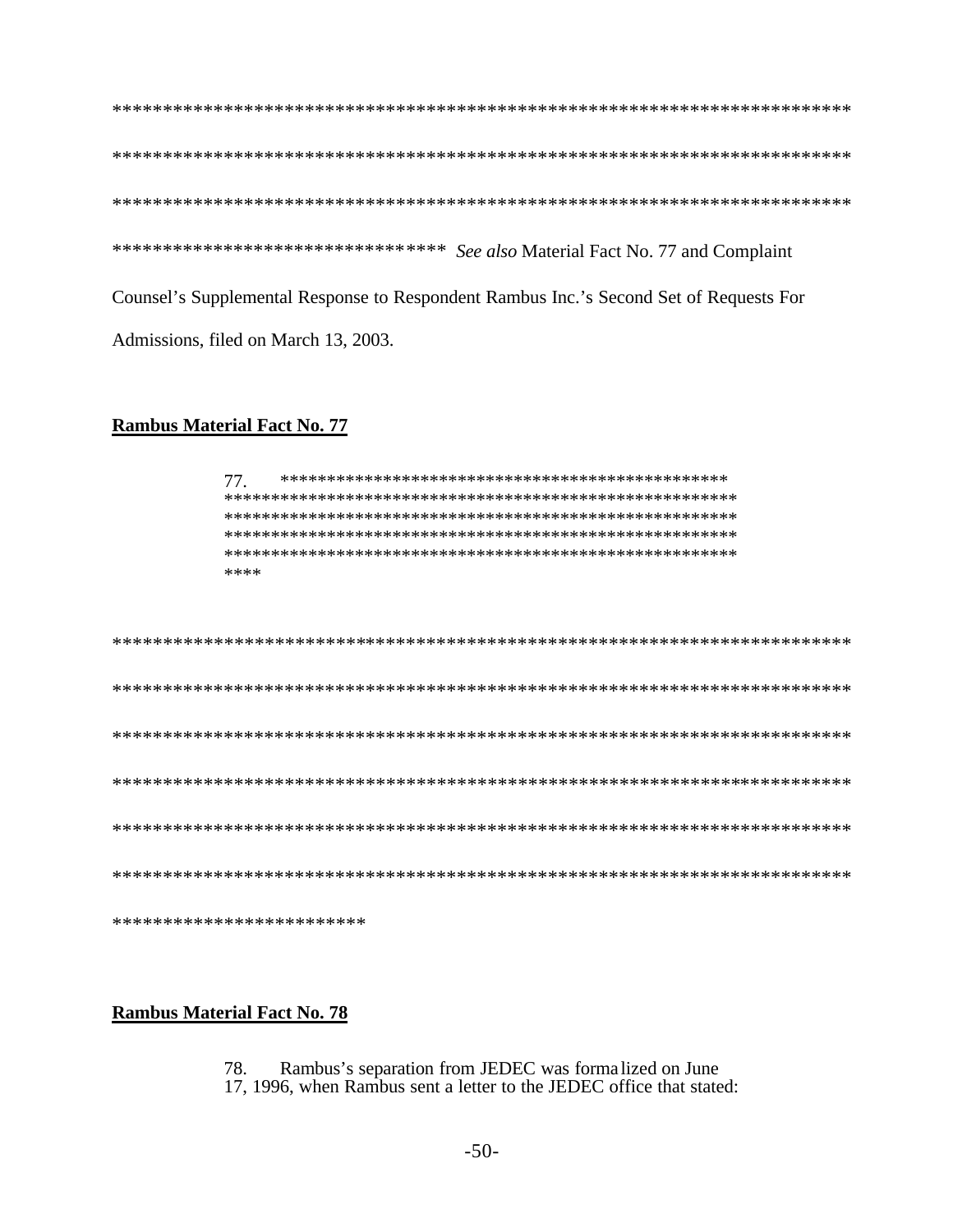****************************************************************************

****************************************************************************

****************************************************************************

********************************** *See also* Material Fact No. 77 and Complaint Counsel's Supplemental Response to Respondent Rambus Inc.'s Second Set of Requests For Admissions, filed on March 13, 2003.

**Rambus Material Fact No. 77**

> 77. **************************************************
> *********************************************************
> *********************************************************
> *********************************************************
> *********************************************************
> ****

****************************************************************************

****************************************************************************

****************************************************************************

****************************************************************************

****************************************************************************

****************************************************************************

*************************

**Rambus Material Fact No. 78**

> 78. Rambus's separation from JEDEC was formalized on June 17, 1996, when Rambus sent a letter to the JEDEC office that stated: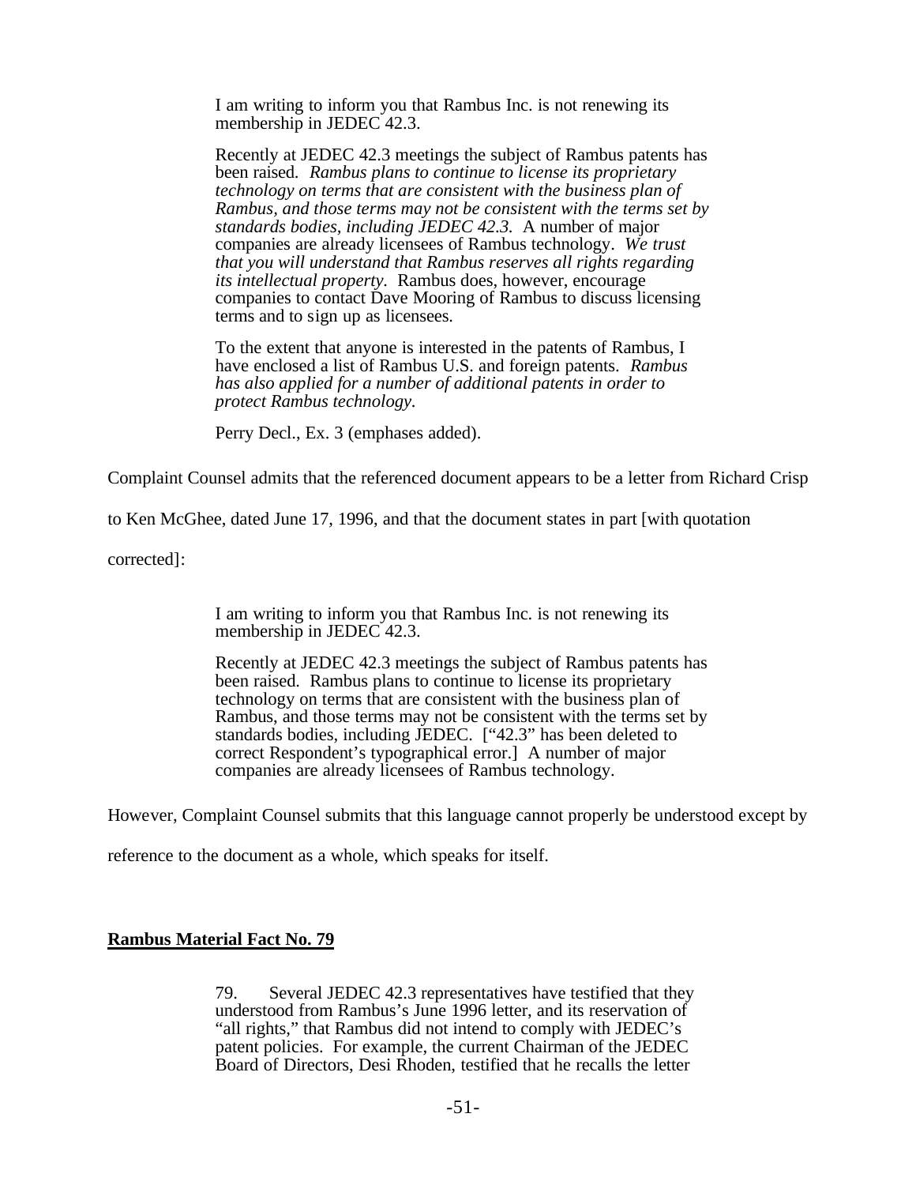> I am writing to inform you that Rambus Inc. is not renewing its membership in JEDEC 42.3.
>
> Recently at JEDEC 42.3 meetings the subject of Rambus patents has been raised. *Rambus plans to continue to license its proprietary technology on terms that are consistent with the business plan of Rambus, and those terms may not be consistent with the terms set by standards bodies, including JEDEC 42.3.* A number of major companies are already licensees of Rambus technology. *We trust that you will understand that Rambus reserves all rights regarding its intellectual property.* Rambus does, however, encourage companies to contact Dave Mooring of Rambus to discuss licensing terms and to sign up as licensees.
>
> To the extent that anyone is interested in the patents of Rambus, I have enclosed a list of Rambus U.S. and foreign patents. *Rambus has also applied for a number of additional patents in order to protect Rambus technology.*
>
> Perry Decl., Ex. 3 (emphases added).

Complaint Counsel admits that the referenced document appears to be a letter from Richard Crisp to Ken McGhee, dated June 17, 1996, and that the document states in part [with quotation corrected]:

> I am writing to inform you that Rambus Inc. is not renewing its membership in JEDEC 42.3.
>
> Recently at JEDEC 42.3 meetings the subject of Rambus patents has been raised. Rambus plans to continue to license its proprietary technology on terms that are consistent with the business plan of Rambus, and those terms may not be consistent with the terms set by standards bodies, including JEDEC. ["42.3" has been deleted to correct Respondent's typographical error.] A number of major companies are already licensees of Rambus technology.

However, Complaint Counsel submits that this language cannot properly be understood except by reference to the document as a whole, which speaks for itself.

## Rambus Material Fact No. 79

> 79. Several JEDEC 42.3 representatives have testified that they understood from Rambus's June 1996 letter, and its reservation of "all rights," that Rambus did not intend to comply with JEDEC's patent policies. For example, the current Chairman of the JEDEC Board of Directors, Desi Rhoden, testified that he recalls the letter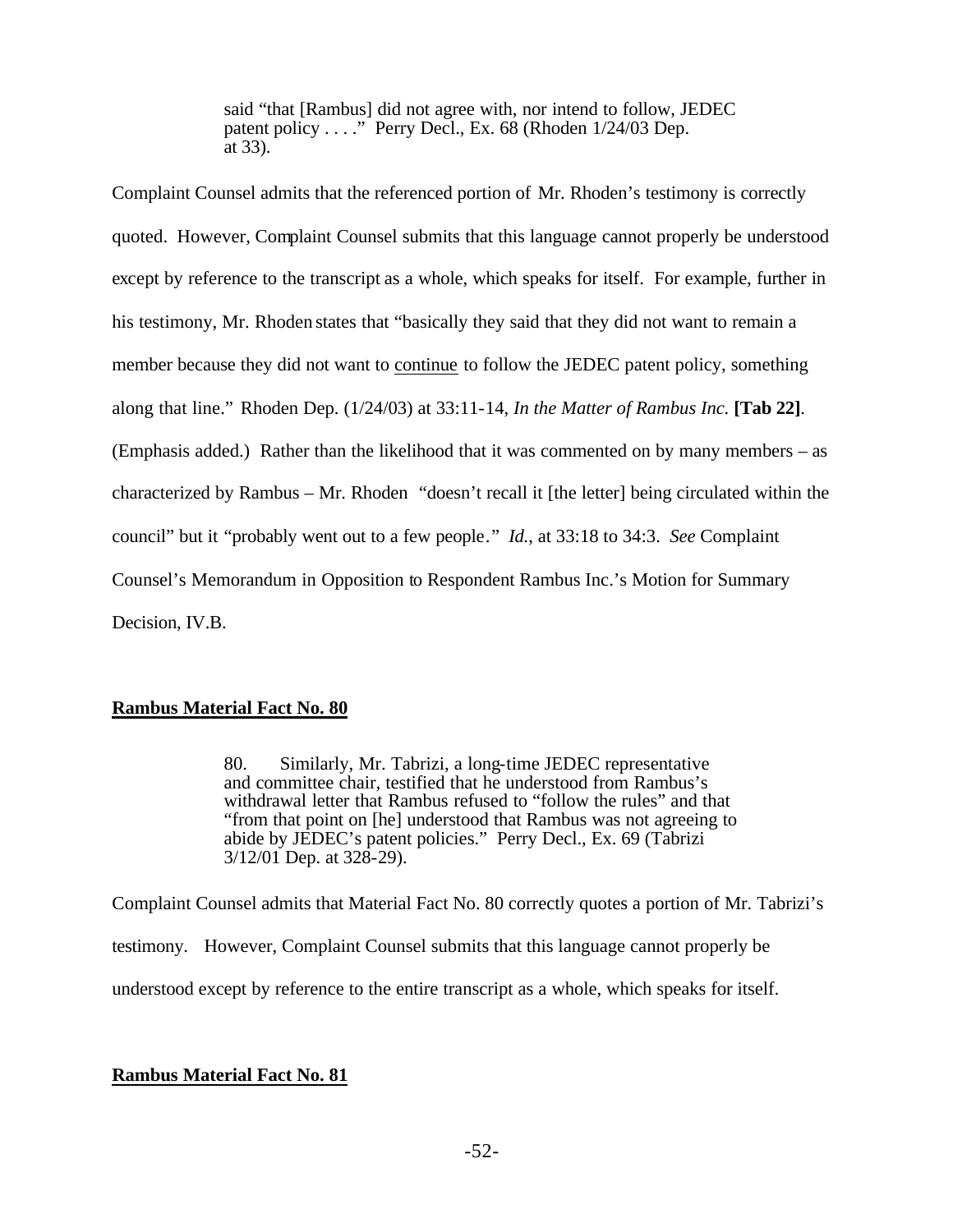> said "that [Rambus] did not agree with, nor intend to follow, JEDEC patent policy . . . ." Perry Decl., Ex. 68 (Rhoden 1/24/03 Dep. at 33).

Complaint Counsel admits that the referenced portion of Mr. Rhoden's testimony is correctly quoted. However, Complaint Counsel submits that this language cannot properly be understood except by reference to the transcript as a whole, which speaks for itself. For example, further in his testimony, Mr. Rhoden states that "basically they said that they did not want to remain a member because they did not want to <u>continue</u> to follow the JEDEC patent policy, something along that line." Rhoden Dep. (1/24/03) at 33:11-14, *In the Matter of Rambus Inc.* **[Tab 22]**. (Emphasis added.) Rather than the likelihood that it was commented on by many members – as characterized by Rambus – Mr. Rhoden "doesn't recall it [the letter] being circulated within the council" but it "probably went out to a few people." *Id.*, at 33:18 to 34:3. *See* Complaint Counsel's Memorandum in Opposition to Respondent Rambus Inc.'s Motion for Summary Decision, IV.B.

**<u>Rambus Material Fact No. 80</u>**

> 80. Similarly, Mr. Tabrizi, a long-time JEDEC representative and committee chair, testified that he understood from Rambus's withdrawal letter that Rambus refused to "follow the rules" and that "from that point on [he] understood that Rambus was not agreeing to abide by JEDEC's patent policies." Perry Decl., Ex. 69 (Tabrizi 3/12/01 Dep. at 328-29).

Complaint Counsel admits that Material Fact No. 80 correctly quotes a portion of Mr. Tabrizi's testimony. However, Complaint Counsel submits that this language cannot properly be understood except by reference to the entire transcript as a whole, which speaks for itself.

**<u>Rambus Material Fact No. 81</u>**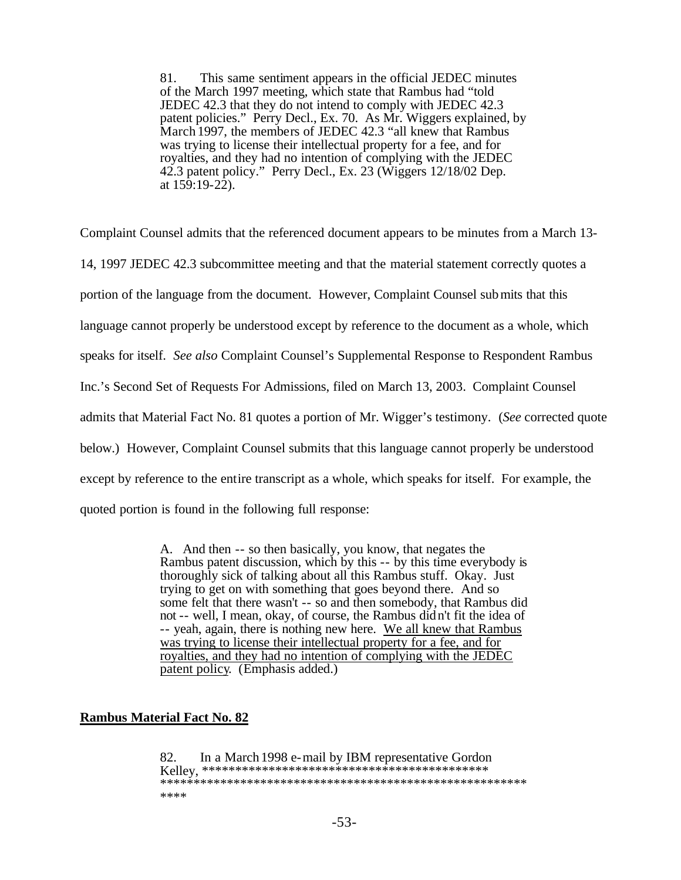> 81. This same sentiment appears in the official JEDEC minutes of the March 1997 meeting, which state that Rambus had "told JEDEC 42.3 that they do not intend to comply with JEDEC 42.3 patent policies." Perry Decl., Ex. 70. As Mr. Wiggers explained, by March 1997, the members of JEDEC 42.3 "all knew that Rambus was trying to license their intellectual property for a fee, and for royalties, and they had no intention of complying with the JEDEC 42.3 patent policy." Perry Decl., Ex. 23 (Wiggers 12/18/02 Dep. at 159:19-22).

Complaint Counsel admits that the referenced document appears to be minutes from a March 13-14, 1997 JEDEC 42.3 subcommittee meeting and that the material statement correctly quotes a portion of the language from the document. However, Complaint Counsel submits that this language cannot properly be understood except by reference to the document as a whole, which speaks for itself. *See also* Complaint Counsel's Supplemental Response to Respondent Rambus Inc.'s Second Set of Requests For Admissions, filed on March 13, 2003. Complaint Counsel admits that Material Fact No. 81 quotes a portion of Mr. Wigger's testimony. (*See* corrected quote below.) However, Complaint Counsel submits that this language cannot properly be understood except by reference to the entire transcript as a whole, which speaks for itself. For example, the quoted portion is found in the following full response:

> A. And then -- so then basically, you know, that negates the Rambus patent discussion, which by this -- by this time everybody is thoroughly sick of talking about all this Rambus stuff. Okay. Just trying to get on with something that goes beyond there. And so some felt that there wasn't -- so and then somebody, that Rambus did not -- well, I mean, okay, of course, the Rambus didn't fit the idea of -- yeah, again, there is nothing new here. <u>We all knew that Rambus was trying to license their intellectual property for a fee, and for royalties, and they had no intention of complying with the JEDEC patent policy</u>. (Emphasis added.)

**<u>Rambus Material Fact No. 82</u>**

> 82. In a March 1998 e-mail by IBM representative Gordon Kelley, ******************************************* ******************************************************** ****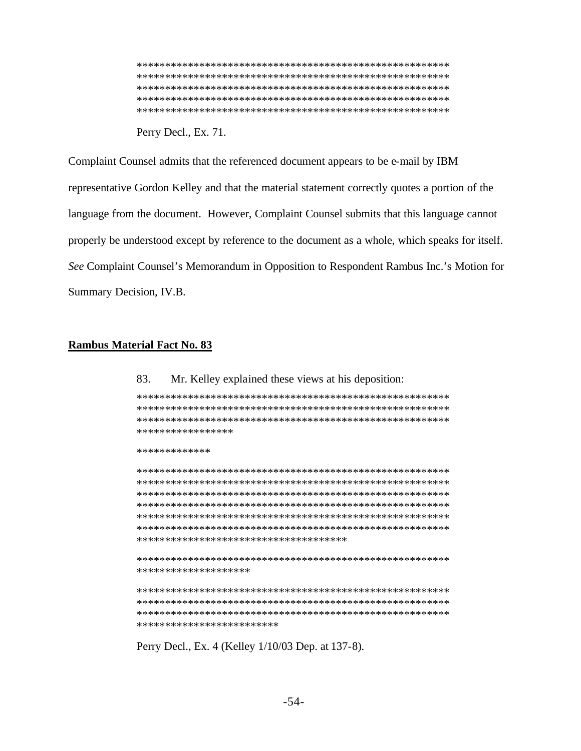********************************************************
********************************************************
********************************************************
********************************************************
********************************************************

Perry Decl., Ex. 71.

Complaint Counsel admits that the referenced document appears to be e-mail by IBM representative Gordon Kelley and that the material statement correctly quotes a portion of the language from the document. However, Complaint Counsel submits that this language cannot properly be understood except by reference to the document as a whole, which speaks for itself. *See* Complaint Counsel's Memorandum in Opposition to Respondent Rambus Inc.'s Motion for Summary Decision, IV.B.

**Rambus Material Fact No. 83**

83. Mr. Kelley explained these views at his deposition:

********************************************************
********************************************************
********************************************************
*****************

*************

********************************************************
********************************************************
********************************************************
********************************************************
********************************************************
********************************************************
**************************************

********************************************************
********************

********************************************************
********************************************************
********************************************************
*************************

Perry Decl., Ex. 4 (Kelley 1/10/03 Dep. at 137-8).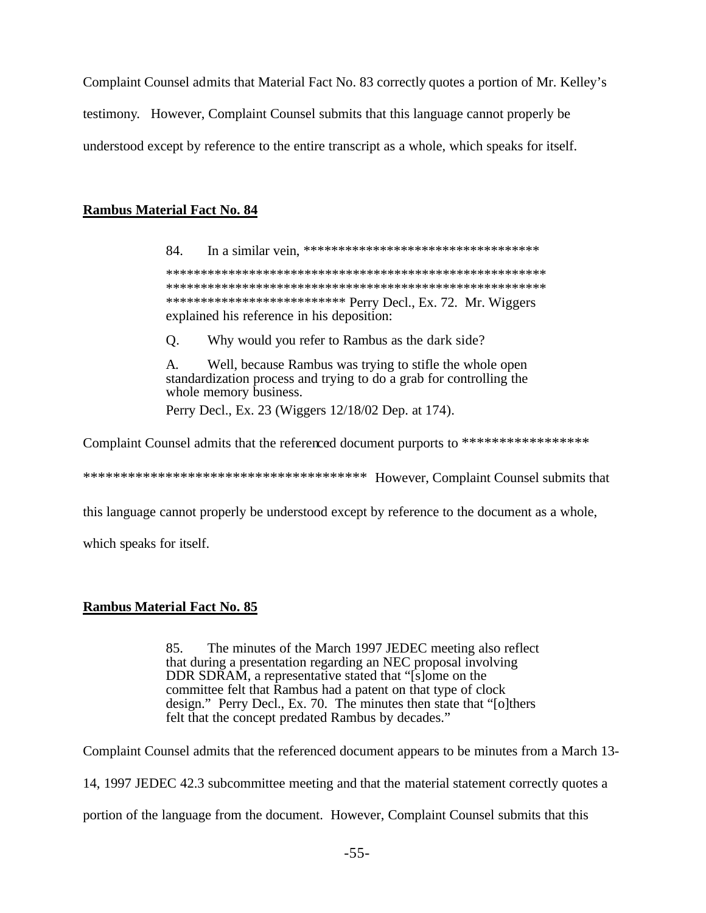Complaint Counsel admits that Material Fact No. 83 correctly quotes a portion of Mr. Kelley's testimony. However, Complaint Counsel submits that this language cannot properly be understood except by reference to the entire transcript as a whole, which speaks for itself.

**Rambus Material Fact No. 84**

> 84. In a similar vein, ************************************ ******************************************************* ******************************************************* ************************** Perry Decl., Ex. 72. Mr. Wiggers explained his reference in his deposition:
>
> Q. Why would you refer to Rambus as the dark side?
>
> A. Well, because Rambus was trying to stifle the whole open standardization process and trying to do a grab for controlling the whole memory business.
>
> Perry Decl., Ex. 23 (Wiggers 12/18/02 Dep. at 174).

Complaint Counsel admits that the referenced document purports to ***************** *************************************** However, Complaint Counsel submits that this language cannot properly be understood except by reference to the document as a whole, which speaks for itself.

**Rambus Material Fact No. 85**

> 85. The minutes of the March 1997 JEDEC meeting also reflect that during a presentation regarding an NEC proposal involving DDR SDRAM, a representative stated that "[s]ome on the committee felt that Rambus had a patent on that type of clock design." Perry Decl., Ex. 70. The minutes then state that "[o]thers felt that the concept predated Rambus by decades."

Complaint Counsel admits that the referenced document appears to be minutes from a March 13-14, 1997 JEDEC 42.3 subcommittee meeting and that the material statement correctly quotes a portion of the language from the document. However, Complaint Counsel submits that this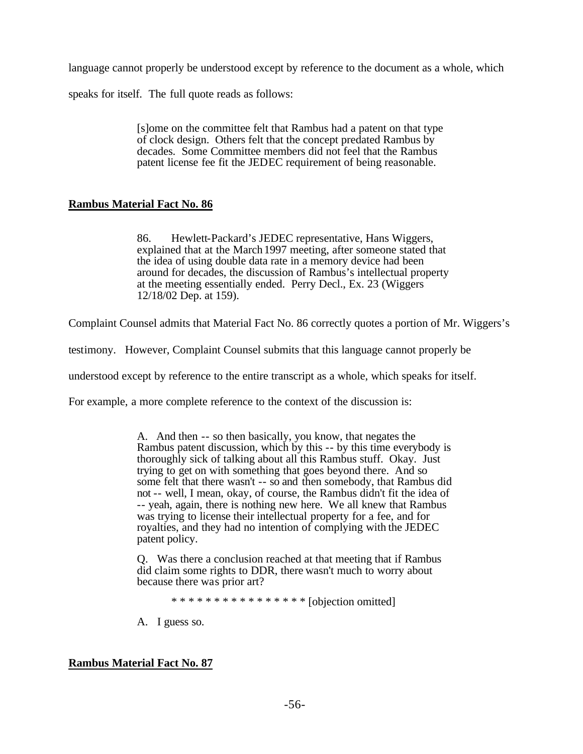language cannot properly be understood except by reference to the document as a whole, which speaks for itself. The full quote reads as follows:

> [s]ome on the committee felt that Rambus had a patent on that type of clock design. Others felt that the concept predated Rambus by decades. Some Committee members did not feel that the Rambus patent license fee fit the JEDEC requirement of being reasonable.

**Rambus Material Fact No. 86**

> 86. Hewlett-Packard's JEDEC representative, Hans Wiggers, explained that at the March 1997 meeting, after someone stated that the idea of using double data rate in a memory device had been around for decades, the discussion of Rambus's intellectual property at the meeting essentially ended. Perry Decl., Ex. 23 (Wiggers 12/18/02 Dep. at 159).

Complaint Counsel admits that Material Fact No. 86 correctly quotes a portion of Mr. Wiggers's testimony. However, Complaint Counsel submits that this language cannot properly be understood except by reference to the entire transcript as a whole, which speaks for itself. For example, a more complete reference to the context of the discussion is:

> A. And then -- so then basically, you know, that negates the Rambus patent discussion, which by this -- by this time everybody is thoroughly sick of talking about all this Rambus stuff. Okay. Just trying to get on with something that goes beyond there. And so some felt that there wasn't -- so and then somebody, that Rambus did not -- well, I mean, okay, of course, the Rambus didn't fit the idea of -- yeah, again, there is nothing new here. We all knew that Rambus was trying to license their intellectual property for a fee, and for royalties, and they had no intention of complying with the JEDEC patent policy.
>
> Q. Was there a conclusion reached at that meeting that if Rambus did claim some rights to DDR, there wasn't much to worry about because there was prior art?
>
> * * * * * * * * * * * * * * * * [objection omitted]
>
> A. I guess so.

**Rambus Material Fact No. 87**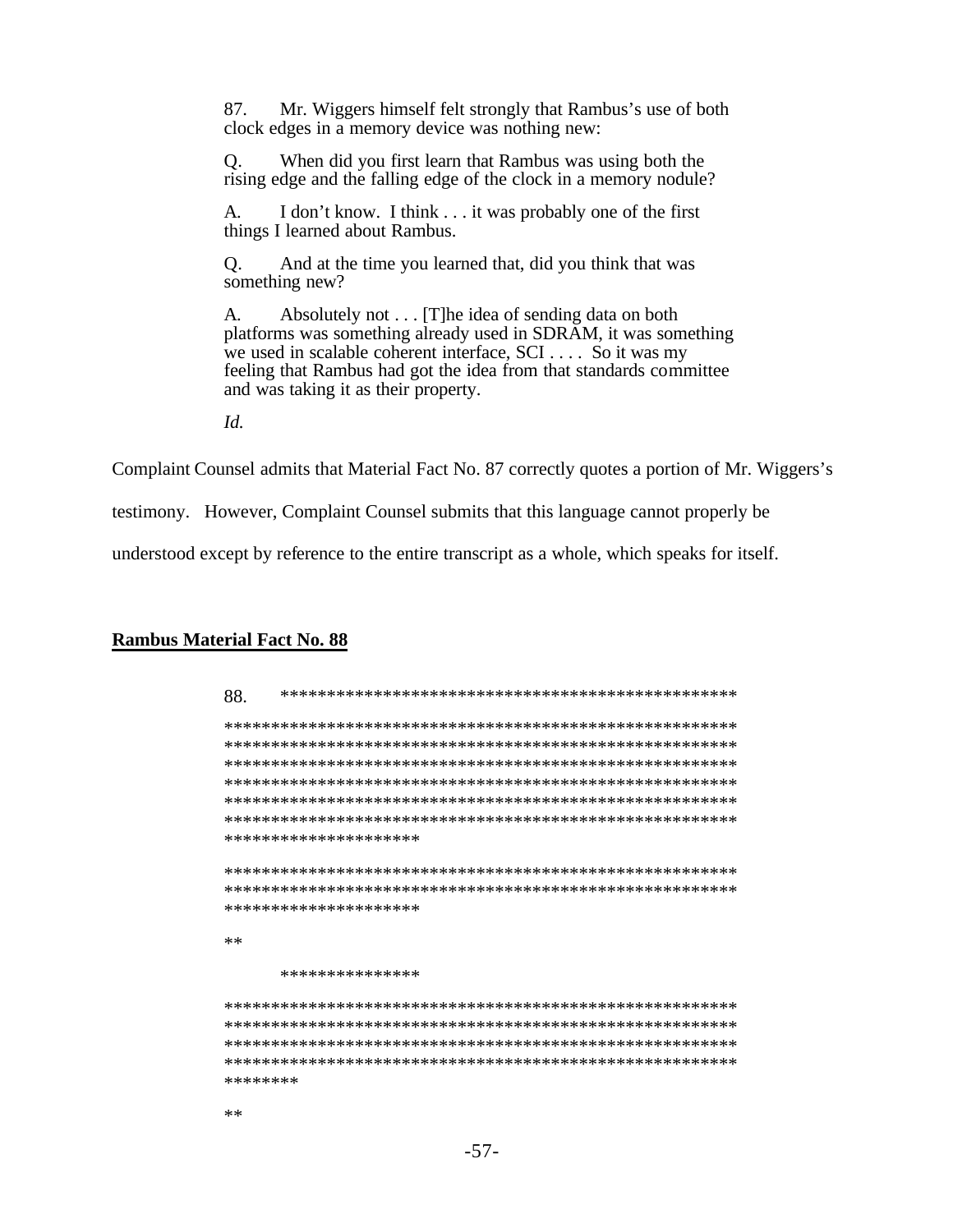87. Mr. Wiggers himself felt strongly that Rambus's use of both clock edges in a memory device was nothing new:

Q. When did you first learn that Rambus was using both the rising edge and the falling edge of the clock in a memory nodule?

A. I don't know. I think . . . it was probably one of the first things I learned about Rambus.

Q. And at the time you learned that, did you think that was something new?

A. Absolutely not . . . [T]he idea of sending data on both platforms was something already used in SDRAM, it was something we used in scalable coherent interface, SCI . . . . So it was my feeling that Rambus had got the idea from that standards committee and was taking it as their property.

*Id.*

Complaint Counsel admits that Material Fact No. 87 correctly quotes a portion of Mr. Wiggers's testimony. However, Complaint Counsel submits that this language cannot properly be understood except by reference to the entire transcript as a whole, which speaks for itself.

**<u>Rambus Material Fact No. 88</u>**

88. ****************************************************
****************************************************************
****************************************************************
****************************************************************
****************************************************************
****************************************************************
****************************************************************
**********************

****************************************************************
****************************************************************
**********************

**

***************

****************************************************************
****************************************************************
****************************************************************
****************************************************************
********

**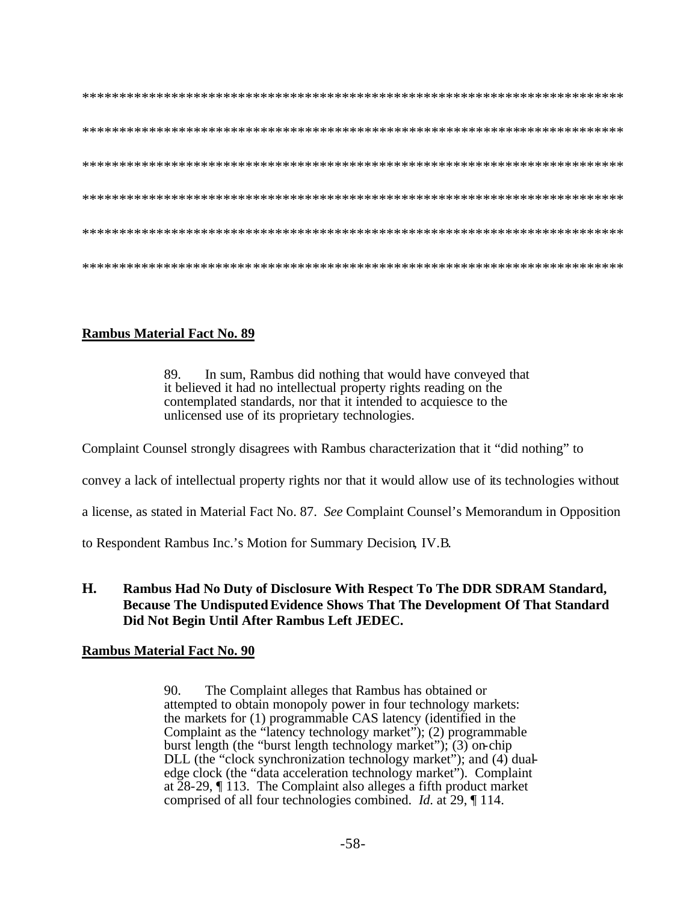****************************************************************************

****************************************************************************

****************************************************************************

****************************************************************************

****************************************************************************

****************************************************************************

**Rambus Material Fact No. 89**

> 89. In sum, Rambus did nothing that would have conveyed that it believed it had no intellectual property rights reading on the contemplated standards, nor that it intended to acquiesce to the unlicensed use of its proprietary technologies.

Complaint Counsel strongly disagrees with Rambus characterization that it "did nothing" to convey a lack of intellectual property rights nor that it would allow use of its technologies without a license, as stated in Material Fact No. 87. *See* Complaint Counsel's Memorandum in Opposition to Respondent Rambus Inc.'s Motion for Summary Decision, IV.B.

### H. Rambus Had No Duty of Disclosure With Respect To The DDR SDRAM Standard, Because The Undisputed Evidence Shows That The Development Of That Standard Did Not Begin Until After Rambus Left JEDEC.

**Rambus Material Fact No. 90**

> 90. The Complaint alleges that Rambus has obtained or attempted to obtain monopoly power in four technology markets: the markets for (1) programmable CAS latency (identified in the Complaint as the "latency technology market"); (2) programmable burst length (the "burst length technology market"); (3) on-chip DLL (the "clock synchronization technology market"); and (4) dual-edge clock (the "data acceleration technology market"). Complaint at 28-29, ¶ 113. The Complaint also alleges a fifth product market comprised of all four technologies combined. *Id.* at 29, ¶ 114.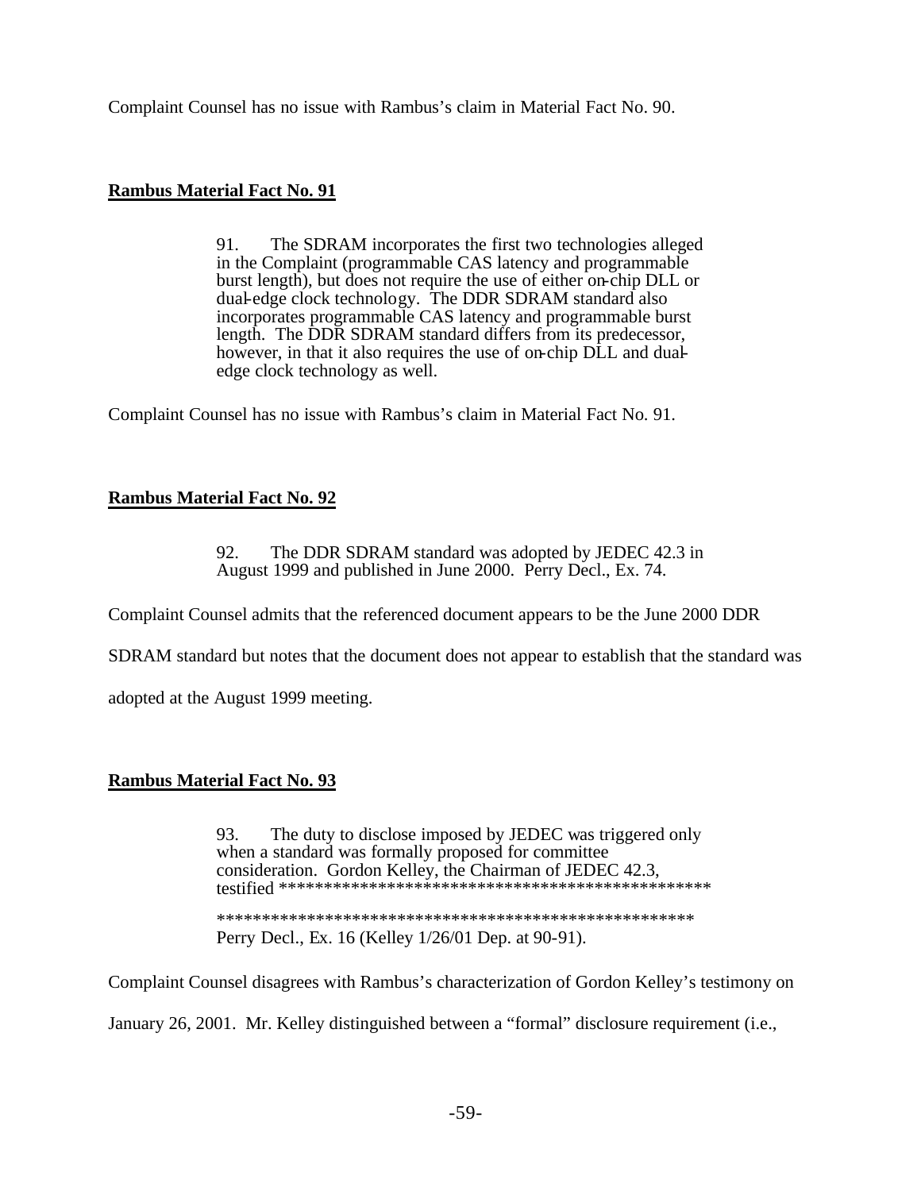Complaint Counsel has no issue with Rambus's claim in Material Fact No. 90.

**Rambus Material Fact No. 91**

> 91. The SDRAM incorporates the first two technologies alleged in the Complaint (programmable CAS latency and programmable burst length), but does not require the use of either on-chip DLL or dual-edge clock technology. The DDR SDRAM standard also incorporates programmable CAS latency and programmable burst length. The DDR SDRAM standard differs from its predecessor, however, in that it also requires the use of on-chip DLL and dual-edge clock technology as well.

Complaint Counsel has no issue with Rambus's claim in Material Fact No. 91.

**Rambus Material Fact No. 92**

> 92. The DDR SDRAM standard was adopted by JEDEC 42.3 in August 1999 and published in June 2000. Perry Decl., Ex. 74.

Complaint Counsel admits that the referenced document appears to be the June 2000 DDR SDRAM standard but notes that the document does not appear to establish that the standard was adopted at the August 1999 meeting.

**Rambus Material Fact No. 93**

> 93. The duty to disclose imposed by JEDEC was triggered only when a standard was formally proposed for committee consideration. Gordon Kelley, the Chairman of JEDEC 42.3, testified **************************************************
>
> ******************************************************
> Perry Decl., Ex. 16 (Kelley 1/26/01 Dep. at 90-91).

Complaint Counsel disagrees with Rambus's characterization of Gordon Kelley's testimony on January 26, 2001. Mr. Kelley distinguished between a "formal" disclosure requirement (i.e.,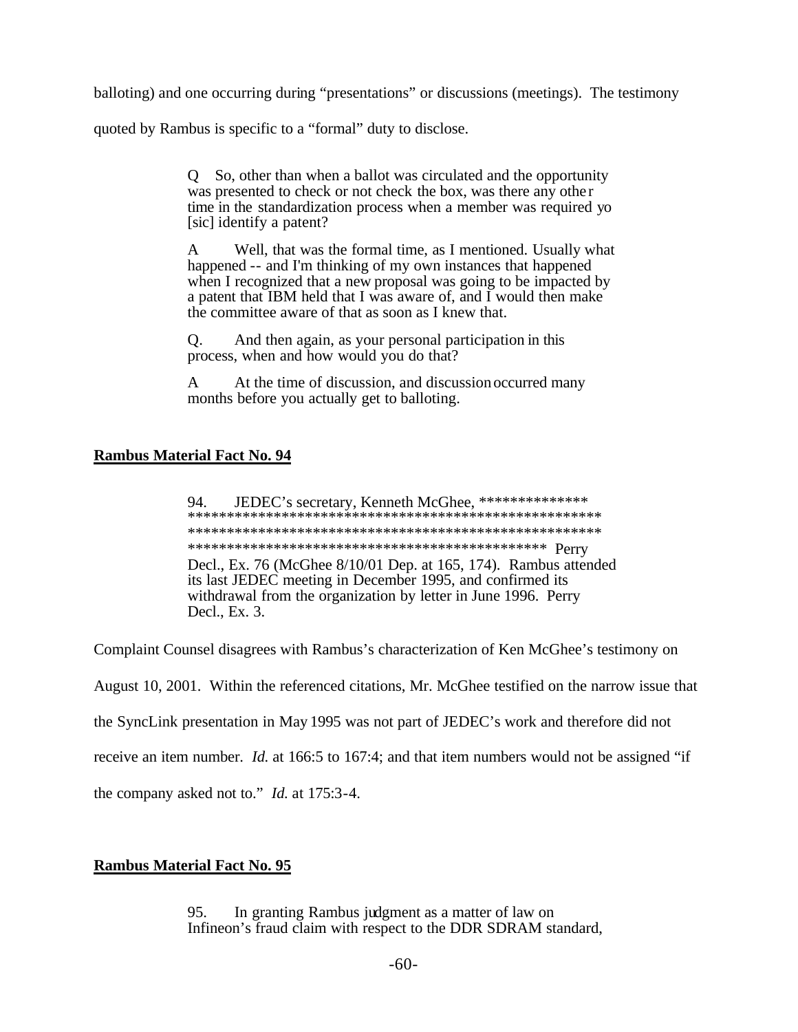balloting) and one occurring during "presentations" or discussions (meetings). The testimony quoted by Rambus is specific to a "formal" duty to disclose.

> Q So, other than when a ballot was circulated and the opportunity was presented to check or not check the box, was there any other time in the standardization process when a member was required yo [sic] identify a patent?
>
> A Well, that was the formal time, as I mentioned. Usually what happened -- and I'm thinking of my own instances that happened when I recognized that a new proposal was going to be impacted by a patent that IBM held that I was aware of, and I would then make the committee aware of that as soon as I knew that.
>
> Q. And then again, as your personal participation in this process, when and how would you do that?
>
> A At the time of discussion, and discussion occurred many months before you actually get to balloting.

**Rambus Material Fact No. 94**

> 94. JEDEC's secretary, Kenneth McGhee, ************** ****************************************************** ****************************************************** *********************************************** Perry Decl., Ex. 76 (McGhee 8/10/01 Dep. at 165, 174). Rambus attended its last JEDEC meeting in December 1995, and confirmed its withdrawal from the organization by letter in June 1996. Perry Decl., Ex. 3.

Complaint Counsel disagrees with Rambus's characterization of Ken McGhee's testimony on August 10, 2001. Within the referenced citations, Mr. McGhee testified on the narrow issue that the SyncLink presentation in May 1995 was not part of JEDEC's work and therefore did not receive an item number. *Id.* at 166:5 to 167:4; and that item numbers would not be assigned "if the company asked not to." *Id.* at 175:3-4.

**Rambus Material Fact No. 95**

> 95. In granting Rambus judgment as a matter of law on Infineon's fraud claim with respect to the DDR SDRAM standard,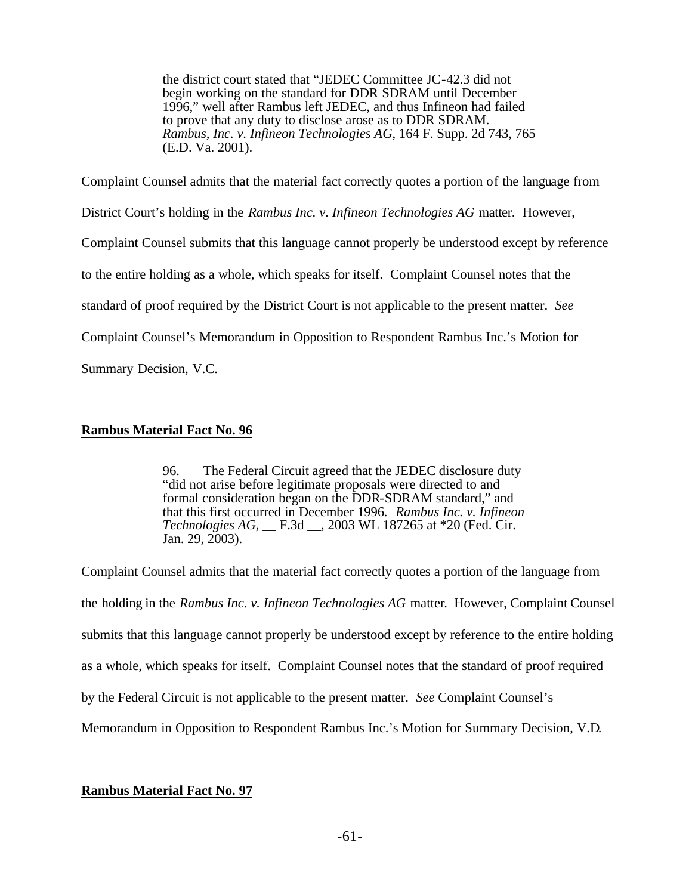> the district court stated that "JEDEC Committee JC-42.3 did not begin working on the standard for DDR SDRAM until December 1996," well after Rambus left JEDEC, and thus Infineon had failed to prove that any duty to disclose arose as to DDR SDRAM. *Rambus, Inc. v. Infineon Technologies AG*, 164 F. Supp. 2d 743, 765 (E.D. Va. 2001).

Complaint Counsel admits that the material fact correctly quotes a portion of the language from District Court's holding in the *Rambus Inc. v. Infineon Technologies AG* matter. However, Complaint Counsel submits that this language cannot properly be understood except by reference to the entire holding as a whole, which speaks for itself. Complaint Counsel notes that the standard of proof required by the District Court is not applicable to the present matter. *See* Complaint Counsel's Memorandum in Opposition to Respondent Rambus Inc.'s Motion for Summary Decision, V.C.

**Rambus Material Fact No. 96**

> 96. The Federal Circuit agreed that the JEDEC disclosure duty "did not arise before legitimate proposals were directed to and formal consideration began on the DDR-SDRAM standard," and that this first occurred in December 1996. *Rambus Inc. v. Infineon Technologies AG*, __ F.3d __, 2003 WL 187265 at *20 (Fed. Cir. Jan. 29, 2003).

Complaint Counsel admits that the material fact correctly quotes a portion of the language from the holding in the *Rambus Inc. v. Infineon Technologies AG* matter. However, Complaint Counsel submits that this language cannot properly be understood except by reference to the entire holding as a whole, which speaks for itself. Complaint Counsel notes that the standard of proof required by the Federal Circuit is not applicable to the present matter. *See* Complaint Counsel's Memorandum in Opposition to Respondent Rambus Inc.'s Motion for Summary Decision, V.D.

**Rambus Material Fact No. 97**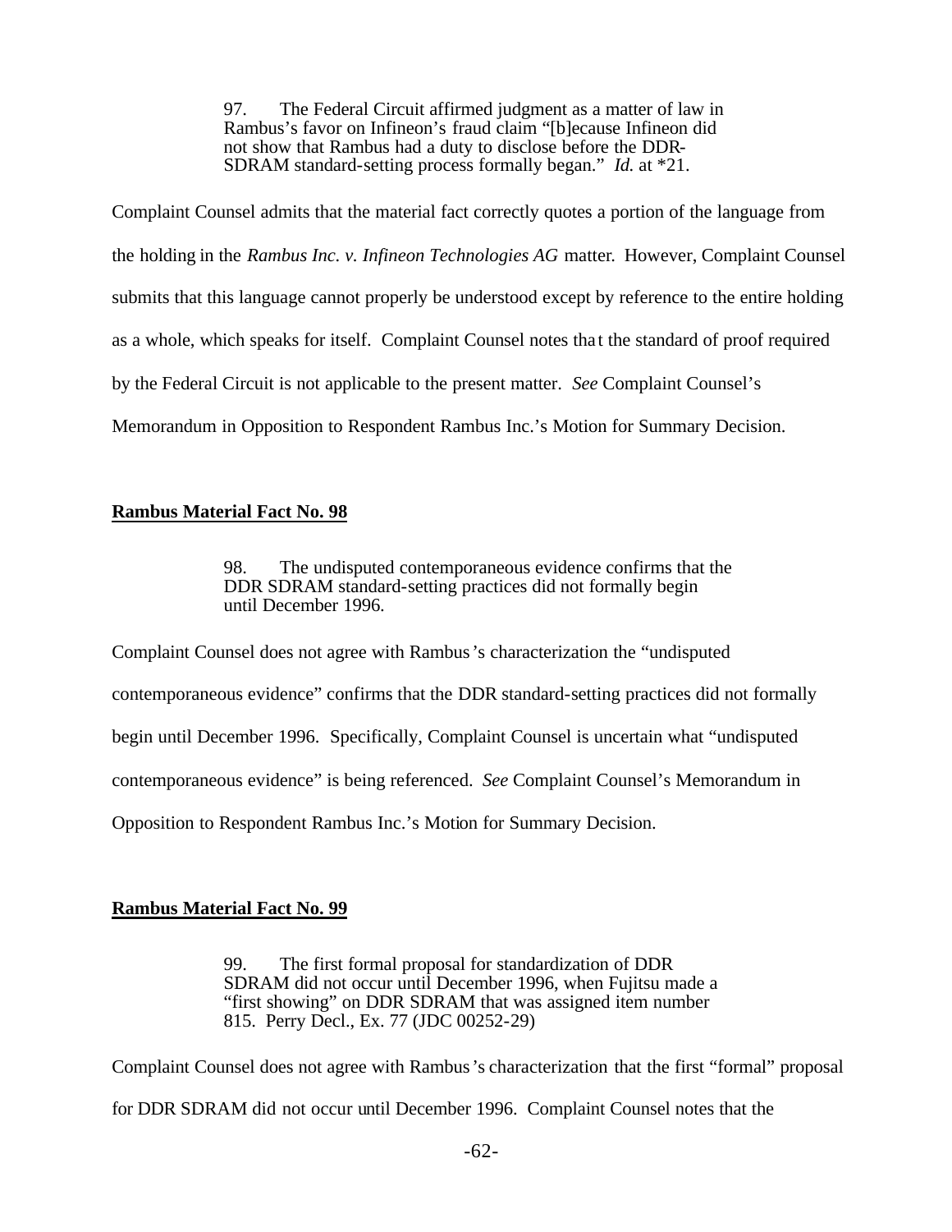> 97. The Federal Circuit affirmed judgment as a matter of law in Rambus's favor on Infineon's fraud claim "[b]ecause Infineon did not show that Rambus had a duty to disclose before the DDR-SDRAM standard-setting process formally began." *Id.* at *21.

Complaint Counsel admits that the material fact correctly quotes a portion of the language from the holding in the *Rambus Inc. v. Infineon Technologies AG* matter. However, Complaint Counsel submits that this language cannot properly be understood except by reference to the entire holding as a whole, which speaks for itself. Complaint Counsel notes that the standard of proof required by the Federal Circuit is not applicable to the present matter. *See* Complaint Counsel's Memorandum in Opposition to Respondent Rambus Inc.'s Motion for Summary Decision.

**Rambus Material Fact No. 98**

> 98. The undisputed contemporaneous evidence confirms that the DDR SDRAM standard-setting practices did not formally begin until December 1996.

Complaint Counsel does not agree with Rambus's characterization the "undisputed contemporaneous evidence" confirms that the DDR standard-setting practices did not formally begin until December 1996. Specifically, Complaint Counsel is uncertain what "undisputed contemporaneous evidence" is being referenced. *See* Complaint Counsel's Memorandum in Opposition to Respondent Rambus Inc.'s Motion for Summary Decision.

**Rambus Material Fact No. 99**

> 99. The first formal proposal for standardization of DDR SDRAM did not occur until December 1996, when Fujitsu made a "first showing" on DDR SDRAM that was assigned item number 815. Perry Decl., Ex. 77 (JDC 00252-29)

Complaint Counsel does not agree with Rambus's characterization that the first "formal" proposal for DDR SDRAM did not occur until December 1996. Complaint Counsel notes that the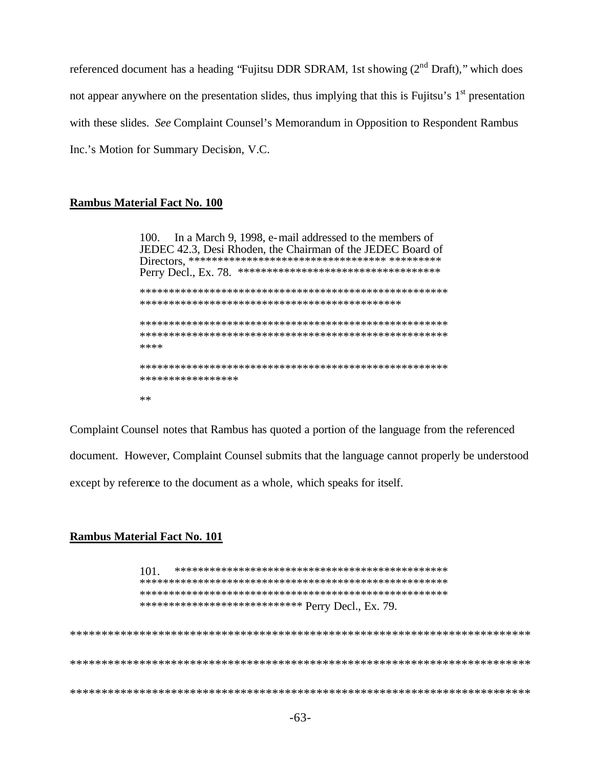referenced document has a heading "Fujitsu DDR SDRAM, 1st showing (2nd Draft)," which does not appear anywhere on the presentation slides, thus implying that this is Fujitsu's 1st presentation with these slides. *See* Complaint Counsel's Memorandum in Opposition to Respondent Rambus Inc.'s Motion for Summary Decision, V.C.

**Rambus Material Fact No. 100**

> 100. In a March 9, 1998, e-mail addressed to the members of JEDEC 42.3, Desi Rhoden, the Chairman of the JEDEC Board of Directors, ********************************** ********* Perry Decl., Ex. 78. ***********************************
>
> ****************************************************
> ********************************************
>
> ****************************************************
> ****************************************************
> ****
>
> ****************************************************
> ****************
>
> **

Complaint Counsel notes that Rambus has quoted a portion of the language from the referenced document. However, Complaint Counsel submits that the language cannot properly be understood except by reference to the document as a whole, which speaks for itself.

**Rambus Material Fact No. 101**

> 101. ***********************************************
> ****************************************************
> ****************************************************
> **************************** Perry Decl., Ex. 79.

***************************************************************************

***************************************************************************

***************************************************************************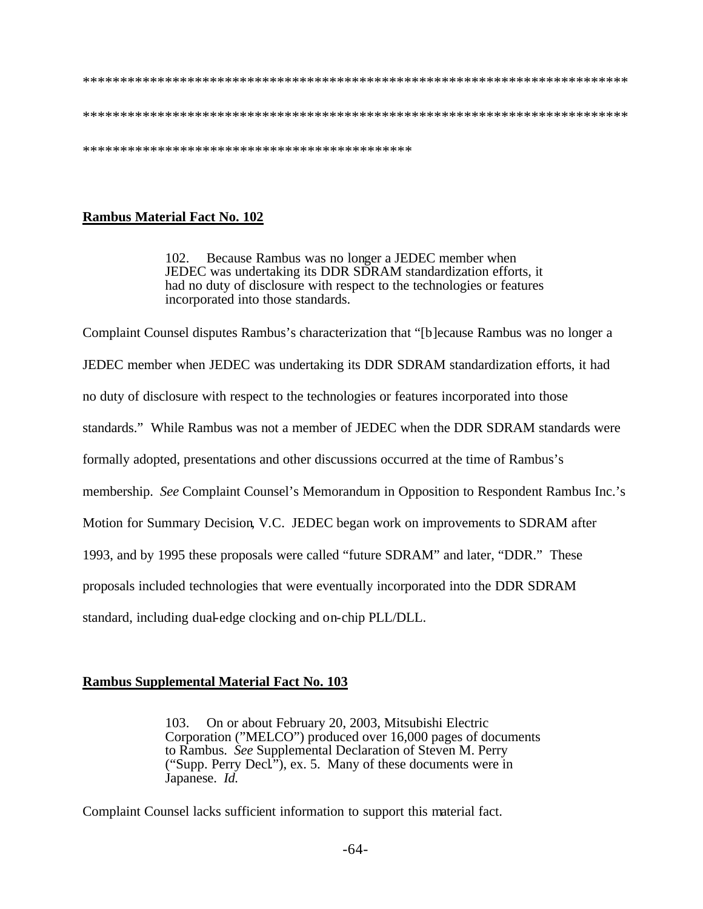****************************************************************************

****************************************************************************

*********************************************

**Rambus Material Fact No. 102**

> 102. Because Rambus was no longer a JEDEC member when JEDEC was undertaking its DDR SDRAM standardization efforts, it had no duty of disclosure with respect to the technologies or features incorporated into those standards.

Complaint Counsel disputes Rambus's characterization that "[b]ecause Rambus was no longer a JEDEC member when JEDEC was undertaking its DDR SDRAM standardization efforts, it had no duty of disclosure with respect to the technologies or features incorporated into those standards." While Rambus was not a member of JEDEC when the DDR SDRAM standards were formally adopted, presentations and other discussions occurred at the time of Rambus's membership. *See* Complaint Counsel's Memorandum in Opposition to Respondent Rambus Inc.'s Motion for Summary Decision, V.C. JEDEC began work on improvements to SDRAM after 1993, and by 1995 these proposals were called "future SDRAM" and later, "DDR." These proposals included technologies that were eventually incorporated into the DDR SDRAM standard, including dual-edge clocking and on-chip PLL/DLL.

**Rambus Supplemental Material Fact No. 103**

> 103. On or about February 20, 2003, Mitsubishi Electric Corporation ("MELCO") produced over 16,000 pages of documents to Rambus. *See* Supplemental Declaration of Steven M. Perry ("Supp. Perry Decl."), ex. 5. Many of these documents were in Japanese. *Id.*

Complaint Counsel lacks sufficient information to support this material fact.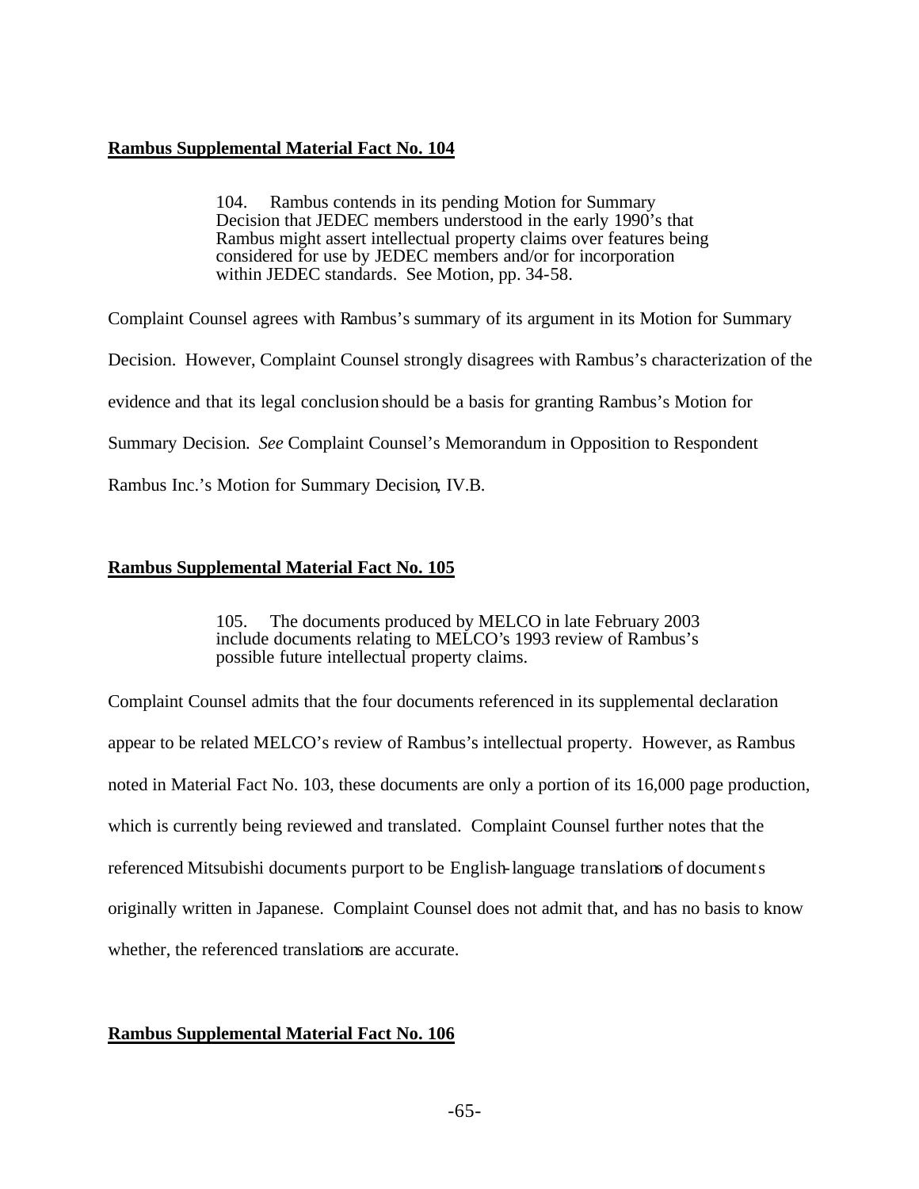**Rambus Supplemental Material Fact No. 104**

> 104. Rambus contends in its pending Motion for Summary Decision that JEDEC members understood in the early 1990's that Rambus might assert intellectual property claims over features being considered for use by JEDEC members and/or for incorporation within JEDEC standards. See Motion, pp. 34-58.

Complaint Counsel agrees with Rambus's summary of its argument in its Motion for Summary Decision. However, Complaint Counsel strongly disagrees with Rambus's characterization of the evidence and that its legal conclusion should be a basis for granting Rambus's Motion for Summary Decision. *See* Complaint Counsel's Memorandum in Opposition to Respondent Rambus Inc.'s Motion for Summary Decision, IV.B.

**Rambus Supplemental Material Fact No. 105**

> 105. The documents produced by MELCO in late February 2003 include documents relating to MELCO's 1993 review of Rambus's possible future intellectual property claims.

Complaint Counsel admits that the four documents referenced in its supplemental declaration appear to be related MELCO's review of Rambus's intellectual property. However, as Rambus noted in Material Fact No. 103, these documents are only a portion of its 16,000 page production, which is currently being reviewed and translated. Complaint Counsel further notes that the referenced Mitsubishi documents purport to be English-language translations of documents originally written in Japanese. Complaint Counsel does not admit that, and has no basis to know whether, the referenced translations are accurate.

**Rambus Supplemental Material Fact No. 106**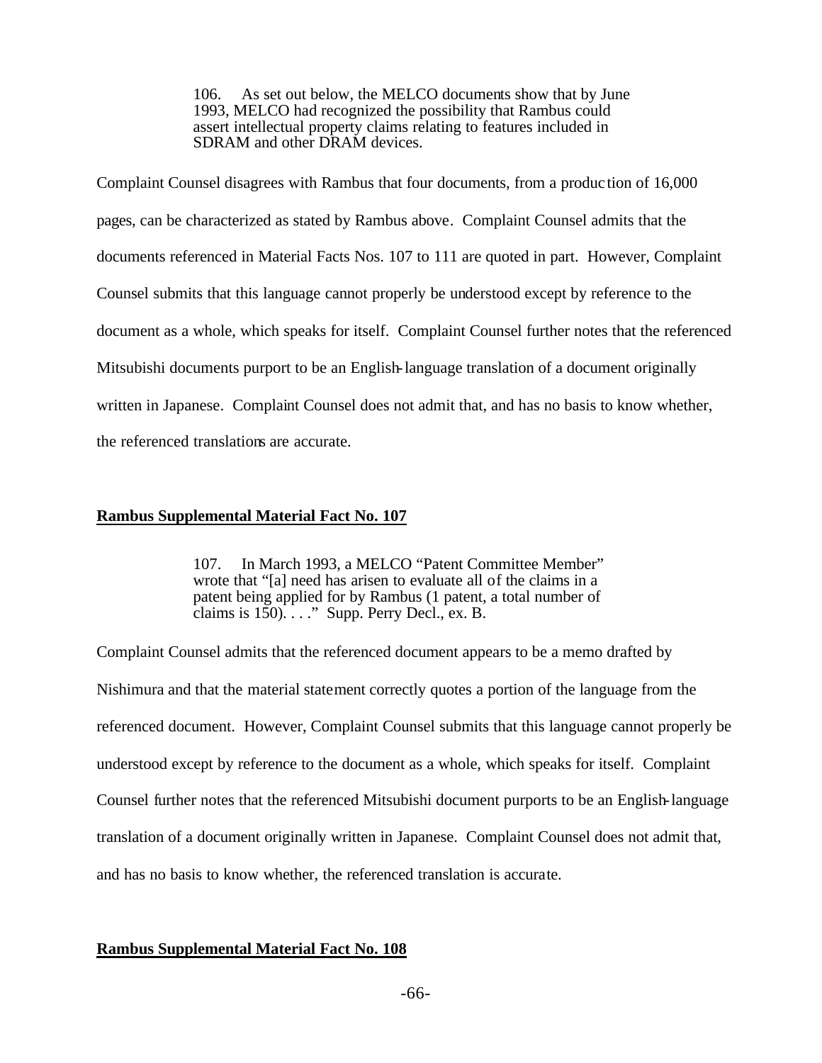> 106. As set out below, the MELCO documents show that by June 1993, MELCO had recognized the possibility that Rambus could assert intellectual property claims relating to features included in SDRAM and other DRAM devices.

Complaint Counsel disagrees with Rambus that four documents, from a production of 16,000 pages, can be characterized as stated by Rambus above. Complaint Counsel admits that the documents referenced in Material Facts Nos. 107 to 111 are quoted in part. However, Complaint Counsel submits that this language cannot properly be understood except by reference to the document as a whole, which speaks for itself. Complaint Counsel further notes that the referenced Mitsubishi documents purport to be an English-language translation of a document originally written in Japanese. Complaint Counsel does not admit that, and has no basis to know whether, the referenced translations are accurate.

**Rambus Supplemental Material Fact No. 107**

> 107. In March 1993, a MELCO "Patent Committee Member" wrote that "[a] need has arisen to evaluate all of the claims in a patent being applied for by Rambus (1 patent, a total number of claims is 150). . . ." Supp. Perry Decl., ex. B.

Complaint Counsel admits that the referenced document appears to be a memo drafted by Nishimura and that the material statement correctly quotes a portion of the language from the referenced document. However, Complaint Counsel submits that this language cannot properly be understood except by reference to the document as a whole, which speaks for itself. Complaint Counsel further notes that the referenced Mitsubishi document purports to be an English-language translation of a document originally written in Japanese. Complaint Counsel does not admit that, and has no basis to know whether, the referenced translation is accurate.

**Rambus Supplemental Material Fact No. 108**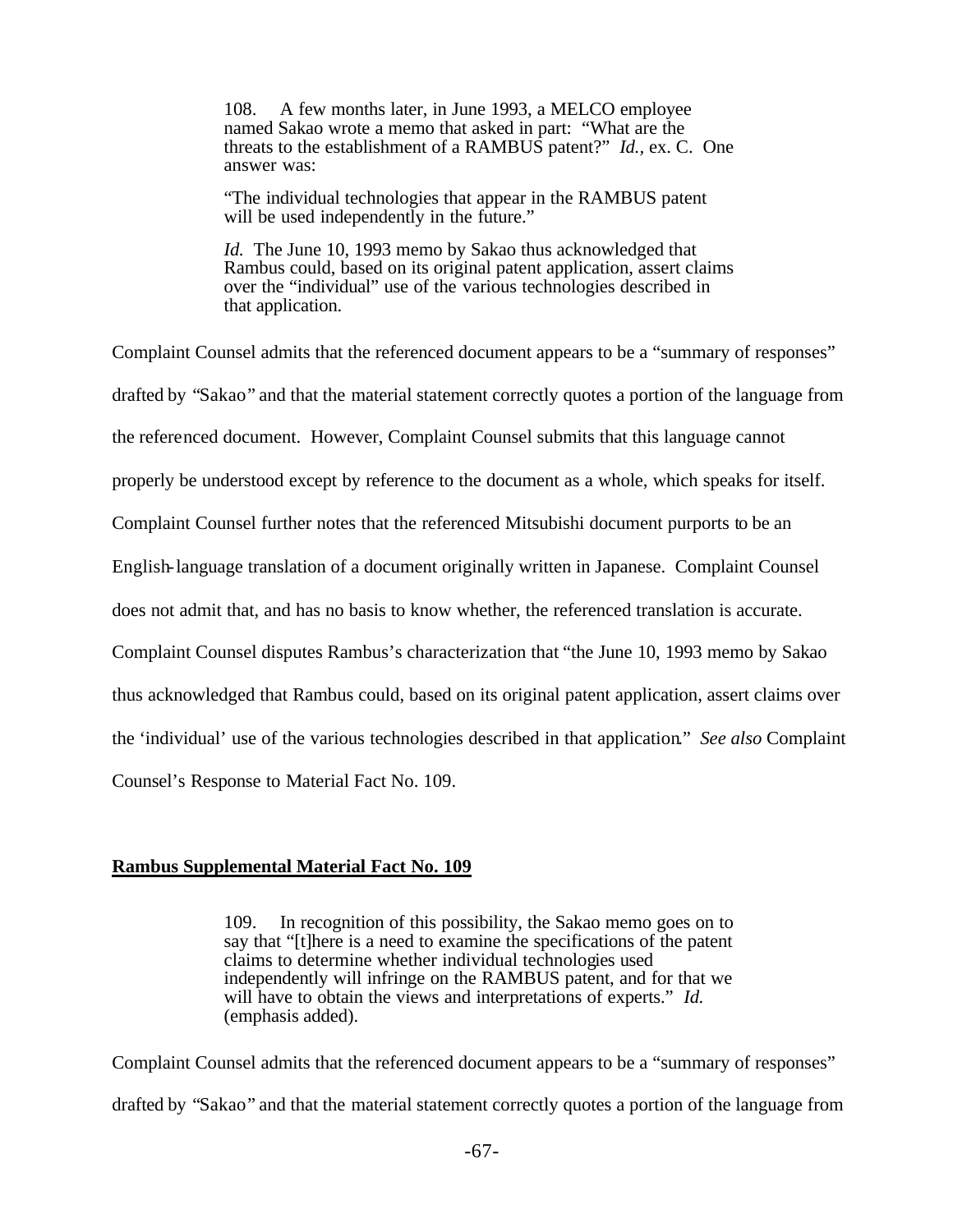> 108. A few months later, in June 1993, a MELCO employee named Sakao wrote a memo that asked in part: "What are the threats to the establishment of a RAMBUS patent?" *Id.*, ex. C. One answer was:
>
> "The individual technologies that appear in the RAMBUS patent will be used independently in the future."
>
> *Id.* The June 10, 1993 memo by Sakao thus acknowledged that Rambus could, based on its original patent application, assert claims over the "individual" use of the various technologies described in that application.

Complaint Counsel admits that the referenced document appears to be a "summary of responses" drafted by "Sakao" and that the material statement correctly quotes a portion of the language from the referenced document. However, Complaint Counsel submits that this language cannot properly be understood except by reference to the document as a whole, which speaks for itself. Complaint Counsel further notes that the referenced Mitsubishi document purports to be an English-language translation of a document originally written in Japanese. Complaint Counsel does not admit that, and has no basis to know whether, the referenced translation is accurate. Complaint Counsel disputes Rambus's characterization that "the June 10, 1993 memo by Sakao thus acknowledged that Rambus could, based on its original patent application, assert claims over the 'individual' use of the various technologies described in that application." *See also* Complaint Counsel's Response to Material Fact No. 109.

**Rambus Supplemental Material Fact No. 109**

> 109. In recognition of this possibility, the Sakao memo goes on to say that "[t]here is a need to examine the specifications of the patent claims to determine whether individual technologies used independently will infringe on the RAMBUS patent, and for that we will have to obtain the views and interpretations of experts." *Id.* (emphasis added).

Complaint Counsel admits that the referenced document appears to be a "summary of responses" drafted by "Sakao" and that the material statement correctly quotes a portion of the language from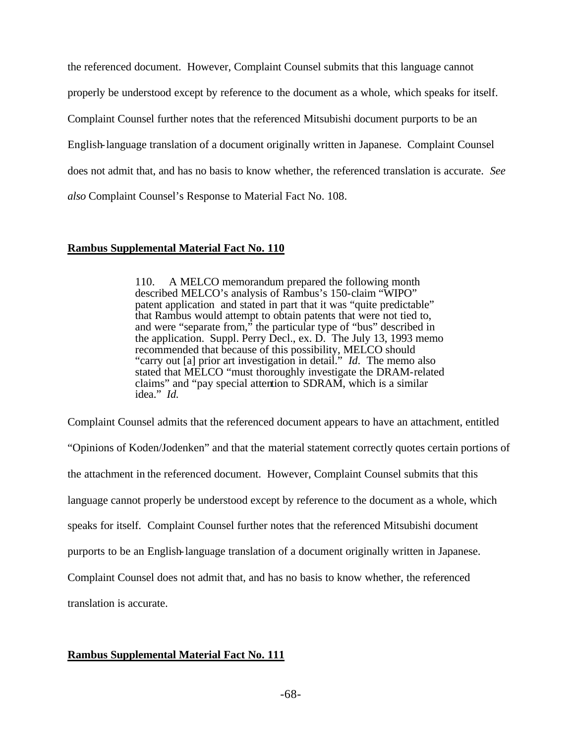the referenced document. However, Complaint Counsel submits that this language cannot properly be understood except by reference to the document as a whole, which speaks for itself. Complaint Counsel further notes that the referenced Mitsubishi document purports to be an English-language translation of a document originally written in Japanese. Complaint Counsel does not admit that, and has no basis to know whether, the referenced translation is accurate. *See also* Complaint Counsel's Response to Material Fact No. 108.

**Rambus Supplemental Material Fact No. 110**

> 110. A MELCO memorandum prepared the following month described MELCO's analysis of Rambus's 150-claim "WIPO" patent application and stated in part that it was "quite predictable" that Rambus would attempt to obtain patents that were not tied to, and were "separate from," the particular type of "bus" described in the application. Suppl. Perry Decl., ex. D. The July 13, 1993 memo recommended that because of this possibility, MELCO should "carry out [a] prior art investigation in detail." *Id.* The memo also stated that MELCO "must thoroughly investigate the DRAM-related claims" and "pay special attention to SDRAM, which is a similar idea." *Id.*

Complaint Counsel admits that the referenced document appears to have an attachment, entitled "Opinions of Koden/Jodenken" and that the material statement correctly quotes certain portions of the attachment in the referenced document. However, Complaint Counsel submits that this language cannot properly be understood except by reference to the document as a whole, which speaks for itself. Complaint Counsel further notes that the referenced Mitsubishi document purports to be an English-language translation of a document originally written in Japanese. Complaint Counsel does not admit that, and has no basis to know whether, the referenced translation is accurate.

**Rambus Supplemental Material Fact No. 111**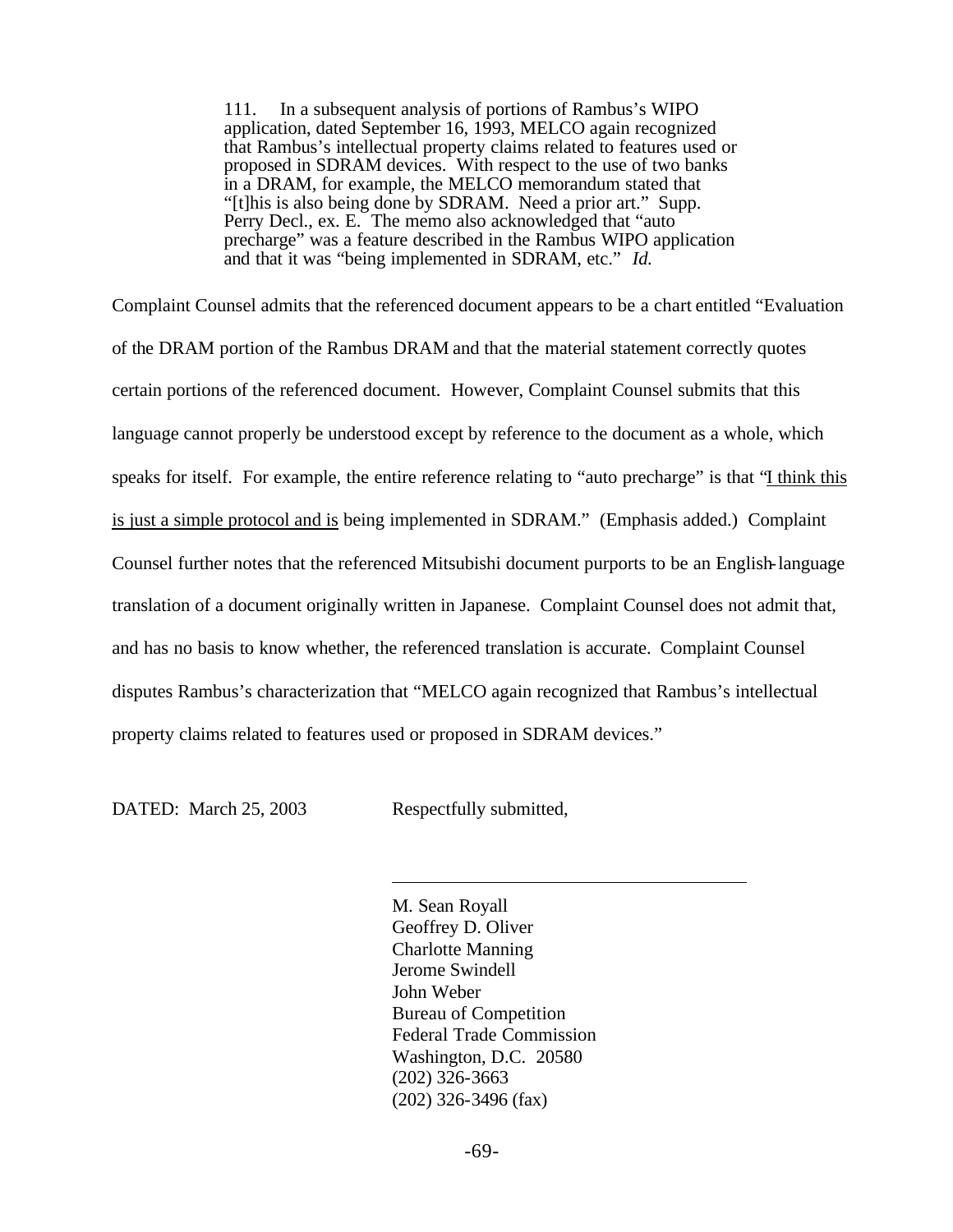> 111. In a subsequent analysis of portions of Rambus's WIPO application, dated September 16, 1993, MELCO again recognized that Rambus's intellectual property claims related to features used or proposed in SDRAM devices. With respect to the use of two banks in a DRAM, for example, the MELCO memorandum stated that "[t]his is also being done by SDRAM. Need a prior art." Supp. Perry Decl., ex. E. The memo also acknowledged that "auto precharge" was a feature described in the Rambus WIPO application and that it was "being implemented in SDRAM, etc." *Id.*

Complaint Counsel admits that the referenced document appears to be a chart entitled "Evaluation of the DRAM portion of the Rambus DRAM and that the material statement correctly quotes certain portions of the referenced document. However, Complaint Counsel submits that this language cannot properly be understood except by reference to the document as a whole, which speaks for itself. For example, the entire reference relating to "auto precharge" is that "<u>I think this is just a simple protocol and is</u> being implemented in SDRAM." (Emphasis added.) Complaint Counsel further notes that the referenced Mitsubishi document purports to be an English-language translation of a document originally written in Japanese. Complaint Counsel does not admit that, and has no basis to know whether, the referenced translation is accurate. Complaint Counsel disputes Rambus's characterization that "MELCO again recognized that Rambus's intellectual property claims related to features used or proposed in SDRAM devices."

DATED: March 25, 2003 Respectfully submitted,

\_\_\_\_\_\_\_\_\_\_\_\_\_\_\_\_\_\_\_\_\_\_\_\_\_\_\_\_\_\_\_\_\_\_\_\_

M. Sean Royall  
Geoffrey D. Oliver  
Charlotte Manning  
Jerome Swindell  
John Weber  
Bureau of Competition  
Federal Trade Commission  
Washington, D.C. 20580  
(202) 326-3663  
(202) 326-3496 (fax)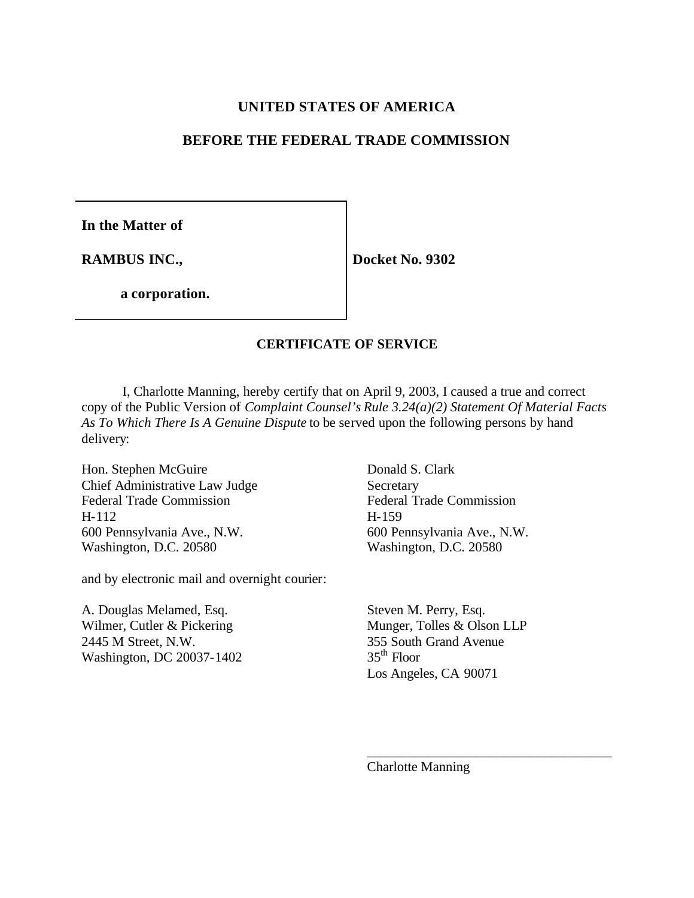**UNITED STATES OF AMERICA**

**BEFORE THE FEDERAL TRADE COMMISSION**

| | |
|---|---|
| **In the Matter of**<br><br>**RAMBUS INC.,**<br><br>**a corporation.** | **Docket No. 9302** |

**CERTIFICATE OF SERVICE**

I, Charlotte Manning, hereby certify that on April 9, 2003, I caused a true and correct copy of the Public Version of *Complaint Counsel's Rule 3.24(a)(2) Statement Of Material Facts As To Which There Is A Genuine Dispute* to be served upon the following persons by hand delivery:

Hon. Stephen McGuire
Chief Administrative Law Judge
Federal Trade Commission
H-112
600 Pennsylvania Ave., N.W.
Washington, D.C. 20580

Donald S. Clark
Secretary
Federal Trade Commission
H-159
600 Pennsylvania Ave., N.W.
Washington, D.C. 20580

and by electronic mail and overnight courier:

A. Douglas Melamed, Esq.
Wilmer, Cutler & Pickering
2445 M Street, N.W.
Washington, DC 20037-1402

Steven M. Perry, Esq.
Munger, Tolles & Olson LLP
355 South Grand Avenue
35th Floor
Los Angeles, CA 90071

\_\_\_\_\_\_\_\_\_\_\_\_\_\_\_\_\_\_\_\_\_\_\_\_\_\_\_\_\_\_\_\_\_\_\_\_
Charlotte Manning